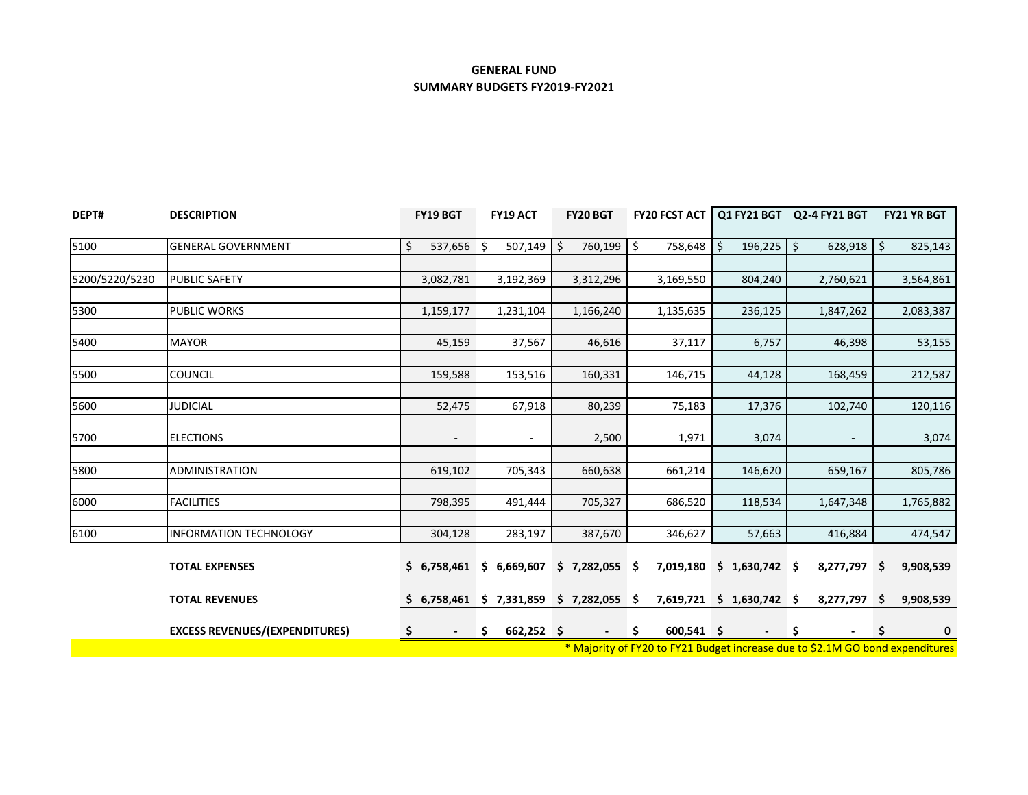**GENERAL FUND**
**SUMMARY BUDGETS FY2019-FY2021**

| DEPT# | DESCRIPTION | FY19 BGT | FY19 ACT | FY20 BGT | FY20 FCST ACT | Q1 FY21 BGT | Q2-4 FY21 BGT | FY21 YR BGT |
|---|---|---|---|---|---|---|---|---|
| 5100 | GENERAL GOVERNMENT | $ 537,656 | $ 507,149 | $ 760,199 | $ 758,648 | $ 196,225 | $ 628,918 | $ 825,143 |
| 5200/5220/5230 | PUBLIC SAFETY | 3,082,781 | 3,192,369 | 3,312,296 | 3,169,550 | 804,240 | 2,760,621 | 3,564,861 |
| 5300 | PUBLIC WORKS | 1,159,177 | 1,231,104 | 1,166,240 | 1,135,635 | 236,125 | 1,847,262 | 2,083,387 |
| 5400 | MAYOR | 45,159 | 37,567 | 46,616 | 37,117 | 6,757 | 46,398 | 53,155 |
| 5500 | COUNCIL | 159,588 | 153,516 | 160,331 | 146,715 | 44,128 | 168,459 | 212,587 |
| 5600 | JUDICIAL | 52,475 | 67,918 | 80,239 | 75,183 | 17,376 | 102,740 | 120,116 |
| 5700 | ELECTIONS | - | - | 2,500 | 1,971 | 3,074 | - | 3,074 |
| 5800 | ADMINISTRATION | 619,102 | 705,343 | 660,638 | 661,214 | 146,620 | 659,167 | 805,786 |
| 6000 | FACILITIES | 798,395 | 491,444 | 705,327 | 686,520 | 118,534 | 1,647,348 | 1,765,882 |
| 6100 | INFORMATION TECHNOLOGY | 304,128 | 283,197 | 387,670 | 346,627 | 57,663 | 416,884 | 474,547 |
| | **TOTAL EXPENSES** | **$ 6,758,461** | **$ 6,669,607** | **$ 7,282,055** | **$ 7,019,180** | **$ 1,630,742** | **$ 8,277,797** | **$ 9,908,539** |
| | **TOTAL REVENUES** | **$ 6,758,461** | **$ 7,331,859** | **$ 7,282,055** | **$ 7,619,721** | **$ 1,630,742** | **$ 8,277,797** | **$ 9,908,539** |
| | **EXCESS REVENUES/(EXPENDITURES)** | **$ -** | **$ 662,252** | **$ -** | **$ 600,541** | **$ -** | **$ -** | **$ 0** |

\* Majority of FY20 to FY21 Budget increase due to $2.1M GO bond expenditures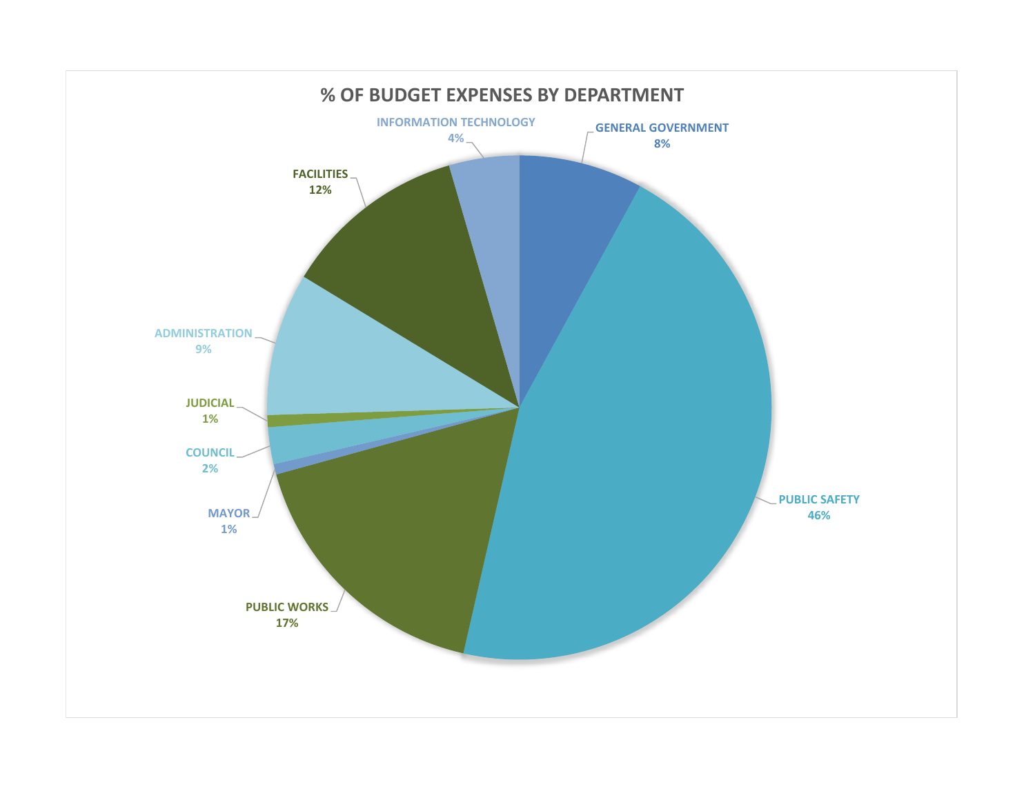# % OF BUDGET EXPENSES BY DEPARTMENT

| Department | % |
|---|---|
| GENERAL GOVERNMENT | 8% |
| PUBLIC SAFETY | 46% |
| PUBLIC WORKS | 17% |
| MAYOR | 1% |
| COUNCIL | 2% |
| JUDICIAL | 1% |
| ADMINISTRATION | 9% |
| FACILITIES | 12% |
| INFORMATION TECHNOLOGY | 4% |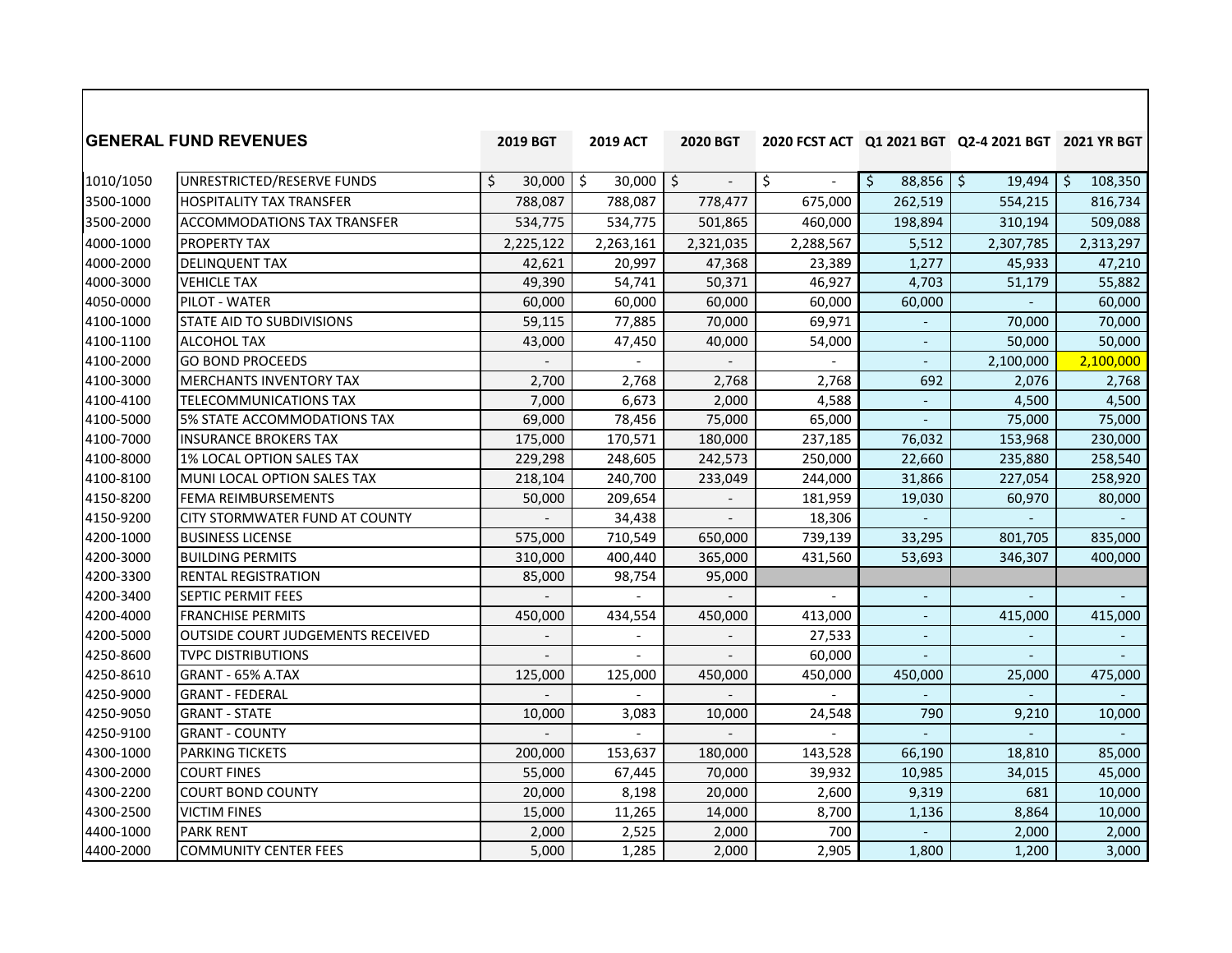| GENERAL FUND REVENUES | | 2019 BGT | 2019 ACT | 2020 BGT | 2020 FCST ACT | Q1 2021 BGT | Q2-4 2021 BGT | 2021 YR BGT |
|---|---|---|---|---|---|---|---|---|
| 1010/1050 | UNRESTRICTED/RESERVE FUNDS | $ 30,000 | $ 30,000 | $ - | $ - | $ 88,856 | $ 19,494 | $ 108,350 |
| 3500-1000 | HOSPITALITY TAX TRANSFER | 788,087 | 788,087 | 778,477 | 675,000 | 262,519 | 554,215 | 816,734 |
| 3500-2000 | ACCOMMODATIONS TAX TRANSFER | 534,775 | 534,775 | 501,865 | 460,000 | 198,894 | 310,194 | 509,088 |
| 4000-1000 | PROPERTY TAX | 2,225,122 | 2,263,161 | 2,321,035 | 2,288,567 | 5,512 | 2,307,785 | 2,313,297 |
| 4000-2000 | DELINQUENT TAX | 42,621 | 20,997 | 47,368 | 23,389 | 1,277 | 45,933 | 47,210 |
| 4000-3000 | VEHICLE TAX | 49,390 | 54,741 | 50,371 | 46,927 | 4,703 | 51,179 | 55,882 |
| 4050-0000 | PILOT - WATER | 60,000 | 60,000 | 60,000 | 60,000 | 60,000 | - | 60,000 |
| 4100-1000 | STATE AID TO SUBDIVISIONS | 59,115 | 77,885 | 70,000 | 69,971 | - | 70,000 | 70,000 |
| 4100-1100 | ALCOHOL TAX | 43,000 | 47,450 | 40,000 | 54,000 | - | 50,000 | 50,000 |
| 4100-2000 | GO BOND PROCEEDS | - | - | - | - | - | 2,100,000 | 2,100,000 |
| 4100-3000 | MERCHANTS INVENTORY TAX | 2,700 | 2,768 | 2,768 | 2,768 | 692 | 2,076 | 2,768 |
| 4100-4100 | TELECOMMUNICATIONS TAX | 7,000 | 6,673 | 2,000 | 4,588 | - | 4,500 | 4,500 |
| 4100-5000 | 5% STATE ACCOMMODATIONS TAX | 69,000 | 78,456 | 75,000 | 65,000 | - | 75,000 | 75,000 |
| 4100-7000 | INSURANCE BROKERS TAX | 175,000 | 170,571 | 180,000 | 237,185 | 76,032 | 153,968 | 230,000 |
| 4100-8000 | 1% LOCAL OPTION SALES TAX | 229,298 | 248,605 | 242,573 | 250,000 | 22,660 | 235,880 | 258,540 |
| 4100-8100 | MUNI LOCAL OPTION SALES TAX | 218,104 | 240,700 | 233,049 | 244,000 | 31,866 | 227,054 | 258,920 |
| 4150-8200 | FEMA REIMBURSEMENTS | 50,000 | 209,654 | - | 181,959 | 19,030 | 60,970 | 80,000 |
| 4150-9200 | CITY STORMWATER FUND AT COUNTY | - | 34,438 | - | 18,306 | - | - | - |
| 4200-1000 | BUSINESS LICENSE | 575,000 | 710,549 | 650,000 | 739,139 | 33,295 | 801,705 | 835,000 |
| 4200-3000 | BUILDING PERMITS | 310,000 | 400,440 | 365,000 | 431,560 | 53,693 | 346,307 | 400,000 |
| 4200-3300 | RENTAL REGISTRATION | 85,000 | 98,754 | 95,000 | | | | |
| 4200-3400 | SEPTIC PERMIT FEES | - | - | - | - | - | - | - |
| 4200-4000 | FRANCHISE PERMITS | 450,000 | 434,554 | 450,000 | 413,000 | - | 415,000 | 415,000 |
| 4200-5000 | OUTSIDE COURT JUDGEMENTS RECEIVED | - | - | - | 27,533 | - | - | - |
| 4250-8600 | TVPC DISTRIBUTIONS | - | - | - | 60,000 | - | - | - |
| 4250-8610 | GRANT - 65% A.TAX | 125,000 | 125,000 | 450,000 | 450,000 | 450,000 | 25,000 | 475,000 |
| 4250-9000 | GRANT - FEDERAL | - | - | - | - | - | - | - |
| 4250-9050 | GRANT - STATE | 10,000 | 3,083 | 10,000 | 24,548 | 790 | 9,210 | 10,000 |
| 4250-9100 | GRANT - COUNTY | - | - | - | - | - | - | - |
| 4300-1000 | PARKING TICKETS | 200,000 | 153,637 | 180,000 | 143,528 | 66,190 | 18,810 | 85,000 |
| 4300-2000 | COURT FINES | 55,000 | 67,445 | 70,000 | 39,932 | 10,985 | 34,015 | 45,000 |
| 4300-2200 | COURT BOND COUNTY | 20,000 | 8,198 | 20,000 | 2,600 | 9,319 | 681 | 10,000 |
| 4300-2500 | VICTIM FINES | 15,000 | 11,265 | 14,000 | 8,700 | 1,136 | 8,864 | 10,000 |
| 4400-1000 | PARK RENT | 2,000 | 2,525 | 2,000 | 700 | - | 2,000 | 2,000 |
| 4400-2000 | COMMUNITY CENTER FEES | 5,000 | 1,285 | 2,000 | 2,905 | 1,800 | 1,200 | 3,000 |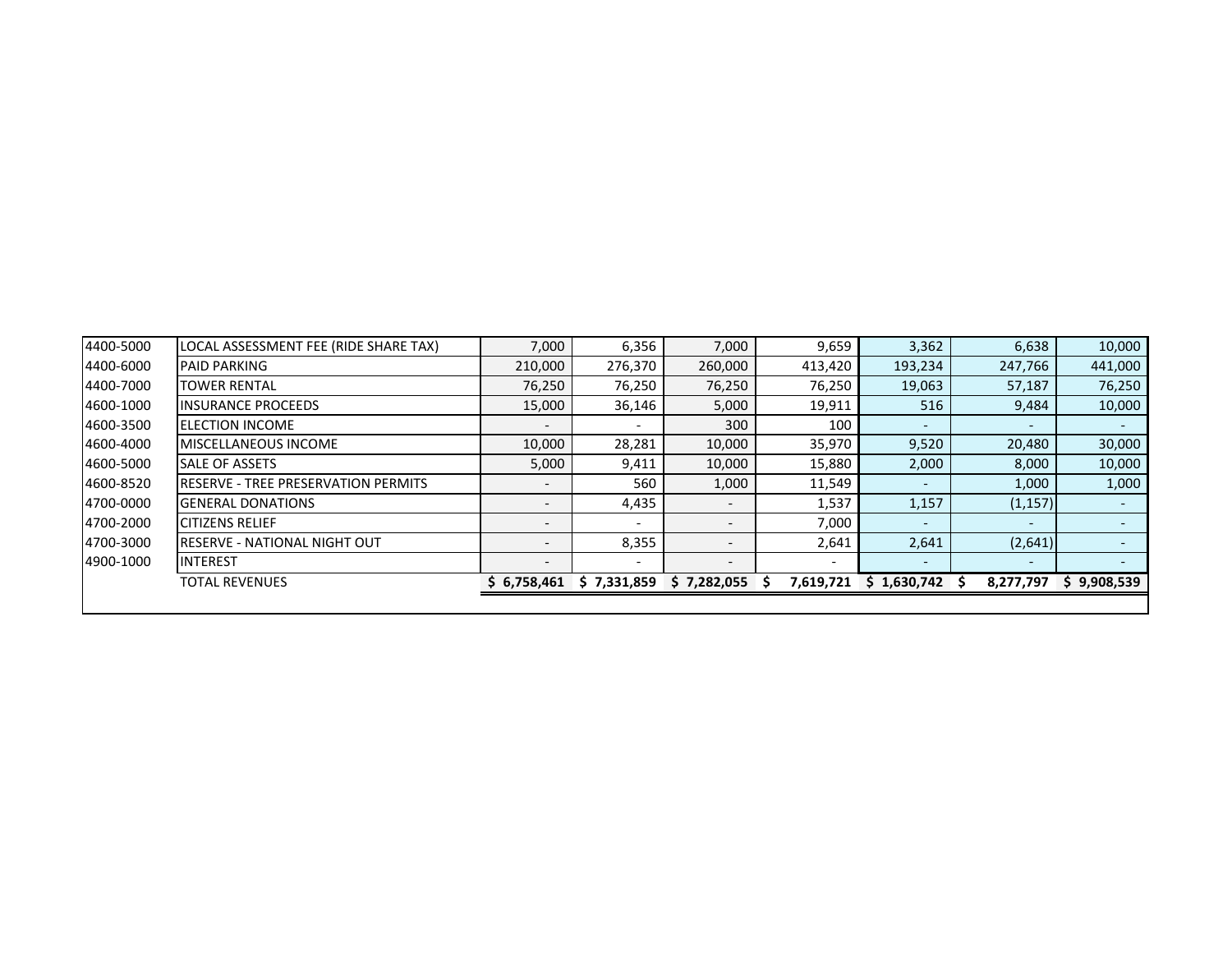| | | | | | | | | |
|---|---|---|---|---|---|---|---|---|
| 4400-5000 | LOCAL ASSESSMENT FEE (RIDE SHARE TAX) | 7,000 | 6,356 | 7,000 | 9,659 | 3,362 | 6,638 | 10,000 |
| 4400-6000 | PAID PARKING | 210,000 | 276,370 | 260,000 | 413,420 | 193,234 | 247,766 | 441,000 |
| 4400-7000 | TOWER RENTAL | 76,250 | 76,250 | 76,250 | 76,250 | 19,063 | 57,187 | 76,250 |
| 4600-1000 | INSURANCE PROCEEDS | 15,000 | 36,146 | 5,000 | 19,911 | 516 | 9,484 | 10,000 |
| 4600-3500 | ELECTION INCOME | - | - | 300 | 100 | - | - | - |
| 4600-4000 | MISCELLANEOUS INCOME | 10,000 | 28,281 | 10,000 | 35,970 | 9,520 | 20,480 | 30,000 |
| 4600-5000 | SALE OF ASSETS | 5,000 | 9,411 | 10,000 | 15,880 | 2,000 | 8,000 | 10,000 |
| 4600-8520 | RESERVE - TREE PRESERVATION PERMITS | - | 560 | 1,000 | 11,549 | - | 1,000 | 1,000 |
| 4700-0000 | GENERAL DONATIONS | - | 4,435 | - | 1,537 | 1,157 | (1,157) | - |
| 4700-2000 | CITIZENS RELIEF | - | - | - | 7,000 | - | - | - |
| 4700-3000 | RESERVE - NATIONAL NIGHT OUT | - | 8,355 | - | 2,641 | 2,641 | (2,641) | - |
| 4900-1000 | INTEREST | - | - | - | - | - | - | - |
| | TOTAL REVENUES | $ 6,758,461 | $ 7,331,859 | $ 7,282,055 | $ 7,619,721 | $ 1,630,742 | $ 8,277,797 | $ 9,908,539 |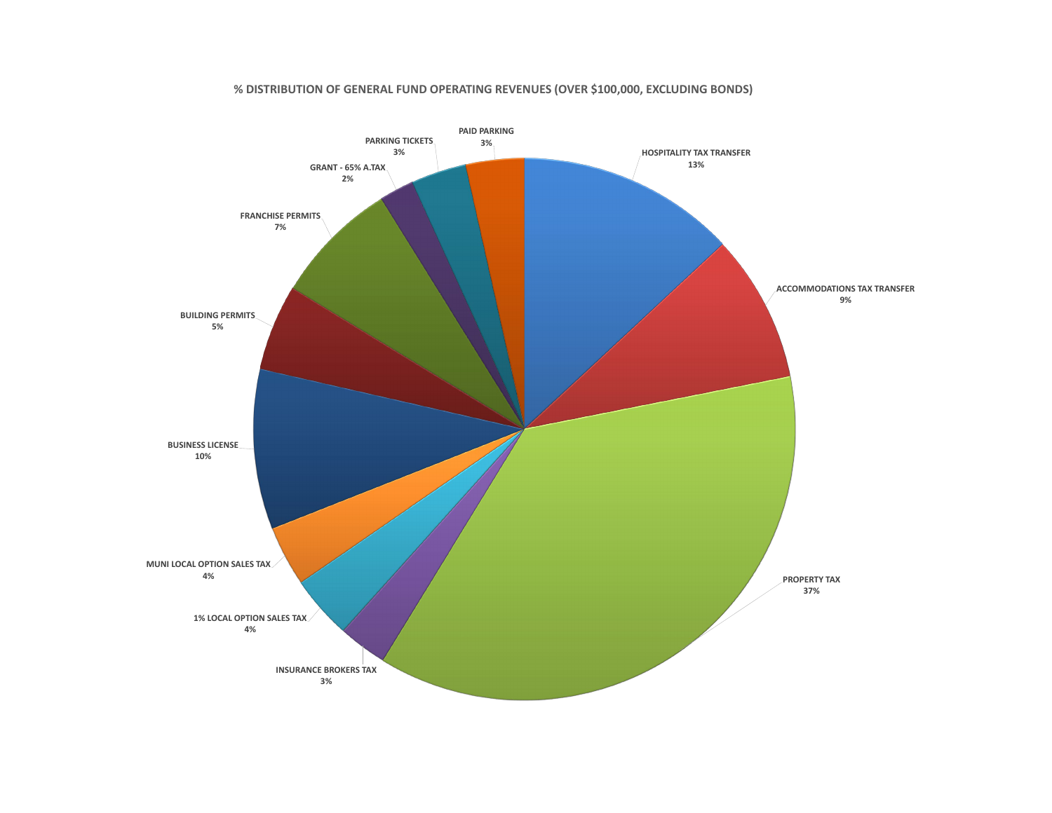**% DISTRIBUTION OF GENERAL FUND OPERATING REVENUES (OVER $100,000, EXCLUDING BONDS)**

| Revenue Source | % |
|---|---|
| HOSPITALITY TAX TRANSFER | 13% |
| ACCOMMODATIONS TAX TRANSFER | 9% |
| PROPERTY TAX | 37% |
| INSURANCE BROKERS TAX | 3% |
| 1% LOCAL OPTION SALES TAX | 4% |
| MUNI LOCAL OPTION SALES TAX | 4% |
| BUSINESS LICENSE | 10% |
| BUILDING PERMITS | 5% |
| FRANCHISE PERMITS | 7% |
| GRANT - 65% A.TAX | 2% |
| PARKING TICKETS | 3% |
| PAID PARKING | 3% |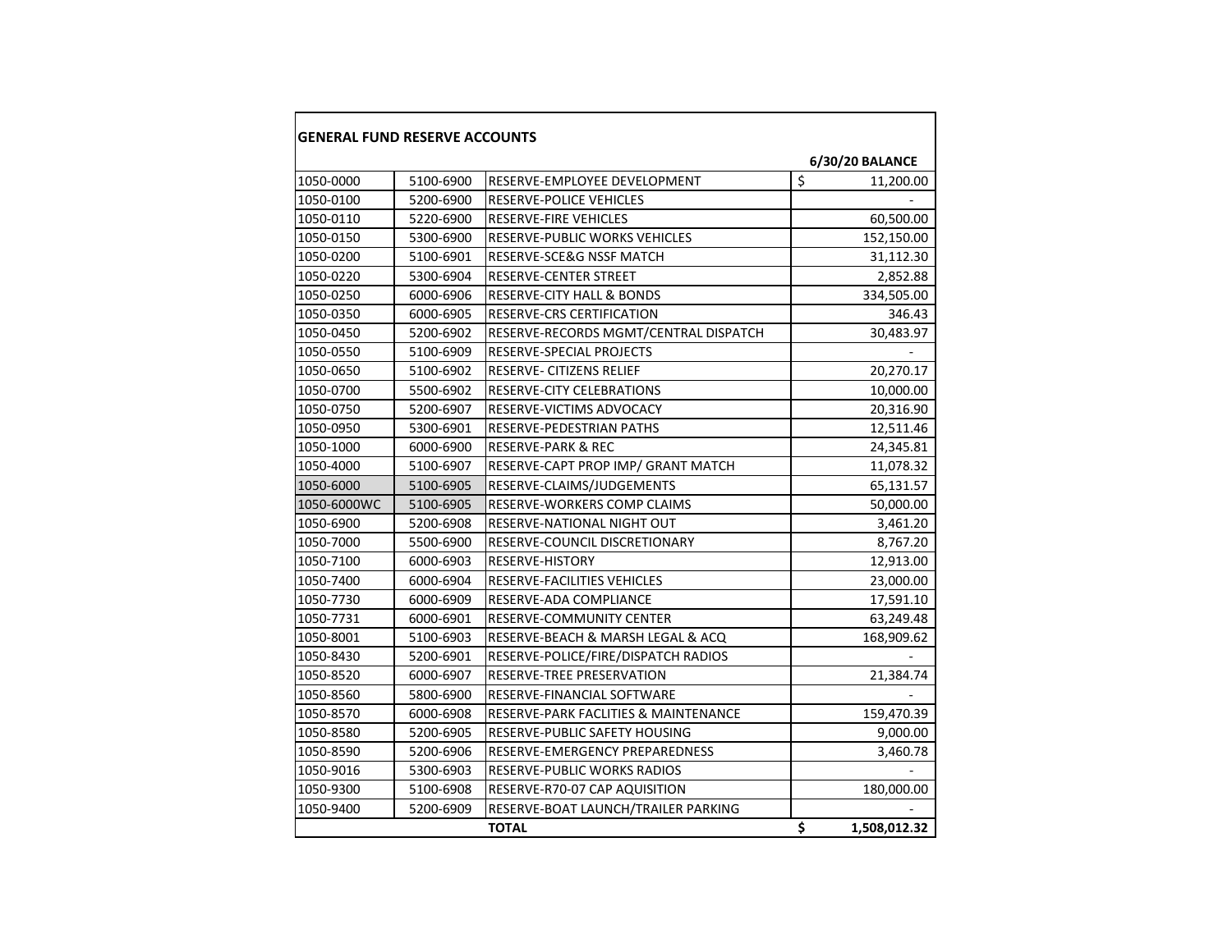**GENERAL FUND RESERVE ACCOUNTS**

| | | | **6/30/20 BALANCE** |
|---|---|---|---|
| 1050-0000 | 5100-6900 | RESERVE-EMPLOYEE DEVELOPMENT | $ 11,200.00 |
| 1050-0100 | 5200-6900 | RESERVE-POLICE VEHICLES | - |
| 1050-0110 | 5220-6900 | RESERVE-FIRE VEHICLES | 60,500.00 |
| 1050-0150 | 5300-6900 | RESERVE-PUBLIC WORKS VEHICLES | 152,150.00 |
| 1050-0200 | 5100-6901 | RESERVE-SCE&G NSSF MATCH | 31,112.30 |
| 1050-0220 | 5300-6904 | RESERVE-CENTER STREET | 2,852.88 |
| 1050-0250 | 6000-6906 | RESERVE-CITY HALL & BONDS | 334,505.00 |
| 1050-0350 | 6000-6905 | RESERVE-CRS CERTIFICATION | 346.43 |
| 1050-0450 | 5200-6902 | RESERVE-RECORDS MGMT/CENTRAL DISPATCH | 30,483.97 |
| 1050-0550 | 5100-6909 | RESERVE-SPECIAL PROJECTS | - |
| 1050-0650 | 5100-6902 | RESERVE- CITIZENS RELIEF | 20,270.17 |
| 1050-0700 | 5500-6902 | RESERVE-CITY CELEBRATIONS | 10,000.00 |
| 1050-0750 | 5200-6907 | RESERVE-VICTIMS ADVOCACY | 20,316.90 |
| 1050-0950 | 5300-6901 | RESERVE-PEDESTRIAN PATHS | 12,511.46 |
| 1050-1000 | 6000-6900 | RESERVE-PARK & REC | 24,345.81 |
| 1050-4000 | 5100-6907 | RESERVE-CAPT PROP IMP/ GRANT MATCH | 11,078.32 |
| 1050-6000 | 5100-6905 | RESERVE-CLAIMS/JUDGEMENTS | 65,131.57 |
| 1050-6000WC | 5100-6905 | RESERVE-WORKERS COMP CLAIMS | 50,000.00 |
| 1050-6900 | 5200-6908 | RESERVE-NATIONAL NIGHT OUT | 3,461.20 |
| 1050-7000 | 5500-6900 | RESERVE-COUNCIL DISCRETIONARY | 8,767.20 |
| 1050-7100 | 6000-6903 | RESERVE-HISTORY | 12,913.00 |
| 1050-7400 | 6000-6904 | RESERVE-FACILITIES VEHICLES | 23,000.00 |
| 1050-7730 | 6000-6909 | RESERVE-ADA COMPLIANCE | 17,591.10 |
| 1050-7731 | 6000-6901 | RESERVE-COMMUNITY CENTER | 63,249.48 |
| 1050-8001 | 5100-6903 | RESERVE-BEACH & MARSH LEGAL & ACQ | 168,909.62 |
| 1050-8430 | 5200-6901 | RESERVE-POLICE/FIRE/DISPATCH RADIOS | - |
| 1050-8520 | 6000-6907 | RESERVE-TREE PRESERVATION | 21,384.74 |
| 1050-8560 | 5800-6900 | RESERVE-FINANCIAL SOFTWARE | - |
| 1050-8570 | 6000-6908 | RESERVE-PARK FACLITIES & MAINTENANCE | 159,470.39 |
| 1050-8580 | 5200-6905 | RESERVE-PUBLIC SAFETY HOUSING | 9,000.00 |
| 1050-8590 | 5200-6906 | RESERVE-EMERGENCY PREPAREDNESS | 3,460.78 |
| 1050-9016 | 5300-6903 | RESERVE-PUBLIC WORKS RADIOS | - |
| 1050-9300 | 5100-6908 | RESERVE-R70-07 CAP AQUISITION | 180,000.00 |
| 1050-9400 | 5200-6909 | RESERVE-BOAT LAUNCH/TRAILER PARKING | - |
| | | **TOTAL** | **$ 1,508,012.32** |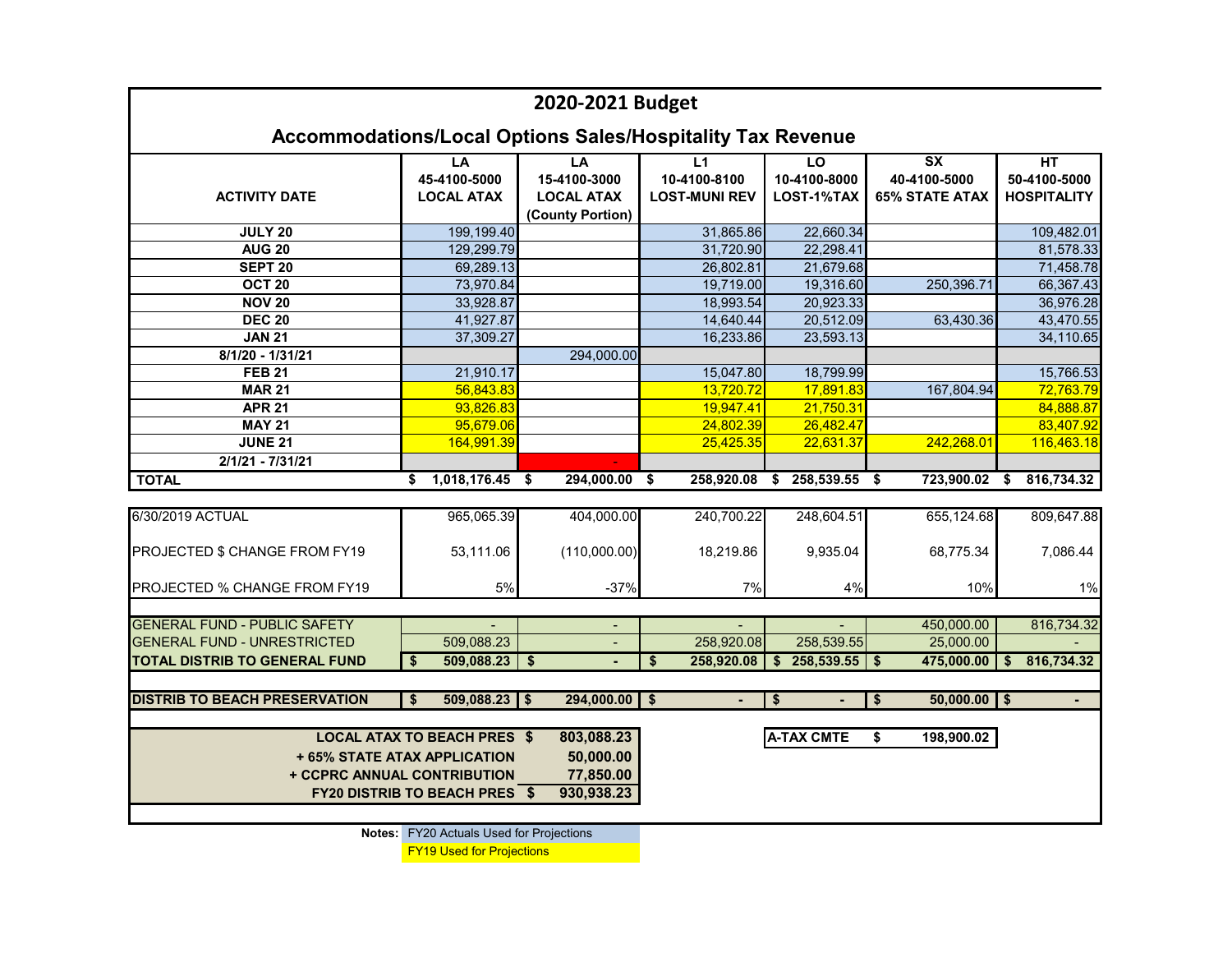# 2020-2021 Budget

## Accommodations/Local Options Sales/Hospitality Tax Revenue

| ACTIVITY DATE | LA 45-4100-5000 LOCAL ATAX | LA 15-4100-3000 LOCAL ATAX (County Portion) | L1 10-4100-8100 LOST-MUNI REV | LO 10-4100-8000 LOST-1%TAX | SX 40-4100-5000 65% STATE ATAX | HT 50-4100-5000 HOSPITALITY |
|---|---|---|---|---|---|---|
| JULY 20 | 199,199.40 | | 31,865.86 | 22,660.34 | | 109,482.01 |
| AUG 20 | 129,299.79 | | 31,720.90 | 22,298.41 | | 81,578.33 |
| SEPT 20 | 69,289.13 | | 26,802.81 | 21,679.68 | | 71,458.78 |
| OCT 20 | 73,970.84 | | 19,719.00 | 19,316.60 | 250,396.71 | 66,367.43 |
| NOV 20 | 33,928.87 | | 18,993.54 | 20,923.33 | | 36,976.28 |
| DEC 20 | 41,927.87 | | 14,640.44 | 20,512.09 | 63,430.36 | 43,470.55 |
| JAN 21 | 37,309.27 | | 16,233.86 | 23,593.13 | | 34,110.65 |
| 8/1/20 - 1/31/21 | | 294,000.00 | | | | |
| FEB 21 | 21,910.17 | | 15,047.80 | 18,799.99 | | 15,766.53 |
| MAR 21 | 56,843.83 | | 13,720.72 | 17,891.83 | 167,804.94 | 72,763.79 |
| APR 21 | 93,826.83 | | 19,947.41 | 21,750.31 | | 84,888.87 |
| MAY 21 | 95,679.06 | | 24,802.39 | 26,482.47 | | 83,407.92 |
| JUNE 21 | 164,991.39 | | 25,425.35 | 22,631.37 | 242,268.01 | 116,463.18 |
| 2/1/21 - 7/31/21 | | - | | | | |
| **TOTAL** | **$ 1,018,176.45** | **$ 294,000.00** | **$ 258,920.08** | **$ 258,539.55** | **$ 723,900.02** | **$ 816,734.32** |
| 6/30/2019 ACTUAL | 965,065.39 | 404,000.00 | 240,700.22 | 248,604.51 | 655,124.68 | 809,647.88 |
| PROJECTED $ CHANGE FROM FY19 | 53,111.06 | (110,000.00) | 18,219.86 | 9,935.04 | 68,775.34 | 7,086.44 |
| PROJECTED % CHANGE FROM FY19 | 5% | -37% | 7% | 4% | 10% | 1% |
| GENERAL FUND - PUBLIC SAFETY | - | - | - | - | 450,000.00 | 816,734.32 |
| GENERAL FUND - UNRESTRICTED | 509,088.23 | - | 258,920.08 | 258,539.55 | 25,000.00 | - |
| **TOTAL DISTRIB TO GENERAL FUND** | **$ 509,088.23** | **$ -** | **$ 258,920.08** | **$ 258,539.55** | **$ 475,000.00** | **$ 816,734.32** |
| **DISTRIB TO BEACH PRESERVATION** | **$ 509,088.23** | **$ 294,000.00** | **$ -** | **$ -** | **$ 50,000.00** | **$ -** |

| | |
|---|---|
| **LOCAL ATAX TO BEACH PRES** | **$ 803,088.23** |
| **+ 65% STATE ATAX APPLICATION** | **50,000.00** |
| **+ CCPRC ANNUAL CONTRIBUTION** | **77,850.00** |
| **FY20 DISTRIB TO BEACH PRES** | **$ 930,938.23** |

| | |
|---|---|
| **A-TAX CMTE** | **$ 198,900.02** |

**Notes:** FY20 Actuals Used for Projections (blue); FY19 Used for Projections (yellow)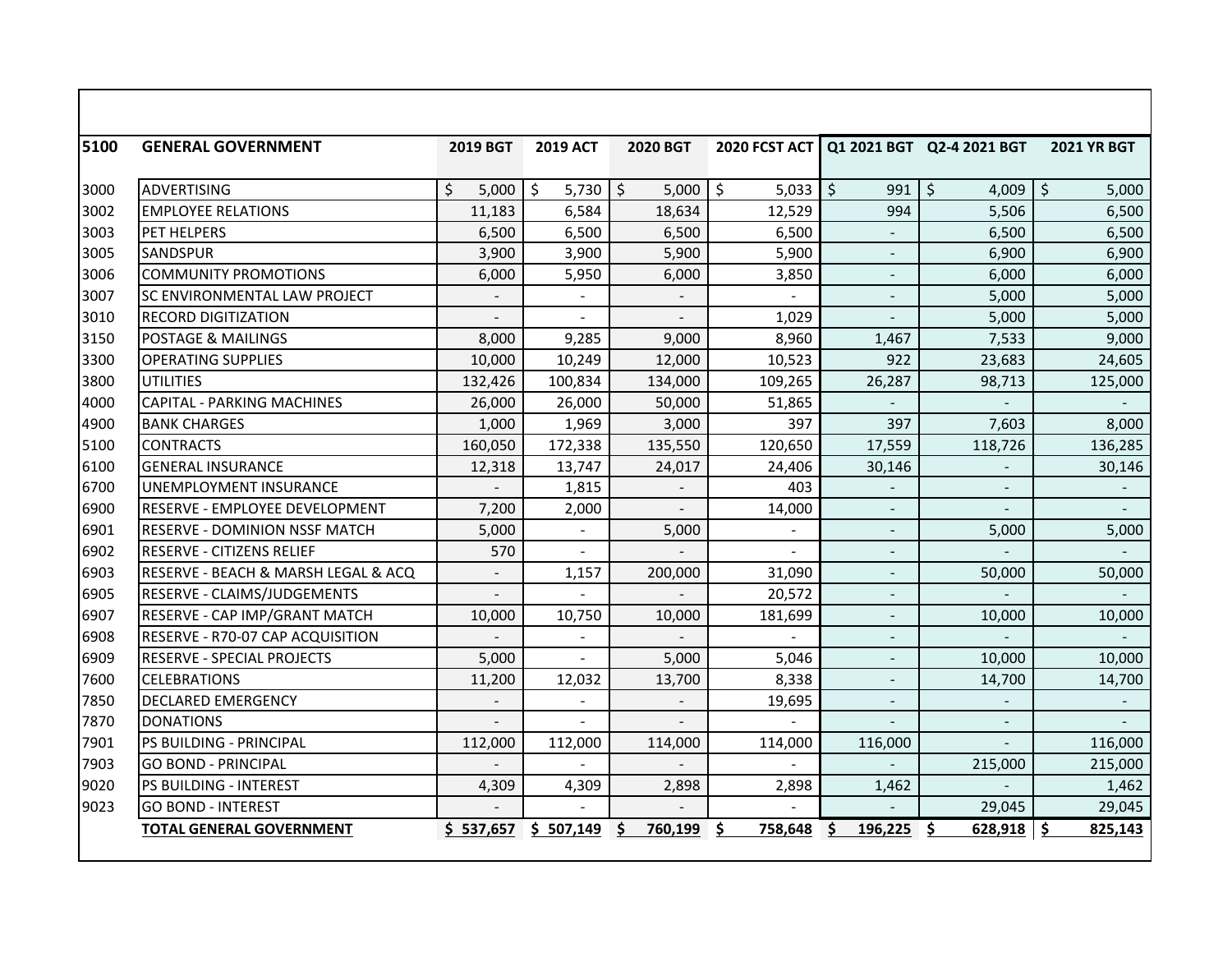| 5100 | GENERAL GOVERNMENT | 2019 BGT | 2019 ACT | 2020 BGT | 2020 FCST ACT | Q1 2021 BGT | Q2-4 2021 BGT | 2021 YR BGT |
|---|---|---|---|---|---|---|---|---|
| 3000 | ADVERTISING | $ 5,000 | $ 5,730 | $ 5,000 | $ 5,033 | $ 991 | $ 4,009 | $ 5,000 |
| 3002 | EMPLOYEE RELATIONS | 11,183 | 6,584 | 18,634 | 12,529 | 994 | 5,506 | 6,500 |
| 3003 | PET HELPERS | 6,500 | 6,500 | 6,500 | 6,500 | - | 6,500 | 6,500 |
| 3005 | SANDSPUR | 3,900 | 3,900 | 5,900 | 5,900 | - | 6,900 | 6,900 |
| 3006 | COMMUNITY PROMOTIONS | 6,000 | 5,950 | 6,000 | 3,850 | - | 6,000 | 6,000 |
| 3007 | SC ENVIRONMENTAL LAW PROJECT | - | - | - | - | - | 5,000 | 5,000 |
| 3010 | RECORD DIGITIZATION | - | - | - | 1,029 | - | 5,000 | 5,000 |
| 3150 | POSTAGE & MAILINGS | 8,000 | 9,285 | 9,000 | 8,960 | 1,467 | 7,533 | 9,000 |
| 3300 | OPERATING SUPPLIES | 10,000 | 10,249 | 12,000 | 10,523 | 922 | 23,683 | 24,605 |
| 3800 | UTILITIES | 132,426 | 100,834 | 134,000 | 109,265 | 26,287 | 98,713 | 125,000 |
| 4000 | CAPITAL - PARKING MACHINES | 26,000 | 26,000 | 50,000 | 51,865 | - | - | - |
| 4900 | BANK CHARGES | 1,000 | 1,969 | 3,000 | 397 | 397 | 7,603 | 8,000 |
| 5100 | CONTRACTS | 160,050 | 172,338 | 135,550 | 120,650 | 17,559 | 118,726 | 136,285 |
| 6100 | GENERAL INSURANCE | 12,318 | 13,747 | 24,017 | 24,406 | 30,146 | - | 30,146 |
| 6700 | UNEMPLOYMENT INSURANCE | - | 1,815 | - | 403 | - | - | - |
| 6900 | RESERVE - EMPLOYEE DEVELOPMENT | 7,200 | 2,000 | - | 14,000 | - | - | - |
| 6901 | RESERVE - DOMINION NSSF MATCH | 5,000 | - | 5,000 | - | - | 5,000 | 5,000 |
| 6902 | RESERVE - CITIZENS RELIEF | 570 | - | - | - | - | - | - |
| 6903 | RESERVE - BEACH & MARSH LEGAL & ACQ | - | 1,157 | 200,000 | 31,090 | - | 50,000 | 50,000 |
| 6905 | RESERVE - CLAIMS/JUDGEMENTS | - | - | - | 20,572 | - | - | - |
| 6907 | RESERVE - CAP IMP/GRANT MATCH | 10,000 | 10,750 | 10,000 | 181,699 | - | 10,000 | 10,000 |
| 6908 | RESERVE - R70-07 CAP ACQUISITION | - | - | - | - | - | - | - |
| 6909 | RESERVE - SPECIAL PROJECTS | 5,000 | - | 5,000 | 5,046 | - | 10,000 | 10,000 |
| 7600 | CELEBRATIONS | 11,200 | 12,032 | 13,700 | 8,338 | - | 14,700 | 14,700 |
| 7850 | DECLARED EMERGENCY | - | - | - | 19,695 | - | - | - |
| 7870 | DONATIONS | - | - | - | - | - | - | - |
| 7901 | PS BUILDING - PRINCIPAL | 112,000 | 112,000 | 114,000 | 114,000 | 116,000 | - | 116,000 |
| 7903 | GO BOND - PRINCIPAL | - | - | - | - | - | 215,000 | 215,000 |
| 9020 | PS BUILDING - INTEREST | 4,309 | 4,309 | 2,898 | 2,898 | 1,462 | - | 1,462 |
| 9023 | GO BOND - INTEREST | - | - | - | - | - | 29,045 | 29,045 |
| | **TOTAL GENERAL GOVERNMENT** | **$ 537,657** | **$ 507,149** | **$ 760,199** | **$ 758,648** | **$ 196,225** | **$ 628,918** | **$ 825,143** |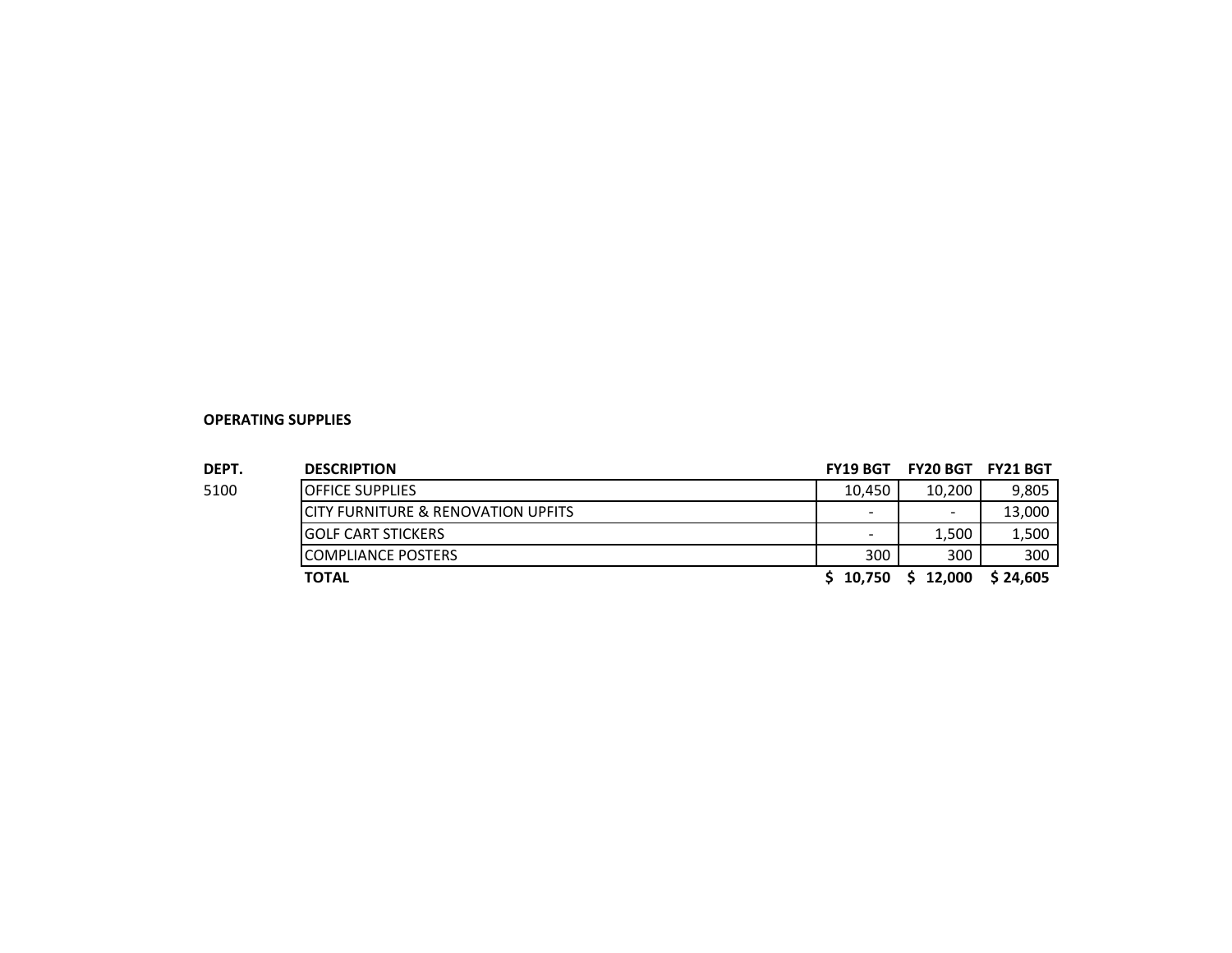**OPERATING SUPPLIES**

| DEPT. | DESCRIPTION | FY19 BGT | FY20 BGT | FY21 BGT |
|---|---|---|---|---|
| 5100 | OFFICE SUPPLIES | 10,450 | 10,200 | 9,805 |
| | CITY FURNITURE & RENOVATION UPFITS | - | - | 13,000 |
| | GOLF CART STICKERS | - | 1,500 | 1,500 |
| | COMPLIANCE POSTERS | 300 | 300 | 300 |
| | **TOTAL** | **$ 10,750** | **$ 12,000** | **$ 24,605** |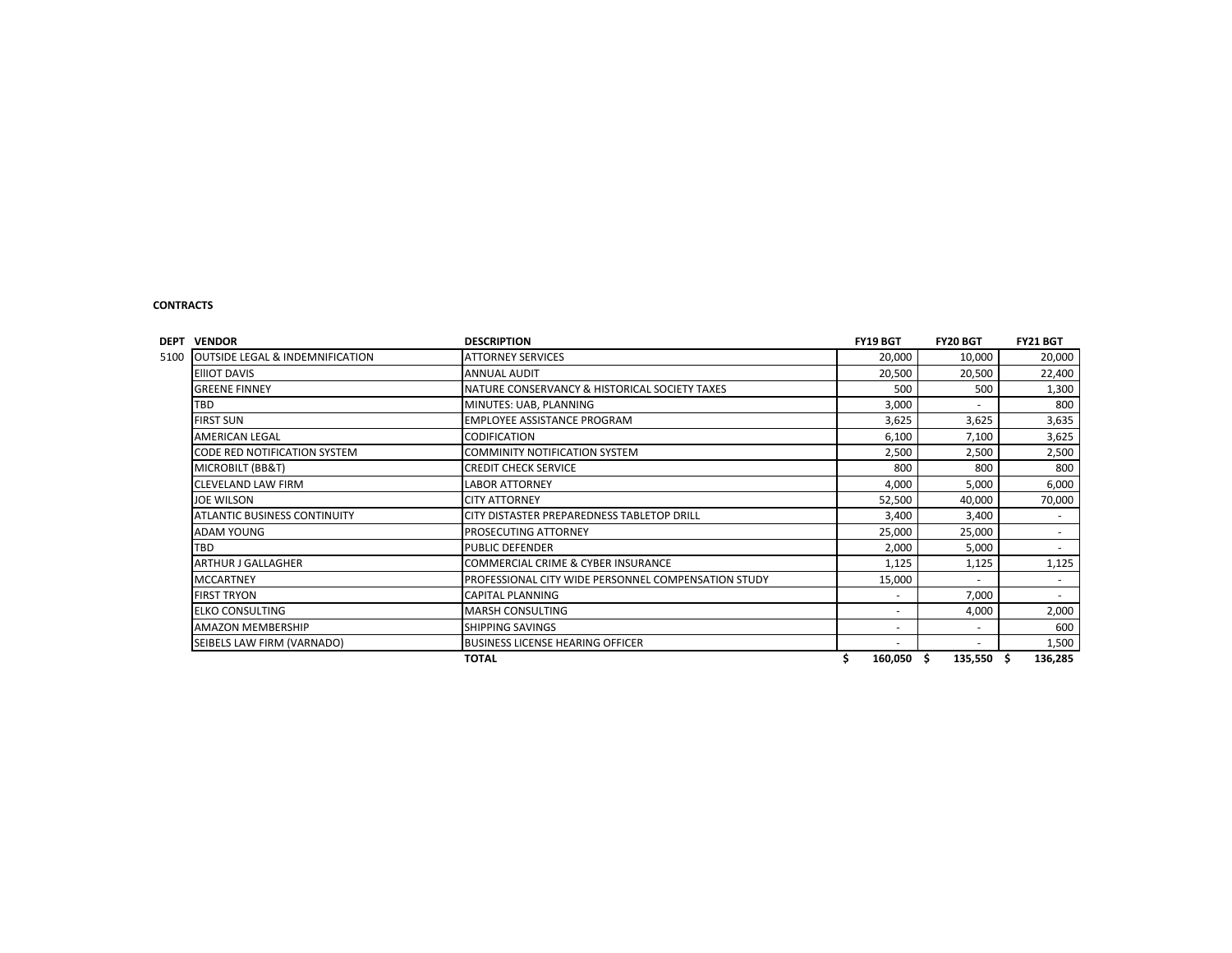**CONTRACTS**

| DEPT | VENDOR | DESCRIPTION | FY19 BGT | FY20 BGT | FY21 BGT |
|---|---|---|---|---|---|
| 5100 | OUTSIDE LEGAL & INDEMNIFICATION | ATTORNEY SERVICES | 20,000 | 10,000 | 20,000 |
| | ElIOT DAVIS | ANNUAL AUDIT | 20,500 | 20,500 | 22,400 |
| | GREENE FINNEY | NATURE CONSERVANCY & HISTORICAL SOCIETY TAXES | 500 | 500 | 1,300 |
| | TBD | MINUTES: UAB, PLANNING | 3,000 | - | 800 |
| | FIRST SUN | EMPLOYEE ASSISTANCE PROGRAM | 3,625 | 3,625 | 3,635 |
| | AMERICAN LEGAL | CODIFICATION | 6,100 | 7,100 | 3,625 |
| | CODE RED NOTIFICATION SYSTEM | COMMINITY NOTIFICATION SYSTEM | 2,500 | 2,500 | 2,500 |
| | MICROBILT (BB&T) | CREDIT CHECK SERVICE | 800 | 800 | 800 |
| | CLEVELAND LAW FIRM | LABOR ATTORNEY | 4,000 | 5,000 | 6,000 |
| | JOE WILSON | CITY ATTORNEY | 52,500 | 40,000 | 70,000 |
| | ATLANTIC BUSINESS CONTINUITY | CITY DISTASTER PREPAREDNESS TABLETOP DRILL | 3,400 | 3,400 | - |
| | ADAM YOUNG | PROSECUTING ATTORNEY | 25,000 | 25,000 | - |
| | TBD | PUBLIC DEFENDER | 2,000 | 5,000 | - |
| | ARTHUR J GALLAGHER | COMMERCIAL CRIME & CYBER INSURANCE | 1,125 | 1,125 | 1,125 |
| | MCCARTNEY | PROFESSIONAL CITY WIDE PERSONNEL COMPENSATION STUDY | 15,000 | - | - |
| | FIRST TRYON | CAPITAL PLANNING | - | 7,000 | - |
| | ELKO CONSULTING | MARSH CONSULTING | - | 4,000 | 2,000 |
| | AMAZON MEMBERSHIP | SHIPPING SAVINGS | - | - | 600 |
| | SEIBELS LAW FIRM (VARNADO) | BUSINESS LICENSE HEARING OFFICER | - | - | 1,500 |
| | | **TOTAL** | **$ 160,050** | **$ 135,550** | **$ 136,285** |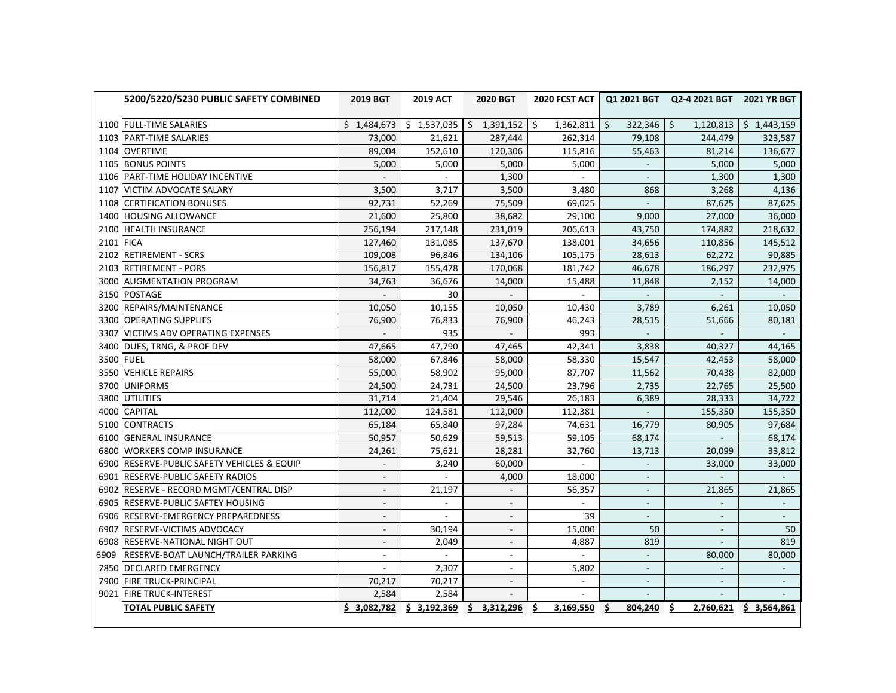| | 5200/5220/5230 PUBLIC SAFETY COMBINED | 2019 BGT | 2019 ACT | 2020 BGT | 2020 FCST ACT | Q1 2021 BGT | Q2-4 2021 BGT | 2021 YR BGT |
|---|---|---|---|---|---|---|---|---|
| 1100 | FULL-TIME SALARIES | $ 1,484,673 | $ 1,537,035 | $ 1,391,152 | $ 1,362,811 | $ 322,346 | $ 1,120,813 | $ 1,443,159 |
| 1103 | PART-TIME SALARIES | 73,000 | 21,621 | 287,444 | 262,314 | 79,108 | 244,479 | 323,587 |
| 1104 | OVERTIME | 89,004 | 152,610 | 120,306 | 115,816 | 55,463 | 81,214 | 136,677 |
| 1105 | BONUS POINTS | 5,000 | 5,000 | 5,000 | 5,000 | - | 5,000 | 5,000 |
| 1106 | PART-TIME HOLIDAY INCENTIVE | - | - | 1,300 | - | - | 1,300 | 1,300 |
| 1107 | VICTIM ADVOCATE SALARY | 3,500 | 3,717 | 3,500 | 3,480 | 868 | 3,268 | 4,136 |
| 1108 | CERTIFICATION BONUSES | 92,731 | 52,269 | 75,509 | 69,025 | - | 87,625 | 87,625 |
| 1400 | HOUSING ALLOWANCE | 21,600 | 25,800 | 38,682 | 29,100 | 9,000 | 27,000 | 36,000 |
| 2100 | HEALTH INSURANCE | 256,194 | 217,148 | 231,019 | 206,613 | 43,750 | 174,882 | 218,632 |
| 2101 | FICA | 127,460 | 131,085 | 137,670 | 138,001 | 34,656 | 110,856 | 145,512 |
| 2102 | RETIREMENT - SCRS | 109,008 | 96,846 | 134,106 | 105,175 | 28,613 | 62,272 | 90,885 |
| 2103 | RETIREMENT - PORS | 156,817 | 155,478 | 170,068 | 181,742 | 46,678 | 186,297 | 232,975 |
| 3000 | AUGMENTATION PROGRAM | 34,763 | 36,676 | 14,000 | 15,488 | 11,848 | 2,152 | 14,000 |
| 3150 | POSTAGE | - | 30 | - | - | - | - | - |
| 3200 | REPAIRS/MAINTENANCE | 10,050 | 10,155 | 10,050 | 10,430 | 3,789 | 6,261 | 10,050 |
| 3300 | OPERATING SUPPLIES | 76,900 | 76,833 | 76,900 | 46,243 | 28,515 | 51,666 | 80,181 |
| 3307 | VICTIMS ADV OPERATING EXPENSES | - | 935 | - | 993 | - | - | - |
| 3400 | DUES, TRNG, & PROF DEV | 47,665 | 47,790 | 47,465 | 42,341 | 3,838 | 40,327 | 44,165 |
| 3500 | FUEL | 58,000 | 67,846 | 58,000 | 58,330 | 15,547 | 42,453 | 58,000 |
| 3550 | VEHICLE REPAIRS | 55,000 | 58,902 | 95,000 | 87,707 | 11,562 | 70,438 | 82,000 |
| 3700 | UNIFORMS | 24,500 | 24,731 | 24,500 | 23,796 | 2,735 | 22,765 | 25,500 |
| 3800 | UTILITIES | 31,714 | 21,404 | 29,546 | 26,183 | 6,389 | 28,333 | 34,722 |
| 4000 | CAPITAL | 112,000 | 124,581 | 112,000 | 112,381 | - | 155,350 | 155,350 |
| 5100 | CONTRACTS | 65,184 | 65,840 | 97,284 | 74,631 | 16,779 | 80,905 | 97,684 |
| 6100 | GENERAL INSURANCE | 50,957 | 50,629 | 59,513 | 59,105 | 68,174 | - | 68,174 |
| 6800 | WORKERS COMP INSURANCE | 24,261 | 75,621 | 28,281 | 32,760 | 13,713 | 20,099 | 33,812 |
| 6900 | RESERVE-PUBLIC SAFETY VEHICLES & EQUIP | - | 3,240 | 60,000 | - | - | 33,000 | 33,000 |
| 6901 | RESERVE-PUBLIC SAFETY RADIOS | - | - | 4,000 | 18,000 | - | - | - |
| 6902 | RESERVE - RECORD MGMT/CENTRAL DISP | - | 21,197 | - | 56,357 | - | 21,865 | 21,865 |
| 6905 | RESERVE-PUBLIC SAFTEY HOUSING | - | - | - | - | - | - | - |
| 6906 | RESERVE-EMERGENCY PREPAREDNESS | - | - | - | 39 | - | - | - |
| 6907 | RESERVE-VICTIMS ADVOCACY | - | 30,194 | - | 15,000 | 50 | - | 50 |
| 6908 | RESERVE-NATIONAL NIGHT OUT | - | 2,049 | - | 4,887 | 819 | - | 819 |
| 6909 | RESERVE-BOAT LAUNCH/TRAILER PARKING | - | - | - | - | - | 80,000 | 80,000 |
| 7850 | DECLARED EMERGENCY | - | 2,307 | - | 5,802 | - | - | - |
| 7900 | FIRE TRUCK-PRINCIPAL | 70,217 | 70,217 | - | - | - | - | - |
| 9021 | FIRE TRUCK-INTEREST | 2,584 | 2,584 | - | - | - | - | - |
| | **TOTAL PUBLIC SAFETY** | **$ 3,082,782** | **$ 3,192,369** | **$ 3,312,296** | **$ 3,169,550** | **$ 804,240** | **$ 2,760,621** | **$ 3,564,861** |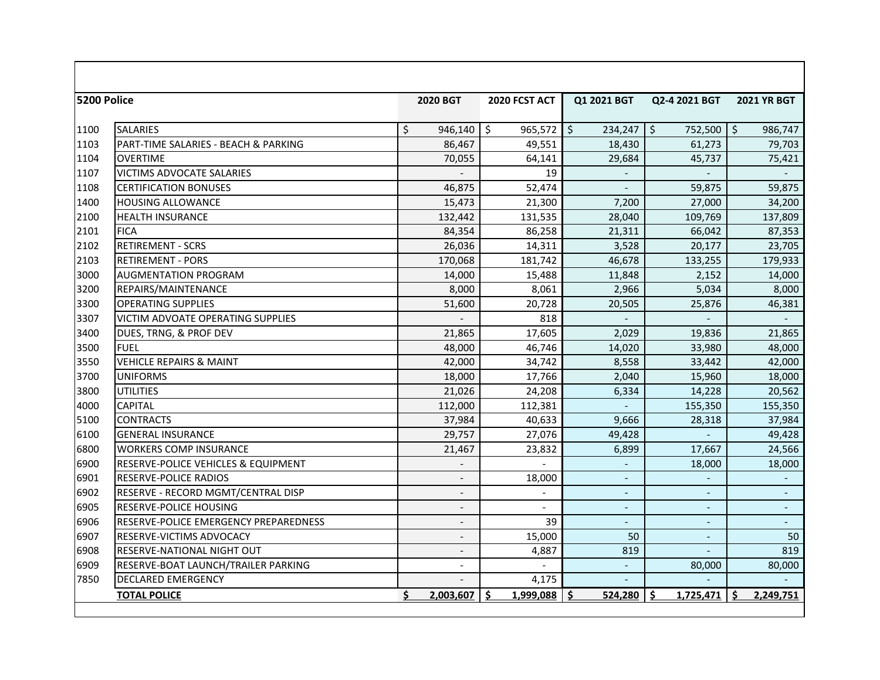| 5200 Police | | 2020 BGT | 2020 FCST ACT | Q1 2021 BGT | Q2-4 2021 BGT | 2021 YR BGT |
|---|---|---|---|---|---|---|
| 1100 | SALARIES | $ 946,140 | $ 965,572 | $ 234,247 | $ 752,500 | $ 986,747 |
| 1103 | PART-TIME SALARIES - BEACH & PARKING | 86,467 | 49,551 | 18,430 | 61,273 | 79,703 |
| 1104 | OVERTIME | 70,055 | 64,141 | 29,684 | 45,737 | 75,421 |
| 1107 | VICTIMS ADVOCATE SALARIES | - | 19 | - | - | - |
| 1108 | CERTIFICATION BONUSES | 46,875 | 52,474 | - | 59,875 | 59,875 |
| 1400 | HOUSING ALLOWANCE | 15,473 | 21,300 | 7,200 | 27,000 | 34,200 |
| 2100 | HEALTH INSURANCE | 132,442 | 131,535 | 28,040 | 109,769 | 137,809 |
| 2101 | FICA | 84,354 | 86,258 | 21,311 | 66,042 | 87,353 |
| 2102 | RETIREMENT - SCRS | 26,036 | 14,311 | 3,528 | 20,177 | 23,705 |
| 2103 | RETIREMENT - PORS | 170,068 | 181,742 | 46,678 | 133,255 | 179,933 |
| 3000 | AUGMENTATION PROGRAM | 14,000 | 15,488 | 11,848 | 2,152 | 14,000 |
| 3200 | REPAIRS/MAINTENANCE | 8,000 | 8,061 | 2,966 | 5,034 | 8,000 |
| 3300 | OPERATING SUPPLIES | 51,600 | 20,728 | 20,505 | 25,876 | 46,381 |
| 3307 | VICTIM ADVOATE OPERATING SUPPLIES | - | 818 | - | - | - |
| 3400 | DUES, TRNG, & PROF DEV | 21,865 | 17,605 | 2,029 | 19,836 | 21,865 |
| 3500 | FUEL | 48,000 | 46,746 | 14,020 | 33,980 | 48,000 |
| 3550 | VEHICLE REPAIRS & MAINT | 42,000 | 34,742 | 8,558 | 33,442 | 42,000 |
| 3700 | UNIFORMS | 18,000 | 17,766 | 2,040 | 15,960 | 18,000 |
| 3800 | UTILITIES | 21,026 | 24,208 | 6,334 | 14,228 | 20,562 |
| 4000 | CAPITAL | 112,000 | 112,381 | - | 155,350 | 155,350 |
| 5100 | CONTRACTS | 37,984 | 40,633 | 9,666 | 28,318 | 37,984 |
| 6100 | GENERAL INSURANCE | 29,757 | 27,076 | 49,428 | - | 49,428 |
| 6800 | WORKERS COMP INSURANCE | 21,467 | 23,832 | 6,899 | 17,667 | 24,566 |
| 6900 | RESERVE-POLICE VEHICLES & EQUIPMENT | - | - | - | 18,000 | 18,000 |
| 6901 | RESERVE-POLICE RADIOS | - | 18,000 | - | - | - |
| 6902 | RESERVE - RECORD MGMT/CENTRAL DISP | - | - | - | - | - |
| 6905 | RESERVE-POLICE HOUSING | - | - | - | - | - |
| 6906 | RESERVE-POLICE EMERGENCY PREPAREDNESS | - | 39 | - | - | - |
| 6907 | RESERVE-VICTIMS ADVOCACY | - | 15,000 | 50 | - | 50 |
| 6908 | RESERVE-NATIONAL NIGHT OUT | - | 4,887 | 819 | - | 819 |
| 6909 | RESERVE-BOAT LAUNCH/TRAILER PARKING | - | - | - | 80,000 | 80,000 |
| 7850 | DECLARED EMERGENCY | - | 4,175 | - | - | - |
| | **TOTAL POLICE** | **$ 2,003,607** | **$ 1,999,088** | **$ 524,280** | **$ 1,725,471** | **$ 2,249,751** |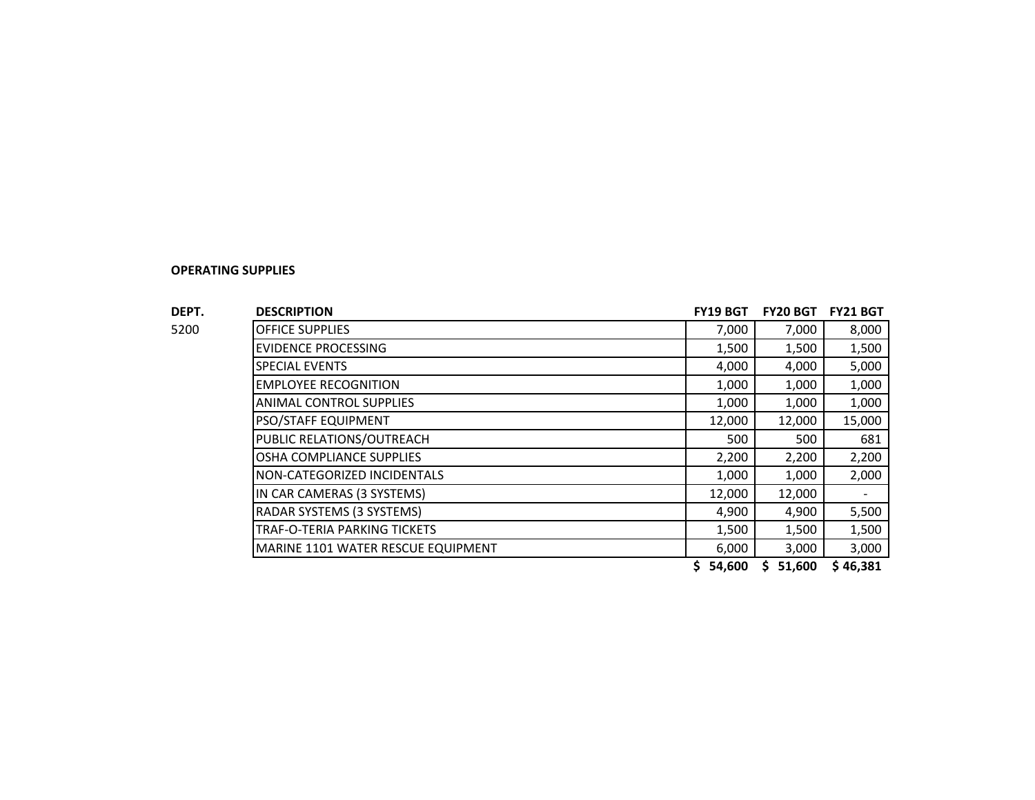**OPERATING SUPPLIES**

| DEPT. | DESCRIPTION | FY19 BGT | FY20 BGT | FY21 BGT |
|---|---|---|---|---|
| 5200 | OFFICE SUPPLIES | 7,000 | 7,000 | 8,000 |
| | EVIDENCE PROCESSING | 1,500 | 1,500 | 1,500 |
| | SPECIAL EVENTS | 4,000 | 4,000 | 5,000 |
| | EMPLOYEE RECOGNITION | 1,000 | 1,000 | 1,000 |
| | ANIMAL CONTROL SUPPLIES | 1,000 | 1,000 | 1,000 |
| | PSO/STAFF EQUIPMENT | 12,000 | 12,000 | 15,000 |
| | PUBLIC RELATIONS/OUTREACH | 500 | 500 | 681 |
| | OSHA COMPLIANCE SUPPLIES | 2,200 | 2,200 | 2,200 |
| | NON-CATEGORIZED INCIDENTALS | 1,000 | 1,000 | 2,000 |
| | IN CAR CAMERAS (3 SYSTEMS) | 12,000 | 12,000 | - |
| | RADAR SYSTEMS (3 SYSTEMS) | 4,900 | 4,900 | 5,500 |
| | TRAF-O-TERIA PARKING TICKETS | 1,500 | 1,500 | 1,500 |
| | MARINE 1101 WATER RESCUE EQUIPMENT | 6,000 | 3,000 | 3,000 |
| | | **$ 54,600** | **$ 51,600** | **$ 46,381** |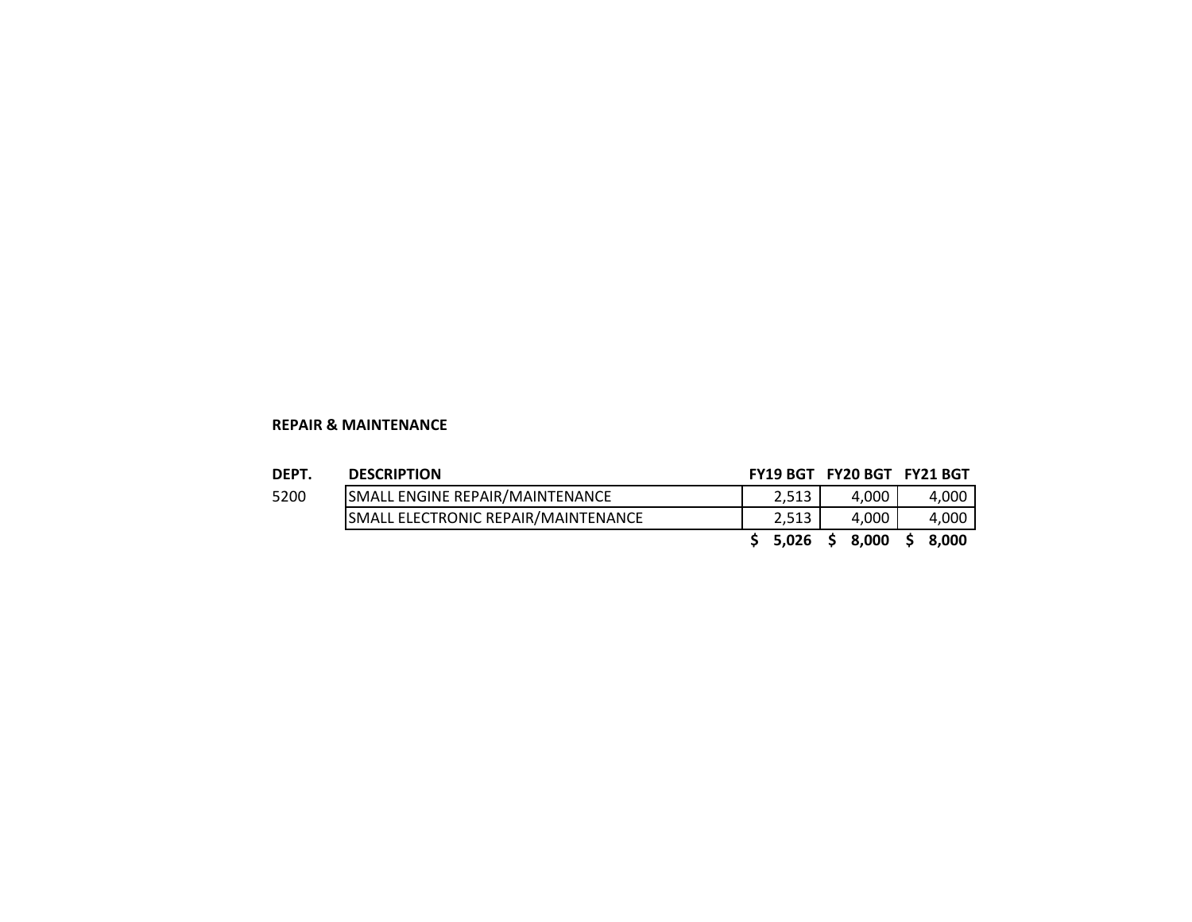**REPAIR & MAINTENANCE**

| DEPT. | DESCRIPTION | FY19 BGT | FY20 BGT | FY21 BGT |
|---|---|---|---|---|
| 5200 | SMALL ENGINE REPAIR/MAINTENANCE | 2,513 | 4,000 | 4,000 |
| | SMALL ELECTRONIC REPAIR/MAINTENANCE | 2,513 | 4,000 | 4,000 |
| | | **$ 5,026** | **$ 8,000** | **$ 8,000** |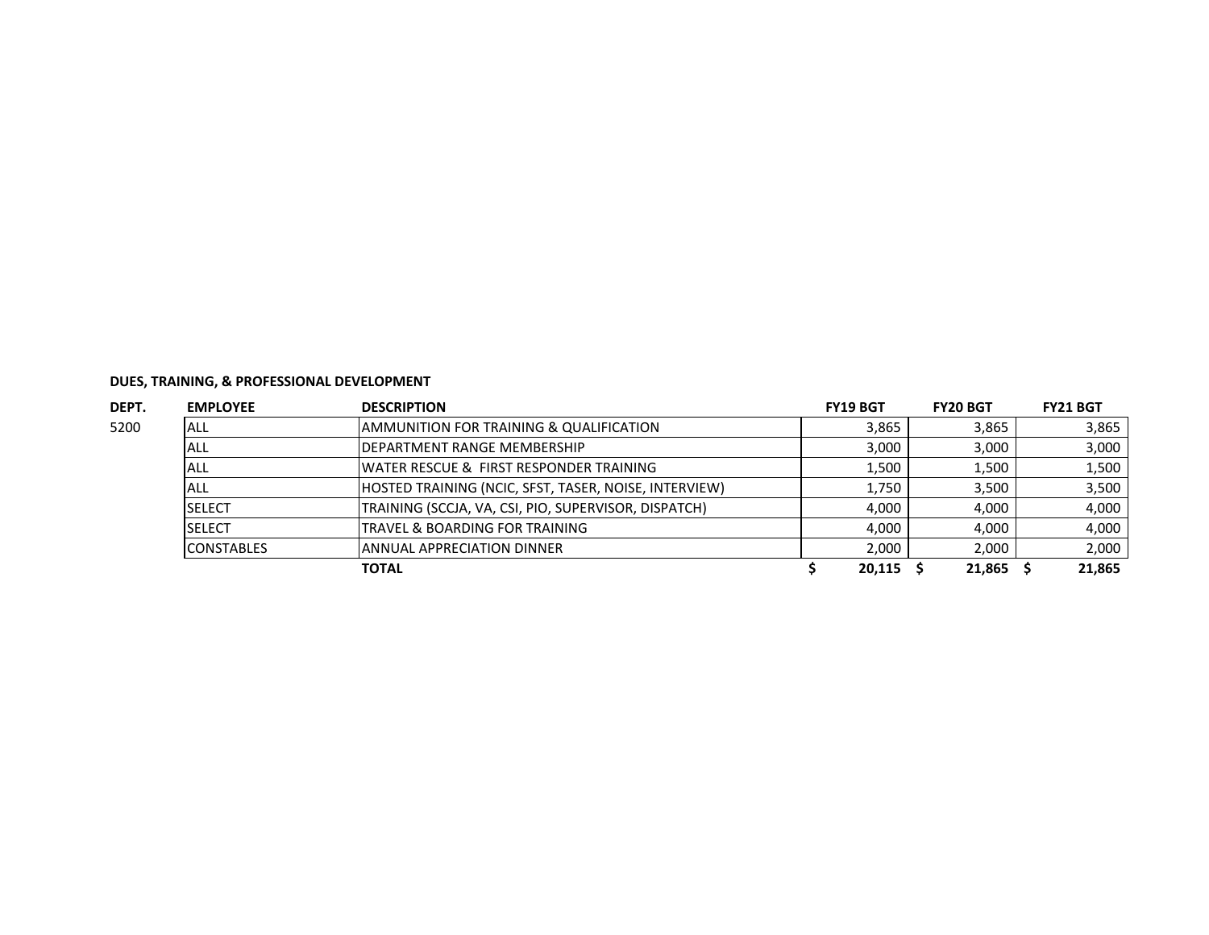**DUES, TRAINING, & PROFESSIONAL DEVELOPMENT**

| DEPT. | EMPLOYEE | DESCRIPTION | FY19 BGT | FY20 BGT | FY21 BGT |
|---|---|---|---|---|---|
| 5200 | ALL | AMMUNITION FOR TRAINING & QUALIFICATION | 3,865 | 3,865 | 3,865 |
| | ALL | DEPARTMENT RANGE MEMBERSHIP | 3,000 | 3,000 | 3,000 |
| | ALL | WATER RESCUE & FIRST RESPONDER TRAINING | 1,500 | 1,500 | 1,500 |
| | ALL | HOSTED TRAINING (NCIC, SFST, TASER, NOISE, INTERVIEW) | 1,750 | 3,500 | 3,500 |
| | SELECT | TRAINING (SCCJA, VA, CSI, PIO, SUPERVISOR, DISPATCH) | 4,000 | 4,000 | 4,000 |
| | SELECT | TRAVEL & BOARDING FOR TRAINING | 4,000 | 4,000 | 4,000 |
| | CONSTABLES | ANNUAL APPRECIATION DINNER | 2,000 | 2,000 | 2,000 |
| | | **TOTAL** | **$ 20,115** | **$ 21,865** | **$ 21,865** |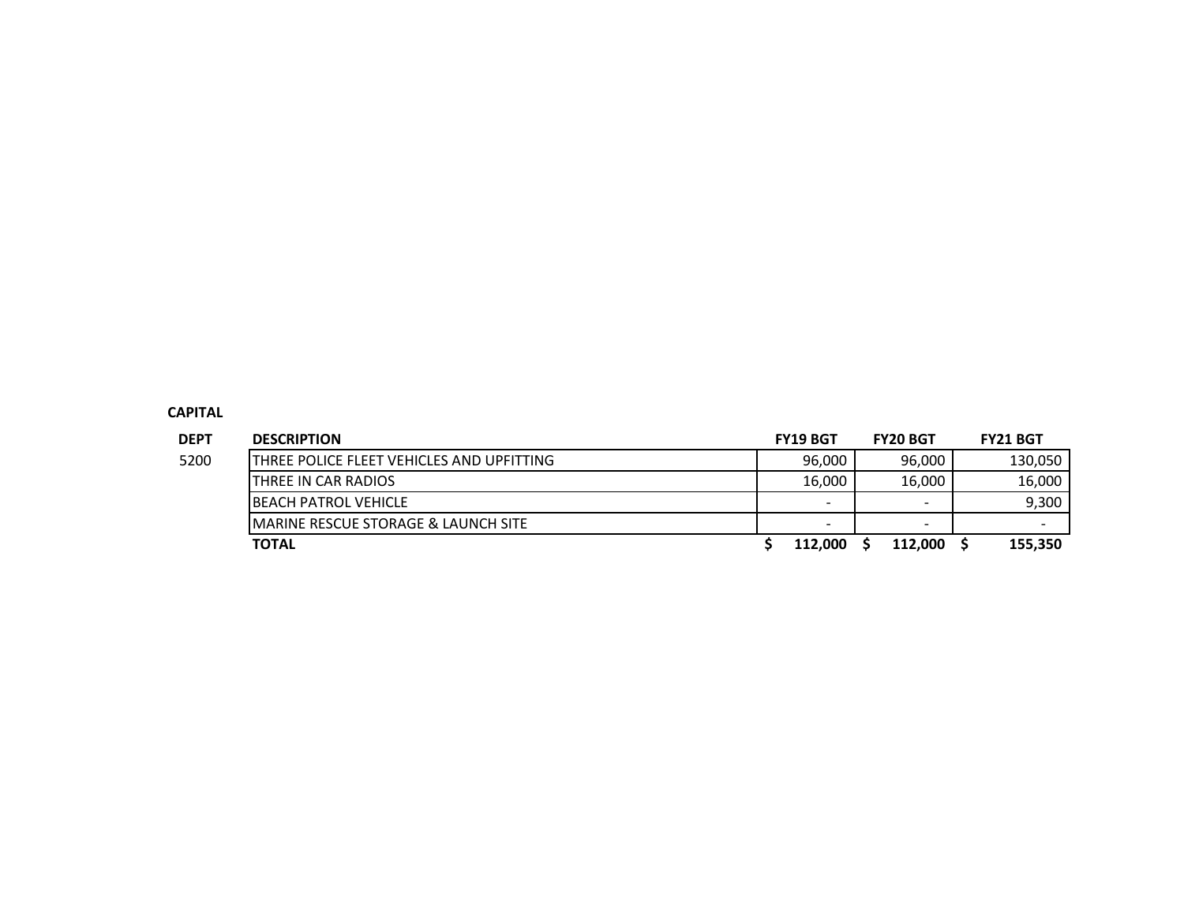**CAPITAL**

| DEPT | DESCRIPTION | FY19 BGT | FY20 BGT | FY21 BGT |
|---|---|---|---|---|
| 5200 | THREE POLICE FLEET VEHICLES AND UPFITTING | 96,000 | 96,000 | 130,050 |
| | THREE IN CAR RADIOS | 16,000 | 16,000 | 16,000 |
| | BEACH PATROL VEHICLE | - | - | 9,300 |
| | MARINE RESCUE STORAGE & LAUNCH SITE | - | - | - |
| | **TOTAL** | **$ 112,000** | **$ 112,000** | **$ 155,350** |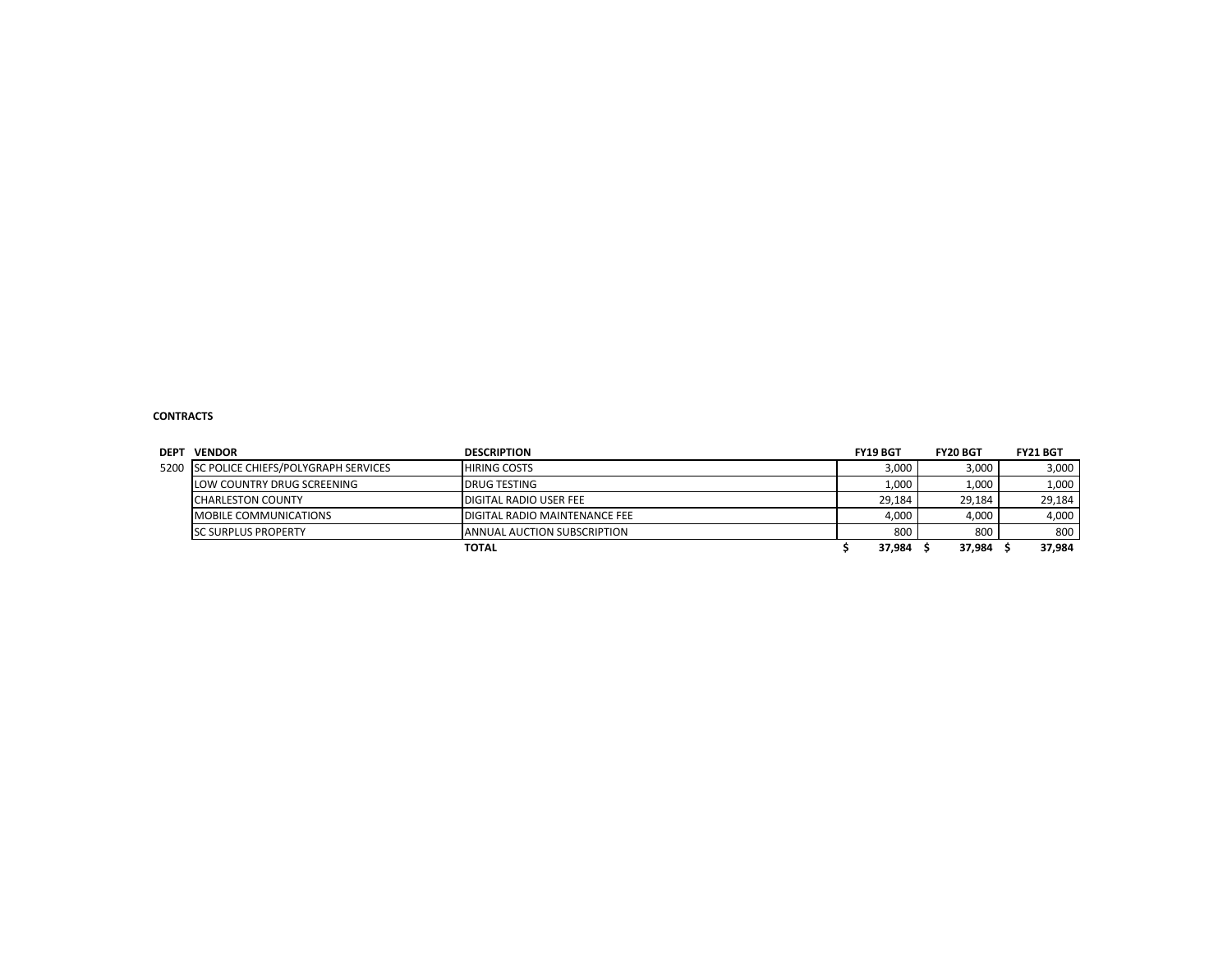**CONTRACTS**

| DEPT | VENDOR | DESCRIPTION | FY19 BGT | FY20 BGT | FY21 BGT |
|---|---|---|---|---|---|
| 5200 | SC POLICE CHIEFS/POLYGRAPH SERVICES | HIRING COSTS | 3,000 | 3,000 | 3,000 |
| | LOW COUNTRY DRUG SCREENING | DRUG TESTING | 1,000 | 1,000 | 1,000 |
| | CHARLESTON COUNTY | DIGITAL RADIO USER FEE | 29,184 | 29,184 | 29,184 |
| | MOBILE COMMUNICATIONS | DIGITAL RADIO MAINTENANCE FEE | 4,000 | 4,000 | 4,000 |
| | SC SURPLUS PROPERTY | ANNUAL AUCTION SUBSCRIPTION | 800 | 800 | 800 |
| | | **TOTAL** | **$ 37,984** | **$ 37,984** | **$ 37,984** |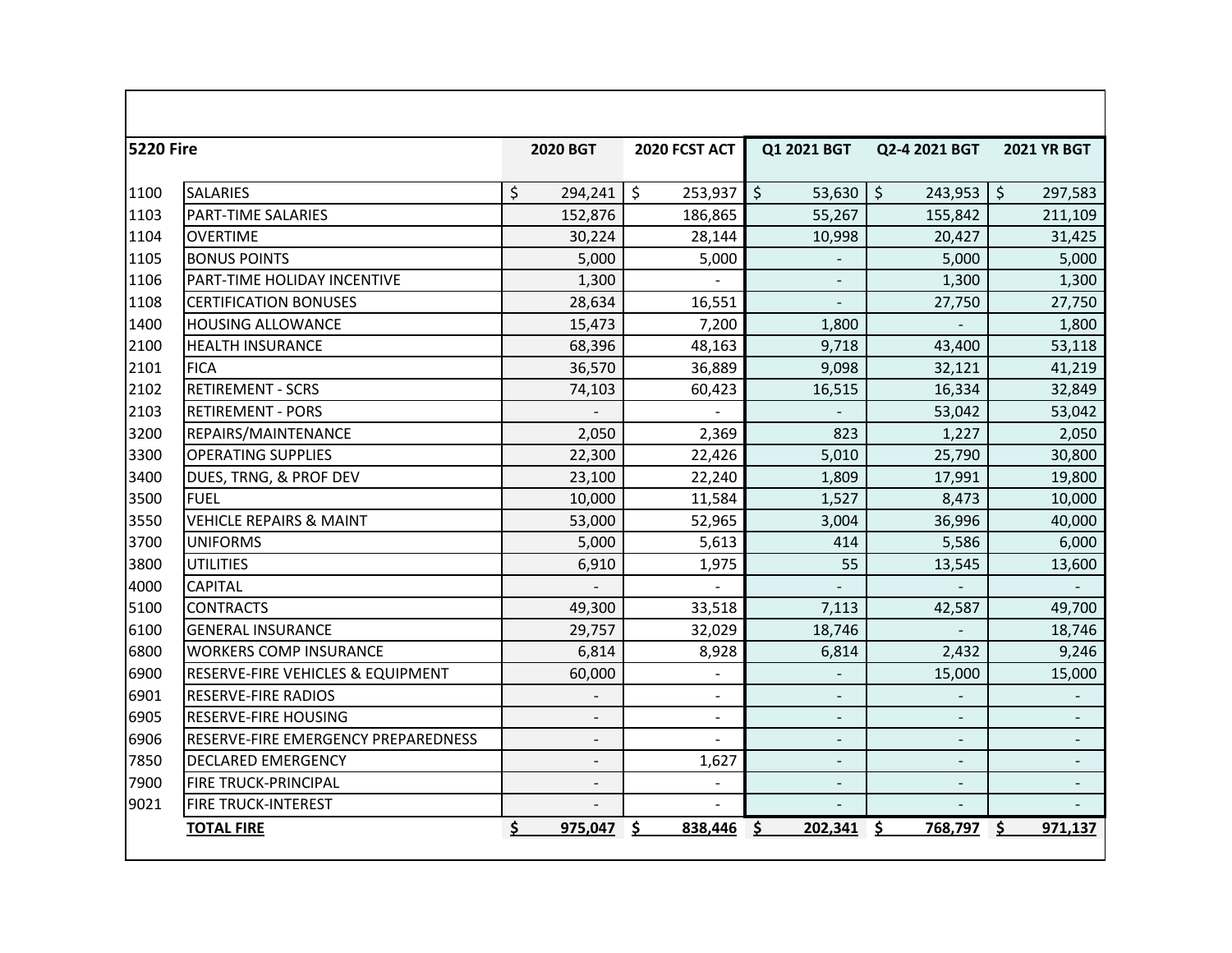| 5220 Fire | | 2020 BGT | 2020 FCST ACT | Q1 2021 BGT | Q2-4 2021 BGT | 2021 YR BGT |
|---|---|---|---|---|---|---|
| 1100 | SALARIES | $ 294,241 | $ 253,937 | $ 53,630 | $ 243,953 | $ 297,583 |
| 1103 | PART-TIME SALARIES | 152,876 | 186,865 | 55,267 | 155,842 | 211,109 |
| 1104 | OVERTIME | 30,224 | 28,144 | 10,998 | 20,427 | 31,425 |
| 1105 | BONUS POINTS | 5,000 | 5,000 | - | 5,000 | 5,000 |
| 1106 | PART-TIME HOLIDAY INCENTIVE | 1,300 | - | - | 1,300 | 1,300 |
| 1108 | CERTIFICATION BONUSES | 28,634 | 16,551 | - | 27,750 | 27,750 |
| 1400 | HOUSING ALLOWANCE | 15,473 | 7,200 | 1,800 | - | 1,800 |
| 2100 | HEALTH INSURANCE | 68,396 | 48,163 | 9,718 | 43,400 | 53,118 |
| 2101 | FICA | 36,570 | 36,889 | 9,098 | 32,121 | 41,219 |
| 2102 | RETIREMENT - SCRS | 74,103 | 60,423 | 16,515 | 16,334 | 32,849 |
| 2103 | RETIREMENT - PORS | - | - | - | 53,042 | 53,042 |
| 3200 | REPAIRS/MAINTENANCE | 2,050 | 2,369 | 823 | 1,227 | 2,050 |
| 3300 | OPERATING SUPPLIES | 22,300 | 22,426 | 5,010 | 25,790 | 30,800 |
| 3400 | DUES, TRNG, & PROF DEV | 23,100 | 22,240 | 1,809 | 17,991 | 19,800 |
| 3500 | FUEL | 10,000 | 11,584 | 1,527 | 8,473 | 10,000 |
| 3550 | VEHICLE REPAIRS & MAINT | 53,000 | 52,965 | 3,004 | 36,996 | 40,000 |
| 3700 | UNIFORMS | 5,000 | 5,613 | 414 | 5,586 | 6,000 |
| 3800 | UTILITIES | 6,910 | 1,975 | 55 | 13,545 | 13,600 |
| 4000 | CAPITAL | - | - | - | - | - |
| 5100 | CONTRACTS | 49,300 | 33,518 | 7,113 | 42,587 | 49,700 |
| 6100 | GENERAL INSURANCE | 29,757 | 32,029 | 18,746 | - | 18,746 |
| 6800 | WORKERS COMP INSURANCE | 6,814 | 8,928 | 6,814 | 2,432 | 9,246 |
| 6900 | RESERVE-FIRE VEHICLES & EQUIPMENT | 60,000 | - | - | 15,000 | 15,000 |
| 6901 | RESERVE-FIRE RADIOS | - | - | - | - | - |
| 6905 | RESERVE-FIRE HOUSING | - | - | - | - | - |
| 6906 | RESERVE-FIRE EMERGENCY PREPAREDNESS | - | - | - | - | - |
| 7850 | DECLARED EMERGENCY | - | 1,627 | - | - | - |
| 7900 | FIRE TRUCK-PRINCIPAL | - | - | - | - | - |
| 9021 | FIRE TRUCK-INTEREST | - | - | - | - | - |
| | **TOTAL FIRE** | **$ 975,047** | **$ 838,446** | **$ 202,341** | **$ 768,797** | **$ 971,137** |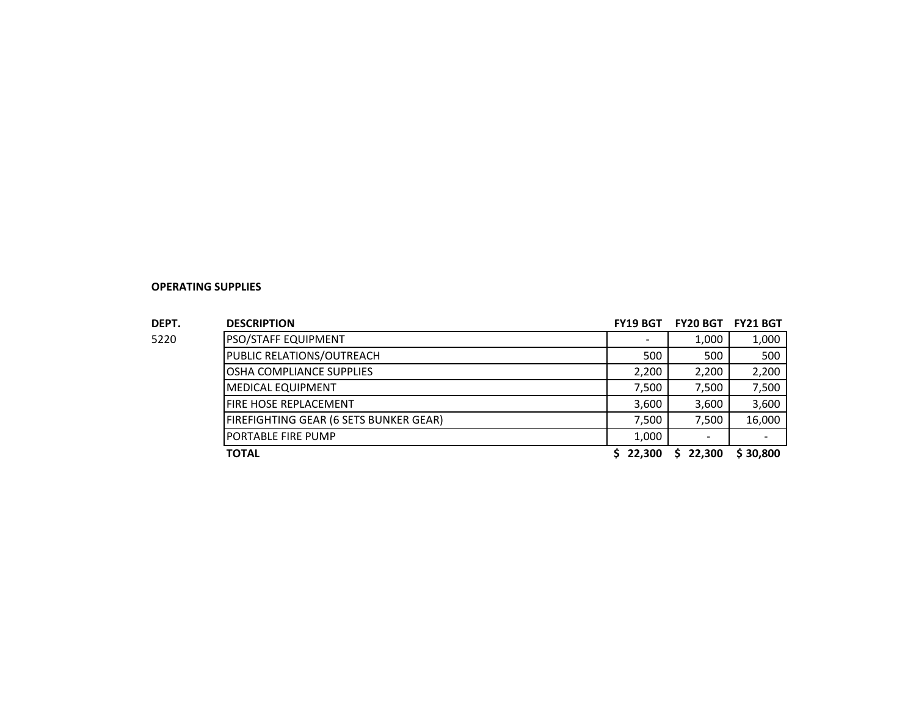**OPERATING SUPPLIES**

| DEPT. | DESCRIPTION | FY19 BGT | FY20 BGT | FY21 BGT |
|---|---|---|---|---|
| 5220 | PSO/STAFF EQUIPMENT | - | 1,000 | 1,000 |
| | PUBLIC RELATIONS/OUTREACH | 500 | 500 | 500 |
| | OSHA COMPLIANCE SUPPLIES | 2,200 | 2,200 | 2,200 |
| | MEDICAL EQUIPMENT | 7,500 | 7,500 | 7,500 |
| | FIRE HOSE REPLACEMENT | 3,600 | 3,600 | 3,600 |
| | FIREFIGHTING GEAR (6 SETS BUNKER GEAR) | 7,500 | 7,500 | 16,000 |
| | PORTABLE FIRE PUMP | 1,000 | - | - |
| | **TOTAL** | **$ 22,300** | **$ 22,300** | **$ 30,800** |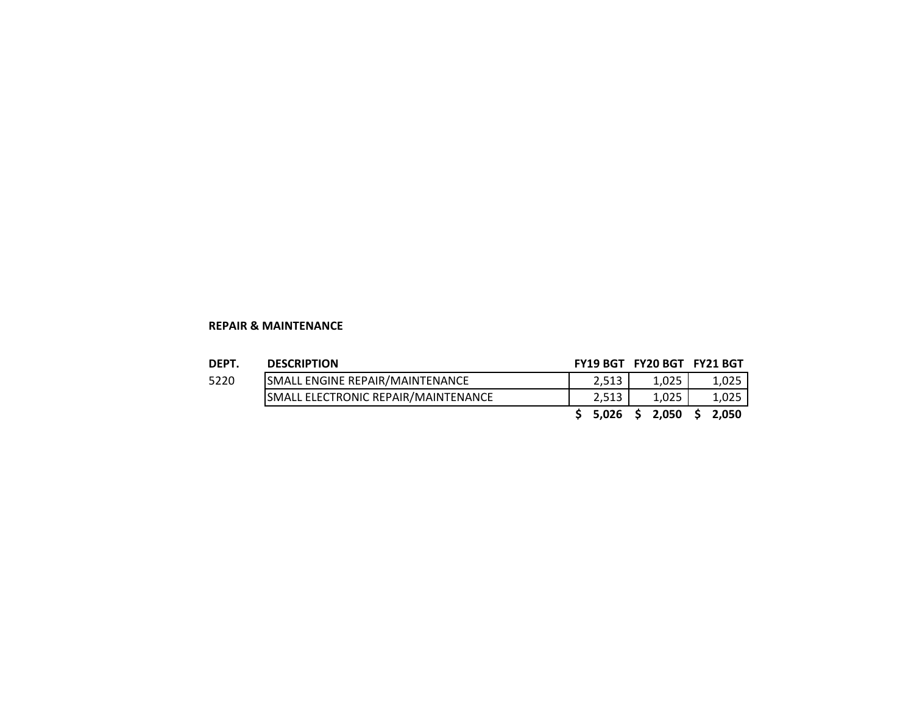**REPAIR & MAINTENANCE**

| DEPT. | DESCRIPTION | FY19 BGT | FY20 BGT | FY21 BGT |
|---|---|---|---|---|
| 5220 | SMALL ENGINE REPAIR/MAINTENANCE | 2,513 | 1,025 | 1,025 |
| | SMALL ELECTRONIC REPAIR/MAINTENANCE | 2,513 | 1,025 | 1,025 |
| | | **$ 5,026** | **$ 2,050** | **$ 2,050** |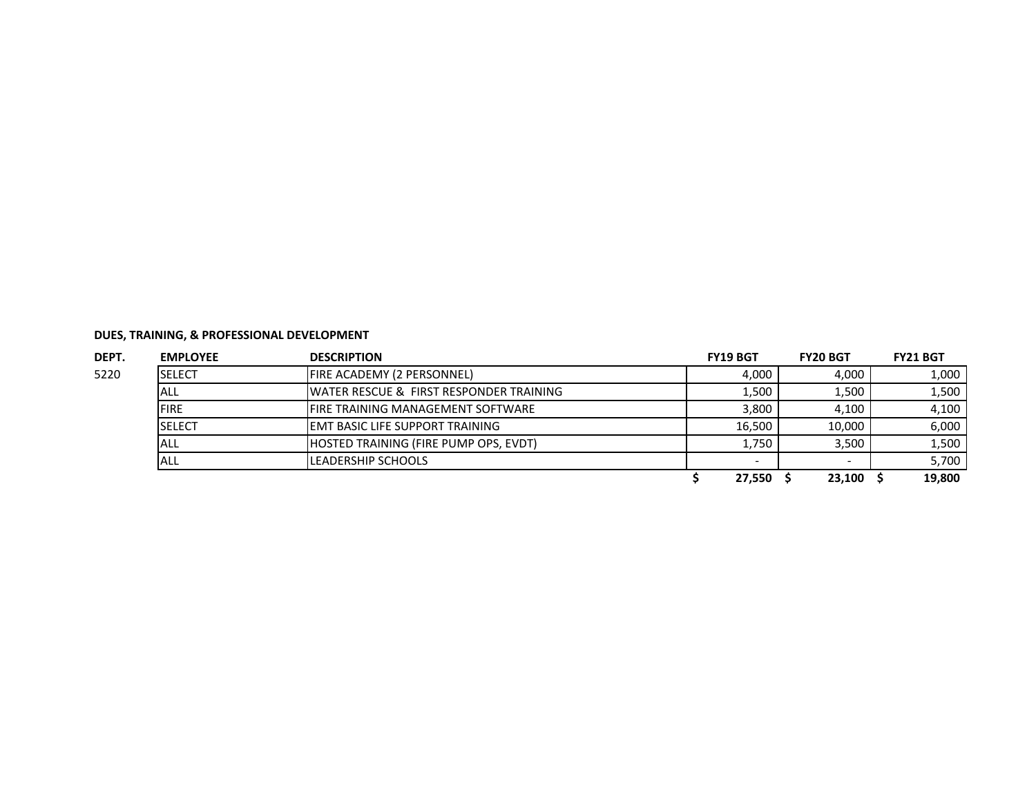**DUES, TRAINING, & PROFESSIONAL DEVELOPMENT**

| DEPT. | EMPLOYEE | DESCRIPTION | FY19 BGT | FY20 BGT | FY21 BGT |
|---|---|---|---|---|---|
| 5220 | SELECT | FIRE ACADEMY (2 PERSONNEL) | 4,000 | 4,000 | 1,000 |
| | ALL | WATER RESCUE & FIRST RESPONDER TRAINING | 1,500 | 1,500 | 1,500 |
| | FIRE | FIRE TRAINING MANAGEMENT SOFTWARE | 3,800 | 4,100 | 4,100 |
| | SELECT | EMT BASIC LIFE SUPPORT TRAINING | 16,500 | 10,000 | 6,000 |
| | ALL | HOSTED TRAINING (FIRE PUMP OPS, EVDT) | 1,750 | 3,500 | 1,500 |
| | ALL | LEADERSHIP SCHOOLS | - | - | 5,700 |
| | | | **$ 27,550** | **$ 23,100** | **$ 19,800** |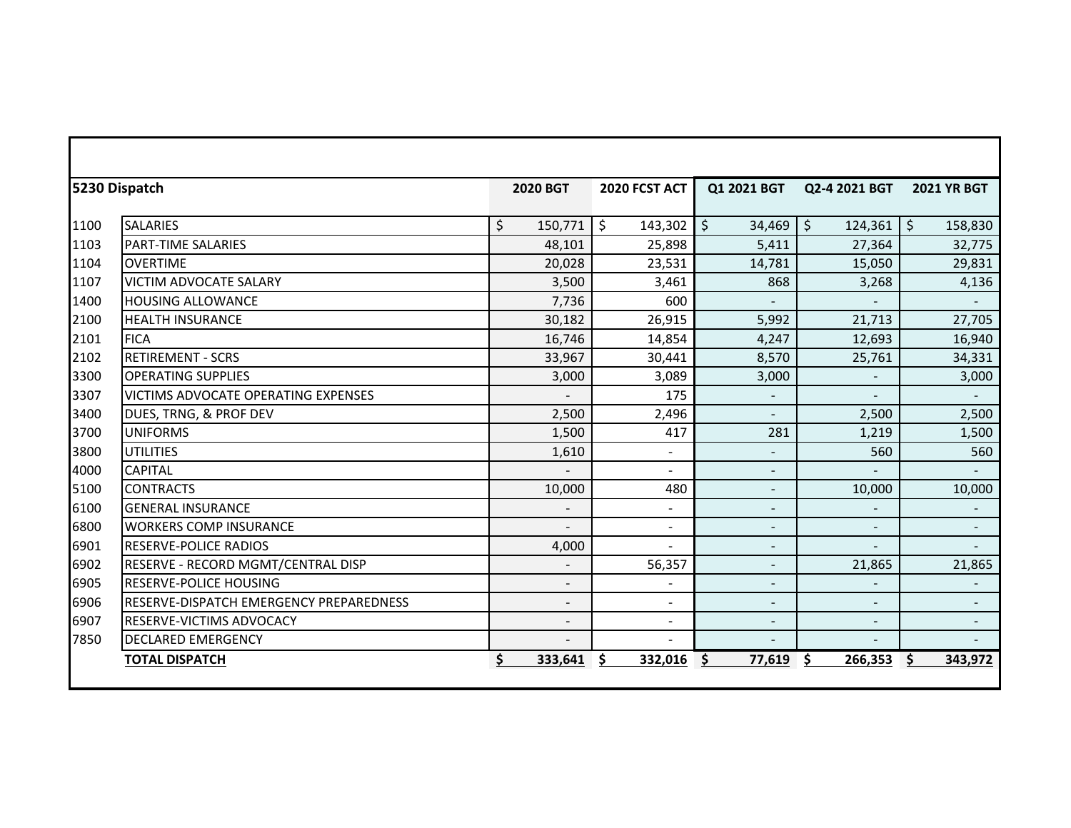| 5230 Dispatch | | 2020 BGT | 2020 FCST ACT | Q1 2021 BGT | Q2-4 2021 BGT | 2021 YR BGT |
|---|---|---|---|---|---|---|
| 1100 | SALARIES | $ 150,771 | $ 143,302 | $ 34,469 | $ 124,361 | $ 158,830 |
| 1103 | PART-TIME SALARIES | 48,101 | 25,898 | 5,411 | 27,364 | 32,775 |
| 1104 | OVERTIME | 20,028 | 23,531 | 14,781 | 15,050 | 29,831 |
| 1107 | VICTIM ADVOCATE SALARY | 3,500 | 3,461 | 868 | 3,268 | 4,136 |
| 1400 | HOUSING ALLOWANCE | 7,736 | 600 | - | - | - |
| 2100 | HEALTH INSURANCE | 30,182 | 26,915 | 5,992 | 21,713 | 27,705 |
| 2101 | FICA | 16,746 | 14,854 | 4,247 | 12,693 | 16,940 |
| 2102 | RETIREMENT - SCRS | 33,967 | 30,441 | 8,570 | 25,761 | 34,331 |
| 3300 | OPERATING SUPPLIES | 3,000 | 3,089 | 3,000 | - | 3,000 |
| 3307 | VICTIMS ADVOCATE OPERATING EXPENSES | - | 175 | - | - | - |
| 3400 | DUES, TRNG, & PROF DEV | 2,500 | 2,496 | - | 2,500 | 2,500 |
| 3700 | UNIFORMS | 1,500 | 417 | 281 | 1,219 | 1,500 |
| 3800 | UTILITIES | 1,610 | - | - | 560 | 560 |
| 4000 | CAPITAL | - | - | - | - | - |
| 5100 | CONTRACTS | 10,000 | 480 | - | 10,000 | 10,000 |
| 6100 | GENERAL INSURANCE | - | - | - | - | - |
| 6800 | WORKERS COMP INSURANCE | - | - | - | - | - |
| 6901 | RESERVE-POLICE RADIOS | 4,000 | - | - | - | - |
| 6902 | RESERVE - RECORD MGMT/CENTRAL DISP | - | 56,357 | - | 21,865 | 21,865 |
| 6905 | RESERVE-POLICE HOUSING | - | - | - | - | - |
| 6906 | RESERVE-DISPATCH EMERGENCY PREPAREDNESS | - | - | - | - | - |
| 6907 | RESERVE-VICTIMS ADVOCACY | - | - | - | - | - |
| 7850 | DECLARED EMERGENCY | - | - | - | - | - |
| | **TOTAL DISPATCH** | **$ 333,641** | **$ 332,016** | **$ 77,619** | **$ 266,353** | **$ 343,972** |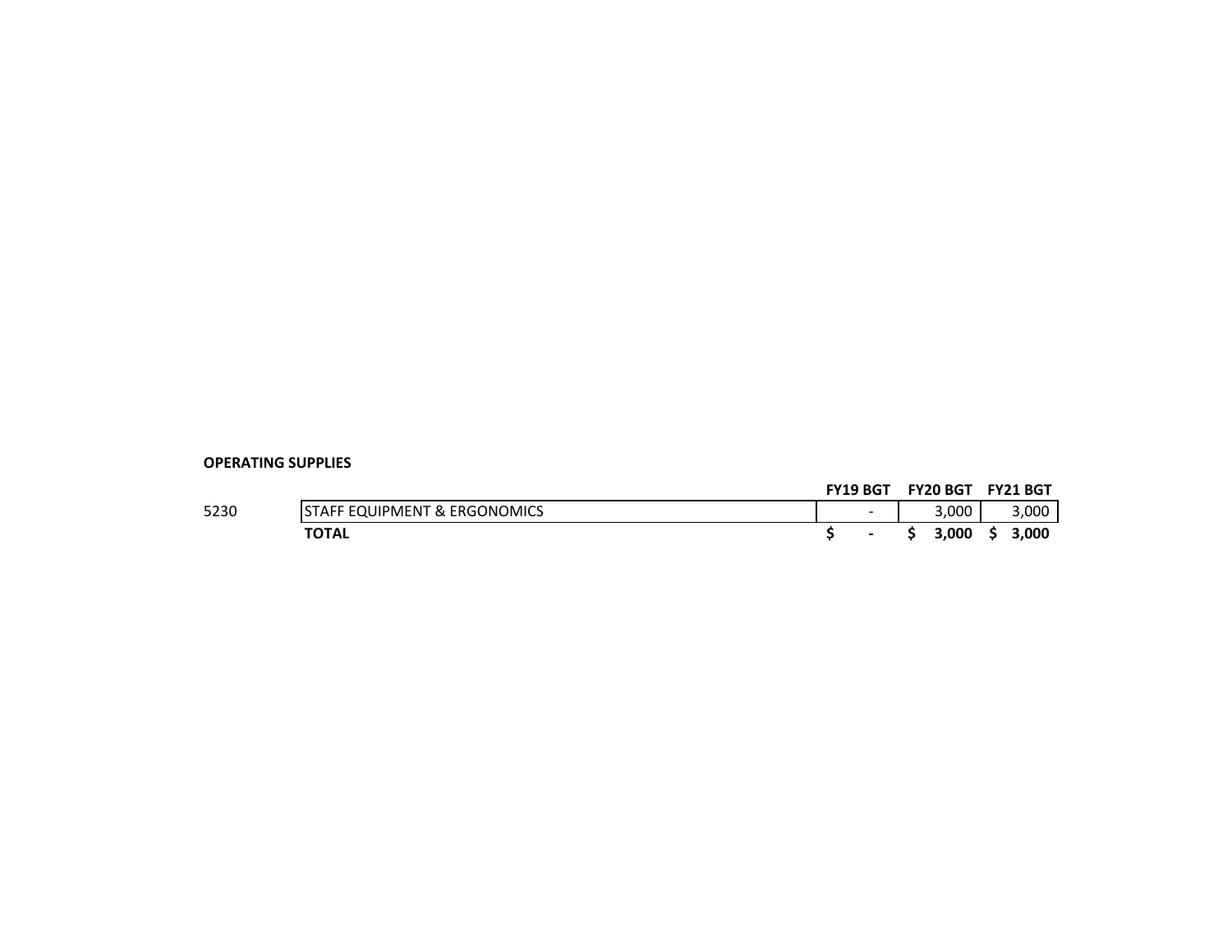**OPERATING SUPPLIES**

| | | FY19 BGT | FY20 BGT | FY21 BGT |
|---|---|---|---|---|
| 5230 | STAFF EQUIPMENT & ERGONOMICS | - | 3,000 | 3,000 |
| | **TOTAL** | **$ -** | **$ 3,000** | **$ 3,000** |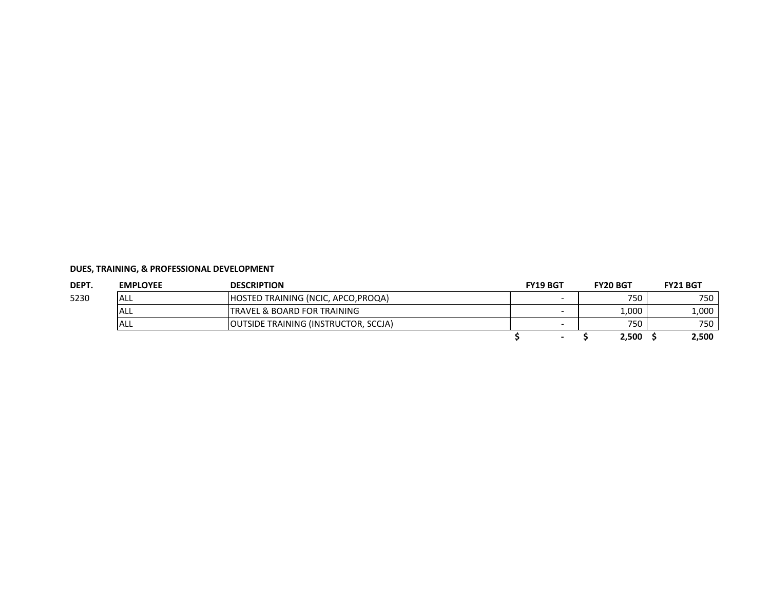**DUES, TRAINING, & PROFESSIONAL DEVELOPMENT**

| DEPT. | EMPLOYEE | DESCRIPTION | FY19 BGT | FY20 BGT | FY21 BGT |
|---|---|---|---|---|---|
| 5230 | ALL | HOSTED TRAINING (NCIC, APCO,PROQA) | - | 750 | 750 |
| | ALL | TRAVEL & BOARD FOR TRAINING | - | 1,000 | 1,000 |
| | ALL | OUTSIDE TRAINING (INSTRUCTOR, SCCJA) | - | 750 | 750 |
| | | | **$ -** | **$ 2,500** | **$ 2,500** |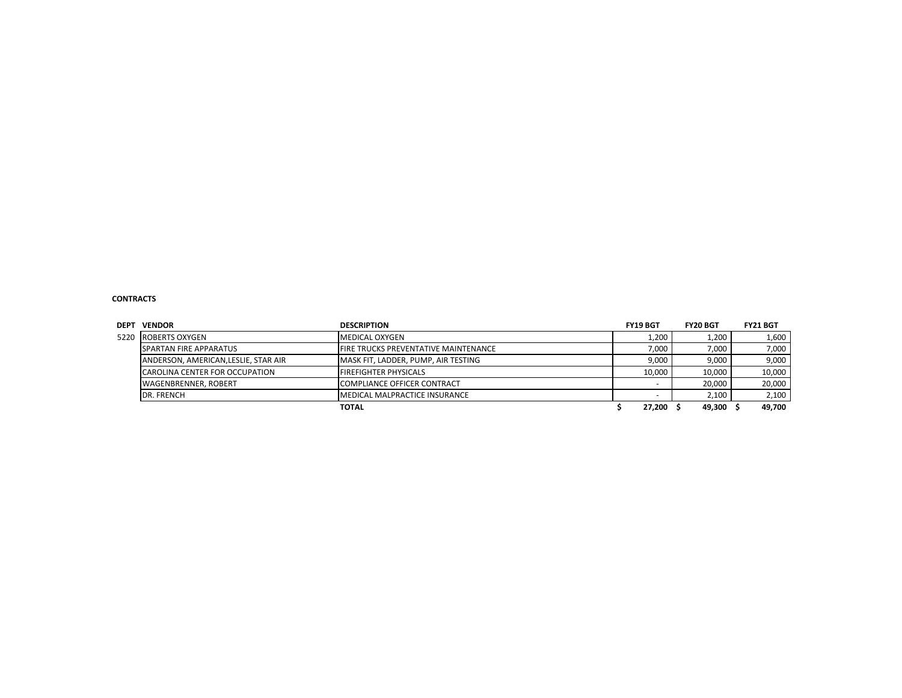**CONTRACTS**

| DEPT | VENDOR | DESCRIPTION | FY19 BGT | FY20 BGT | FY21 BGT |
|---|---|---|---|---|---|
| 5220 | ROBERTS OXYGEN | MEDICAL OXYGEN | 1,200 | 1,200 | 1,600 |
| | SPARTAN FIRE APPARATUS | FIRE TRUCKS PREVENTATIVE MAINTENANCE | 7,000 | 7,000 | 7,000 |
| | ANDERSON, AMERICAN,LESLIE, STAR AIR | MASK FIT, LADDER, PUMP, AIR TESTING | 9,000 | 9,000 | 9,000 |
| | CAROLINA CENTER FOR OCCUPATION | FIREFIGHTER PHYSICALS | 10,000 | 10,000 | 10,000 |
| | WAGENBRENNER, ROBERT | COMPLIANCE OFFICER CONTRACT | - | 20,000 | 20,000 |
| | DR. FRENCH | MEDICAL MALPRACTICE INSURANCE | - | 2,100 | 2,100 |
| | | **TOTAL** | **$ 27,200** | **$ 49,300** | **$ 49,700** |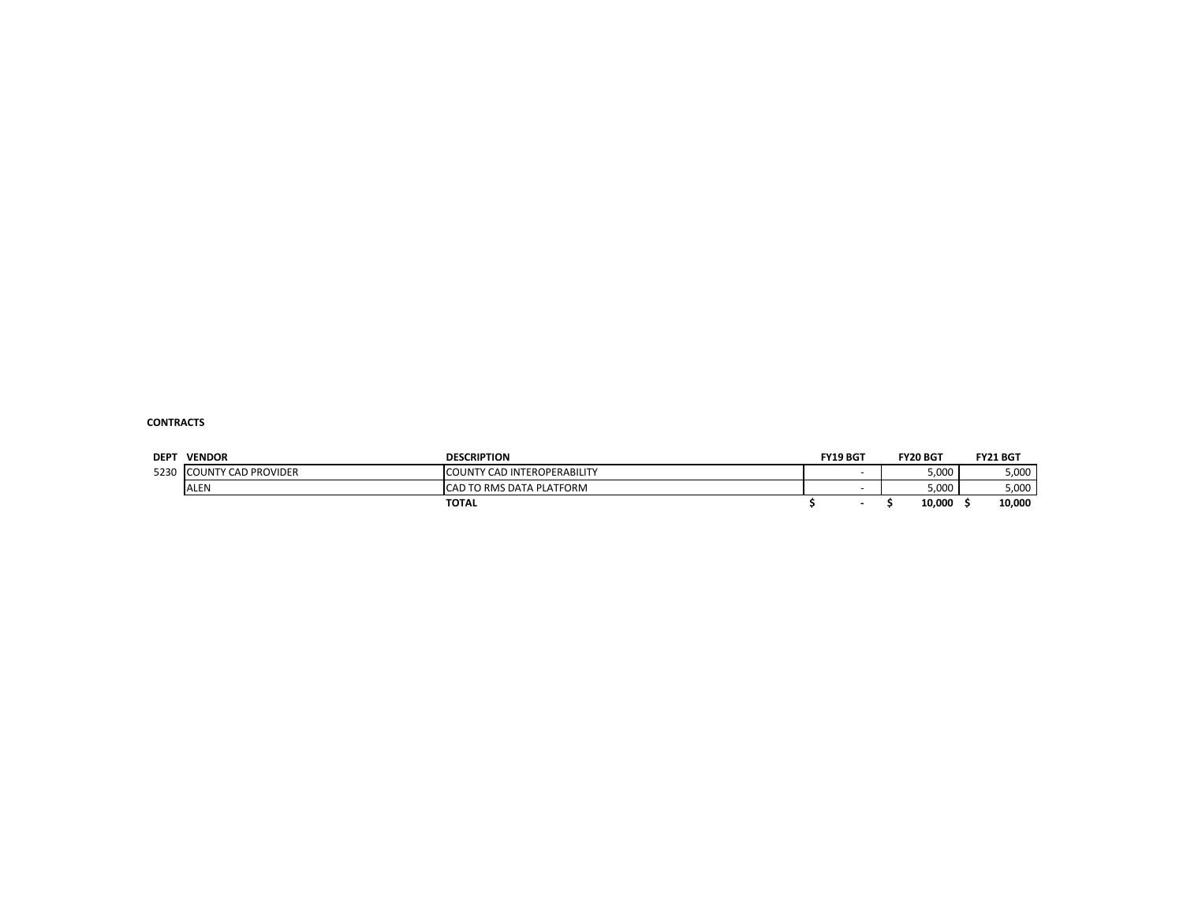**CONTRACTS**

| DEPT | VENDOR | DESCRIPTION | FY19 BGT | FY20 BGT | FY21 BGT |
|---|---|---|---|---|---|
| 5230 | COUNTY CAD PROVIDER | COUNTY CAD INTEROPERABILITY | - | 5,000 | 5,000 |
| | ALEN | CAD TO RMS DATA PLATFORM | - | 5,000 | 5,000 |
| | | **TOTAL** | **$ -** | **$ 10,000** | **$ 10,000** |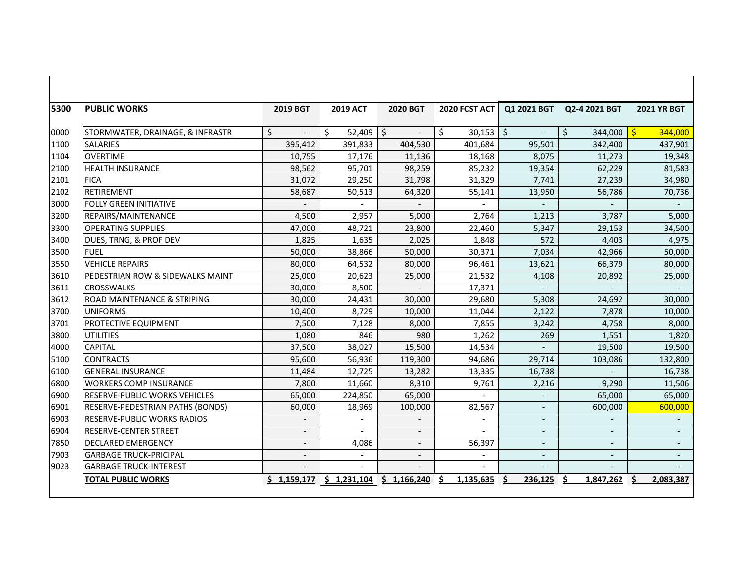| 5300 | PUBLIC WORKS | 2019 BGT | 2019 ACT | 2020 BGT | 2020 FCST ACT | Q1 2021 BGT | Q2-4 2021 BGT | 2021 YR BGT |
|---|---|---|---|---|---|---|---|---|
| 0000 | STORMWATER, DRAINAGE, & INFRASTR | $ - | $ 52,409 | $ - | $ 30,153 | $ - | $ 344,000 | $ 344,000 |
| 1100 | SALARIES | 395,412 | 391,833 | 404,530 | 401,684 | 95,501 | 342,400 | 437,901 |
| 1104 | OVERTIME | 10,755 | 17,176 | 11,136 | 18,168 | 8,075 | 11,273 | 19,348 |
| 2100 | HEALTH INSURANCE | 98,562 | 95,701 | 98,259 | 85,232 | 19,354 | 62,229 | 81,583 |
| 2101 | FICA | 31,072 | 29,250 | 31,798 | 31,329 | 7,741 | 27,239 | 34,980 |
| 2102 | RETIREMENT | 58,687 | 50,513 | 64,320 | 55,141 | 13,950 | 56,786 | 70,736 |
| 3000 | FOLLY GREEN INITIATIVE | - | - | - | - | - | - | - |
| 3200 | REPAIRS/MAINTENANCE | 4,500 | 2,957 | 5,000 | 2,764 | 1,213 | 3,787 | 5,000 |
| 3300 | OPERATING SUPPLIES | 47,000 | 48,721 | 23,800 | 22,460 | 5,347 | 29,153 | 34,500 |
| 3400 | DUES, TRNG, & PROF DEV | 1,825 | 1,635 | 2,025 | 1,848 | 572 | 4,403 | 4,975 |
| 3500 | FUEL | 50,000 | 38,866 | 50,000 | 30,371 | 7,034 | 42,966 | 50,000 |
| 3550 | VEHICLE REPAIRS | 80,000 | 64,532 | 80,000 | 96,461 | 13,621 | 66,379 | 80,000 |
| 3610 | PEDESTRIAN ROW & SIDEWALKS MAINT | 25,000 | 20,623 | 25,000 | 21,532 | 4,108 | 20,892 | 25,000 |
| 3611 | CROSSWALKS | 30,000 | 8,500 | - | 17,371 | - | - | - |
| 3612 | ROAD MAINTENANCE & STRIPING | 30,000 | 24,431 | 30,000 | 29,680 | 5,308 | 24,692 | 30,000 |
| 3700 | UNIFORMS | 10,400 | 8,729 | 10,000 | 11,044 | 2,122 | 7,878 | 10,000 |
| 3701 | PROTECTIVE EQUIPMENT | 7,500 | 7,128 | 8,000 | 7,855 | 3,242 | 4,758 | 8,000 |
| 3800 | UTILITIES | 1,080 | 846 | 980 | 1,262 | 269 | 1,551 | 1,820 |
| 4000 | CAPITAL | 37,500 | 38,027 | 15,500 | 14,534 | - | 19,500 | 19,500 |
| 5100 | CONTRACTS | 95,600 | 56,936 | 119,300 | 94,686 | 29,714 | 103,086 | 132,800 |
| 6100 | GENERAL INSURANCE | 11,484 | 12,725 | 13,282 | 13,335 | 16,738 | - | 16,738 |
| 6800 | WORKERS COMP INSURANCE | 7,800 | 11,660 | 8,310 | 9,761 | 2,216 | 9,290 | 11,506 |
| 6900 | RESERVE-PUBLIC WORKS VEHICLES | 65,000 | 224,850 | 65,000 | - | - | 65,000 | 65,000 |
| 6901 | RESERVE-PEDESTRIAN PATHS (BONDS) | 60,000 | 18,969 | 100,000 | 82,567 | - | 600,000 | 600,000 |
| 6903 | RESERVE-PUBLIC WORKS RADIOS | - | - | - | - | - | - | - |
| 6904 | RESERVE-CENTER STREET | - | - | - | - | - | - | - |
| 7850 | DECLARED EMERGENCY | - | 4,086 | - | 56,397 | - | - | - |
| 7903 | GARBAGE TRUCK-PRICIPAL | - | - | - | - | - | - | - |
| 9023 | GARBAGE TRUCK-INTEREST | - | - | - | - | - | - | - |
| | **TOTAL PUBLIC WORKS** | **$ 1,159,177** | **$ 1,231,104** | **$ 1,166,240** | **$ 1,135,635** | **$ 236,125** | **$ 1,847,262** | **$ 2,083,387** |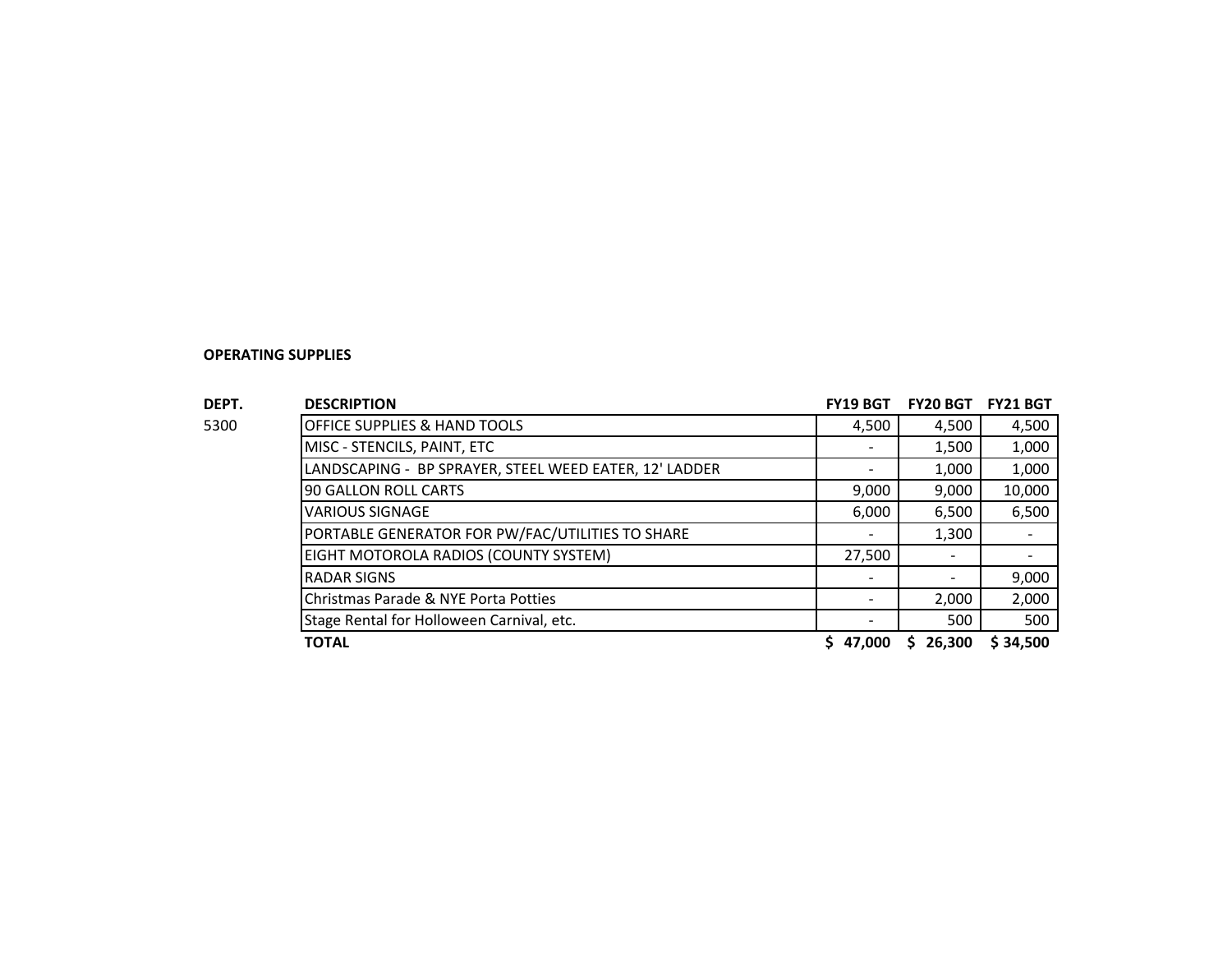**OPERATING SUPPLIES**

| DEPT. | DESCRIPTION | FY19 BGT | FY20 BGT | FY21 BGT |
|---|---|---|---|---|
| 5300 | OFFICE SUPPLIES & HAND TOOLS | 4,500 | 4,500 | 4,500 |
| | MISC - STENCILS, PAINT, ETC | - | 1,500 | 1,000 |
| | LANDSCAPING - BP SPRAYER, STEEL WEED EATER, 12' LADDER | - | 1,000 | 1,000 |
| | 90 GALLON ROLL CARTS | 9,000 | 9,000 | 10,000 |
| | VARIOUS SIGNAGE | 6,000 | 6,500 | 6,500 |
| | PORTABLE GENERATOR FOR PW/FAC/UTILITIES TO SHARE | - | 1,300 | - |
| | EIGHT MOTOROLA RADIOS (COUNTY SYSTEM) | 27,500 | - | - |
| | RADAR SIGNS | - | - | 9,000 |
| | Christmas Parade & NYE Porta Potties | - | 2,000 | 2,000 |
| | Stage Rental for Holloween Carnival, etc. | - | 500 | 500 |
| | **TOTAL** | **$ 47,000** | **$ 26,300** | **$ 34,500** |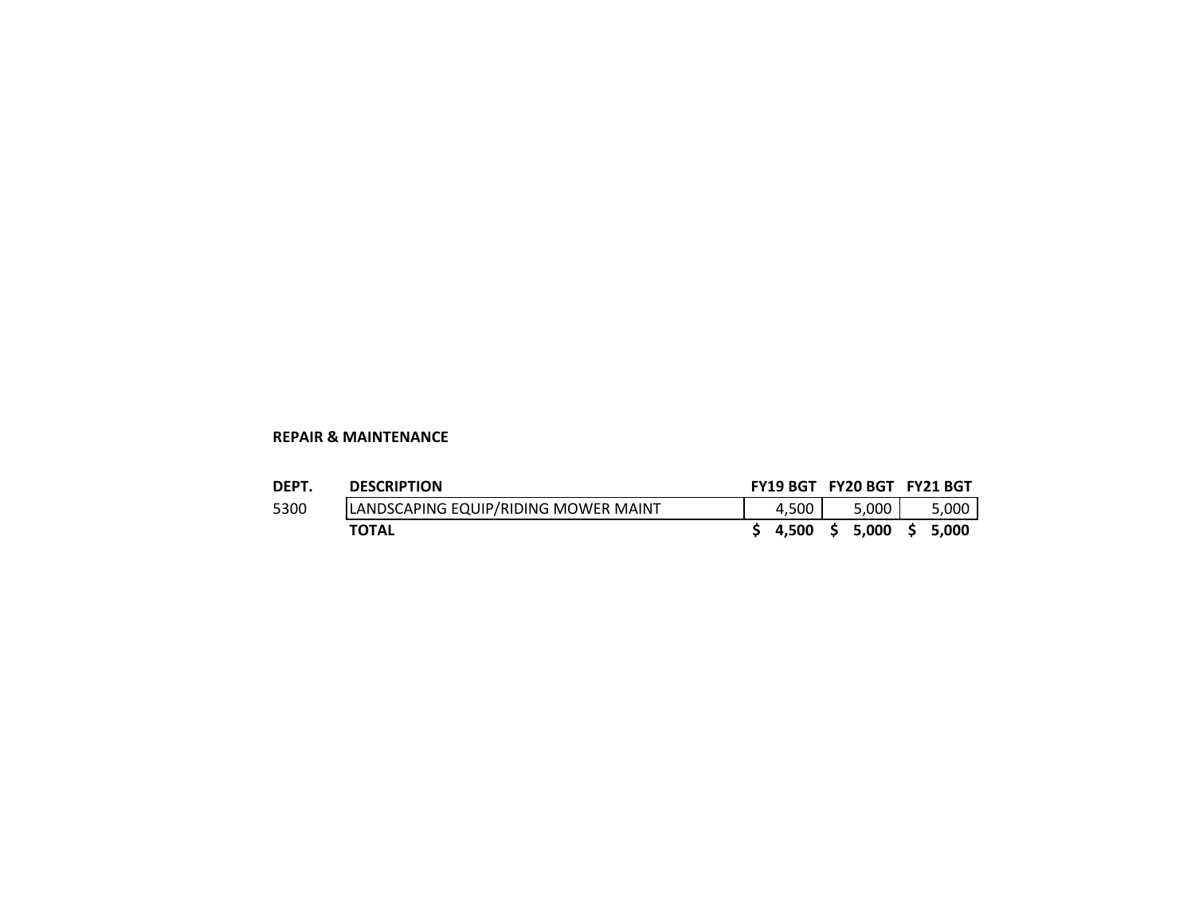**REPAIR & MAINTENANCE**

| DEPT. | DESCRIPTION | FY19 BGT | FY20 BGT | FY21 BGT |
|---|---|---|---|---|
| 5300 | LANDSCAPING EQUIP/RIDING MOWER MAINT | 4,500 | 5,000 | 5,000 |
| | **TOTAL** | **$ 4,500** | **$ 5,000** | **$ 5,000** |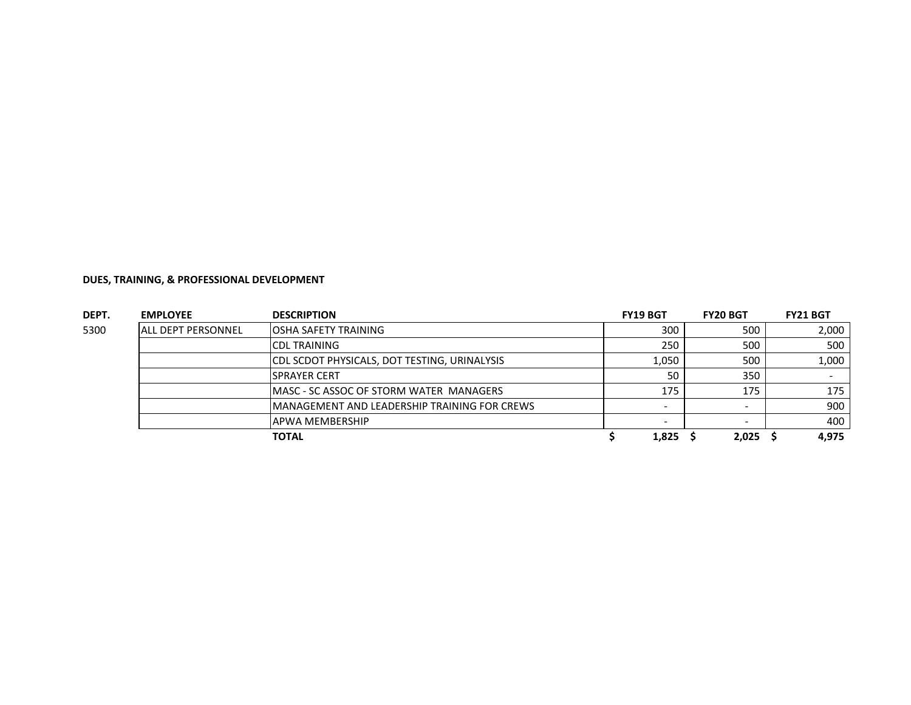**DUES, TRAINING, & PROFESSIONAL DEVELOPMENT**

| DEPT. | EMPLOYEE | DESCRIPTION | FY19 BGT | FY20 BGT | FY21 BGT |
|---|---|---|---|---|---|
| 5300 | ALL DEPT PERSONNEL | OSHA SAFETY TRAINING | 300 | 500 | 2,000 |
| | | CDL TRAINING | 250 | 500 | 500 |
| | | CDL SCDOT PHYSICALS, DOT TESTING, URINALYSIS | 1,050 | 500 | 1,000 |
| | | SPRAYER CERT | 50 | 350 | - |
| | | MASC - SC ASSOC OF STORM WATER MANAGERS | 175 | 175 | 175 |
| | | MANAGEMENT AND LEADERSHIP TRAINING FOR CREWS | - | - | 900 |
| | | APWA MEMBERSHIP | - | - | 400 |
| | | **TOTAL** | **$ 1,825** | **$ 2,025** | **$ 4,975** |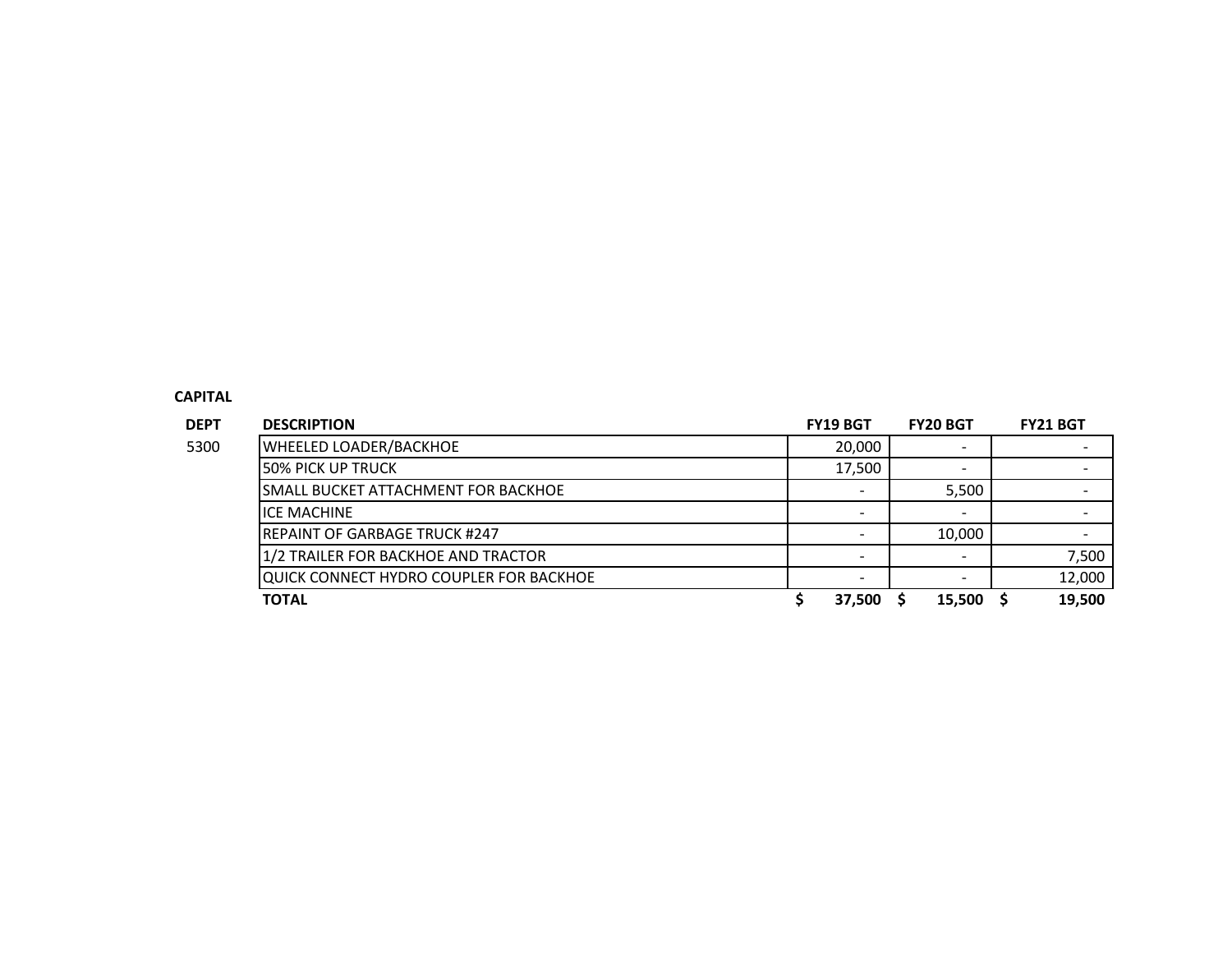**CAPITAL**

| DEPT | DESCRIPTION | FY19 BGT | FY20 BGT | FY21 BGT |
|---|---|---|---|---|
| 5300 | WHEELED LOADER/BACKHOE | 20,000 | - | - |
| | 50% PICK UP TRUCK | 17,500 | - | - |
| | SMALL BUCKET ATTACHMENT FOR BACKHOE | - | 5,500 | - |
| | ICE MACHINE | - | - | - |
| | REPAINT OF GARBAGE TRUCK #247 | - | 10,000 | - |
| | 1/2 TRAILER FOR BACKHOE AND TRACTOR | - | - | 7,500 |
| | QUICK CONNECT HYDRO COUPLER FOR BACKHOE | - | - | 12,000 |
| | **TOTAL** | **$ 37,500** | **$ 15,500** | **$ 19,500** |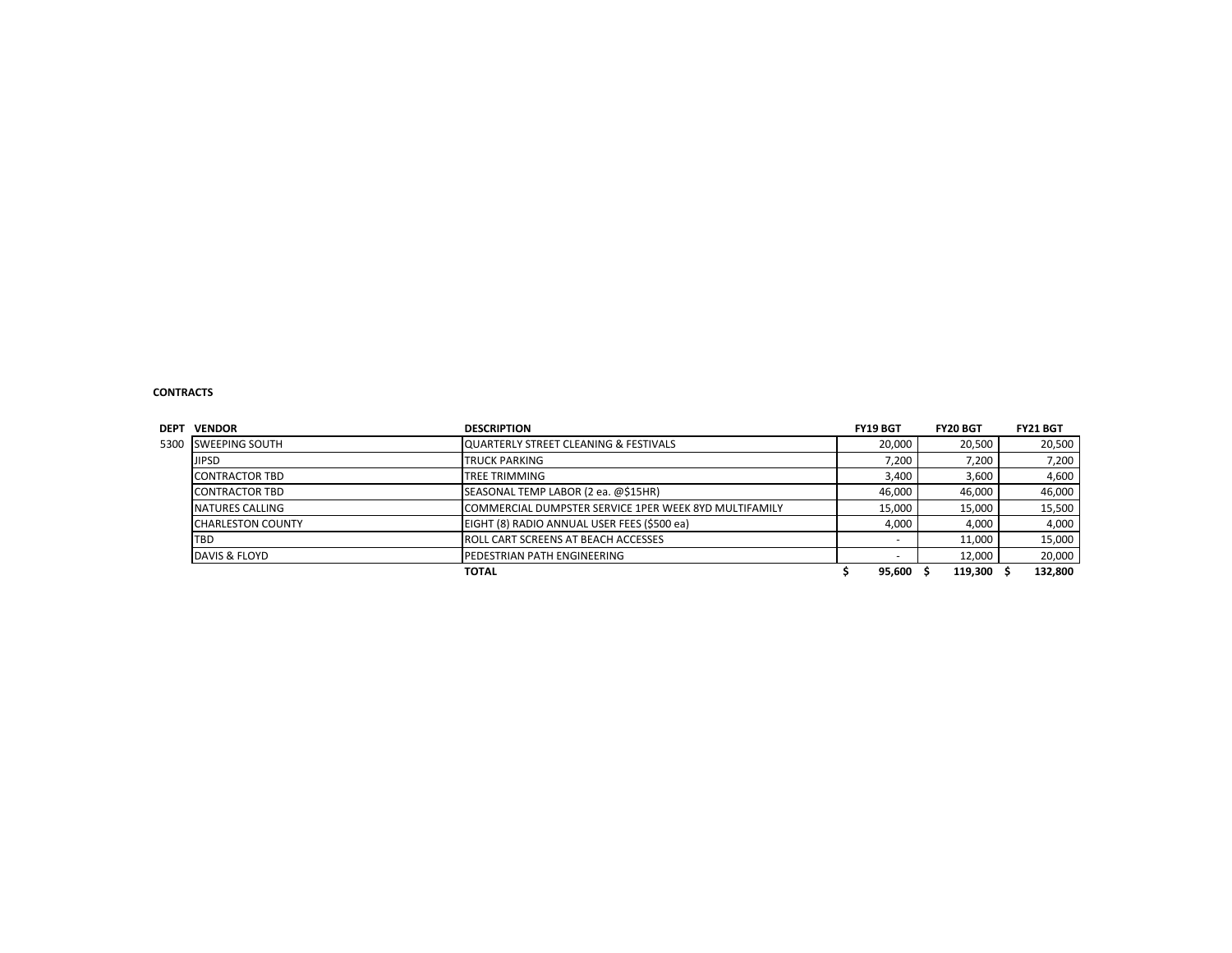**CONTRACTS**

| DEPT | VENDOR | DESCRIPTION | FY19 BGT | FY20 BGT | FY21 BGT |
|---|---|---|---|---|---|
| 5300 | SWEEPING SOUTH | QUARTERLY STREET CLEANING & FESTIVALS | 20,000 | 20,500 | 20,500 |
| | JIPSD | TRUCK PARKING | 7,200 | 7,200 | 7,200 |
| | CONTRACTOR TBD | TREE TRIMMING | 3,400 | 3,600 | 4,600 |
| | CONTRACTOR TBD | SEASONAL TEMP LABOR (2 ea. @$15HR) | 46,000 | 46,000 | 46,000 |
| | NATURES CALLING | COMMERCIAL DUMPSTER SERVICE 1PER WEEK 8YD MULTIFAMILY | 15,000 | 15,000 | 15,500 |
| | CHARLESTON COUNTY | EIGHT (8) RADIO ANNUAL USER FEES ($500 ea) | 4,000 | 4,000 | 4,000 |
| | TBD | ROLL CART SCREENS AT BEACH ACCESSES | - | 11,000 | 15,000 |
| | DAVIS & FLOYD | PEDESTRIAN PATH ENGINEERING | - | 12,000 | 20,000 |
| | | **TOTAL** | **$ 95,600** | **$ 119,300** | **$ 132,800** |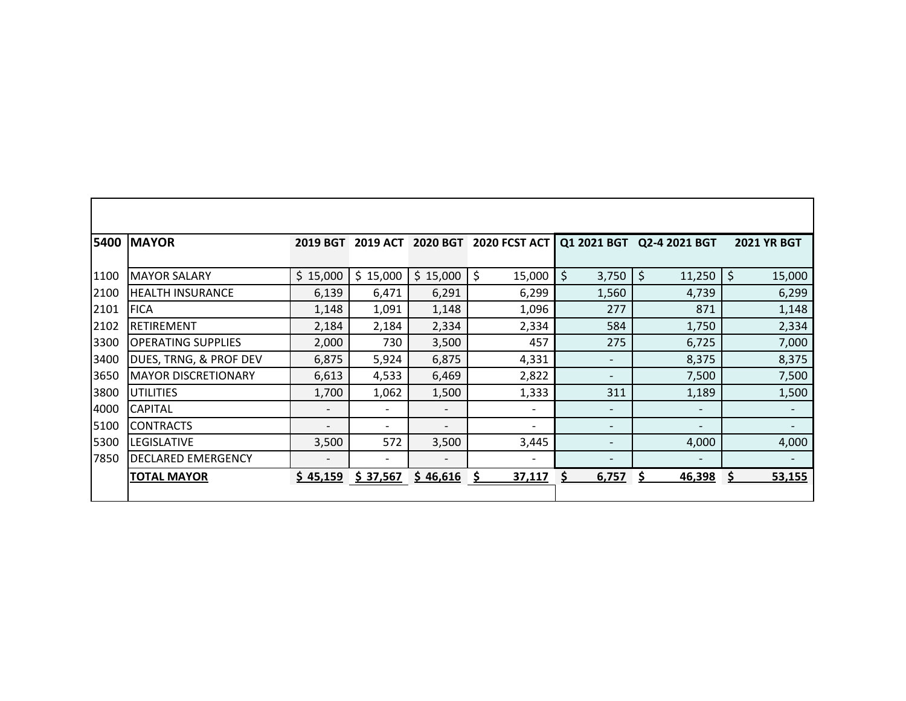| 5400 | MAYOR | 2019 BGT | 2019 ACT | 2020 BGT | 2020 FCST ACT | Q1 2021 BGT | Q2-4 2021 BGT | 2021 YR BGT |
|---|---|---|---|---|---|---|---|---|
| 1100 | MAYOR SALARY | $ 15,000 | $ 15,000 | $ 15,000 | $ 15,000 | $ 3,750 | $ 11,250 | $ 15,000 |
| 2100 | HEALTH INSURANCE | 6,139 | 6,471 | 6,291 | 6,299 | 1,560 | 4,739 | 6,299 |
| 2101 | FICA | 1,148 | 1,091 | 1,148 | 1,096 | 277 | 871 | 1,148 |
| 2102 | RETIREMENT | 2,184 | 2,184 | 2,334 | 2,334 | 584 | 1,750 | 2,334 |
| 3300 | OPERATING SUPPLIES | 2,000 | 730 | 3,500 | 457 | 275 | 6,725 | 7,000 |
| 3400 | DUES, TRNG, & PROF DEV | 6,875 | 5,924 | 6,875 | 4,331 | - | 8,375 | 8,375 |
| 3650 | MAYOR DISCRETIONARY | 6,613 | 4,533 | 6,469 | 2,822 | - | 7,500 | 7,500 |
| 3800 | UTILITIES | 1,700 | 1,062 | 1,500 | 1,333 | 311 | 1,189 | 1,500 |
| 4000 | CAPITAL | - | - | - | - | - | - | - |
| 5100 | CONTRACTS | - | - | - | - | - | - | - |
| 5300 | LEGISLATIVE | 3,500 | 572 | 3,500 | 3,445 | - | 4,000 | 4,000 |
| 7850 | DECLARED EMERGENCY | - | - | - | - | - | - | - |
| | **TOTAL MAYOR** | **$ 45,159** | **$ 37,567** | **$ 46,616** | **$ 37,117** | **$ 6,757** | **$ 46,398** | **$ 53,155** |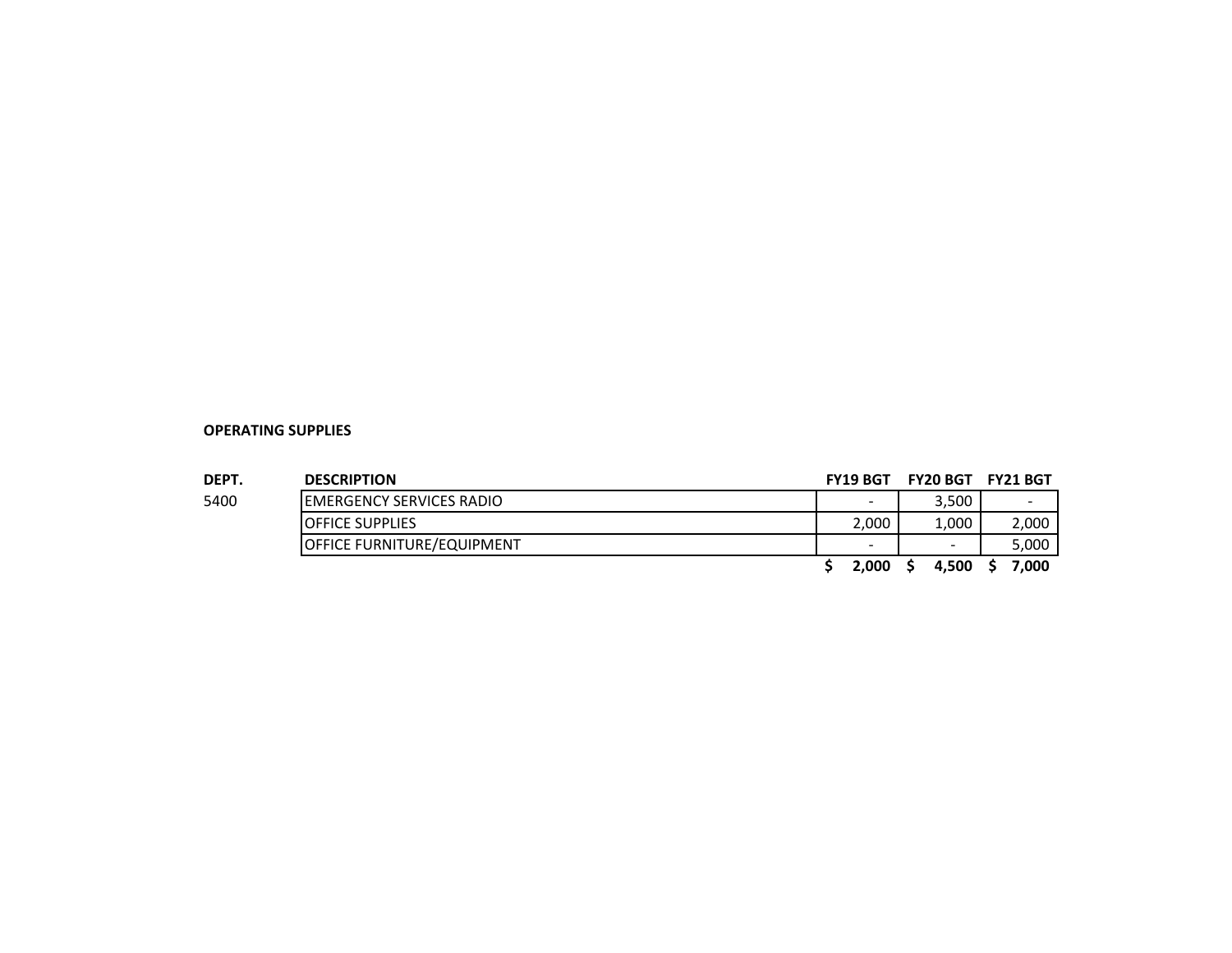**OPERATING SUPPLIES**

| DEPT. | DESCRIPTION | FY19 BGT | FY20 BGT | FY21 BGT |
|---|---|---|---|---|
| 5400 | EMERGENCY SERVICES RADIO | - | 3,500 | - |
| | OFFICE SUPPLIES | 2,000 | 1,000 | 2,000 |
| | OFFICE FURNITURE/EQUIPMENT | - | - | 5,000 |
| | | **$ 2,000** | **$ 4,500** | **$ 7,000** |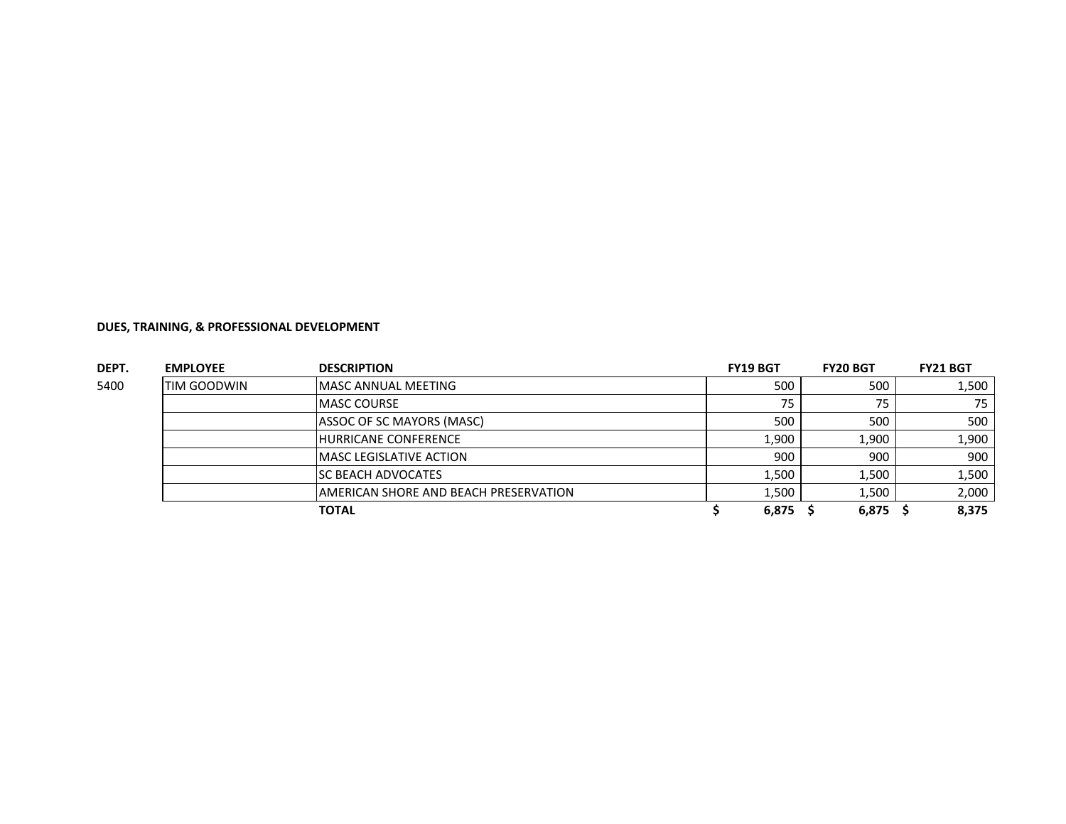**DUES, TRAINING, & PROFESSIONAL DEVELOPMENT**

| DEPT. | EMPLOYEE | DESCRIPTION | FY19 BGT | FY20 BGT | FY21 BGT |
|---|---|---|---|---|---|
| 5400 | TIM GOODWIN | MASC ANNUAL MEETING | 500 | 500 | 1,500 |
| | | MASC COURSE | 75 | 75 | 75 |
| | | ASSOC OF SC MAYORS (MASC) | 500 | 500 | 500 |
| | | HURRICANE CONFERENCE | 1,900 | 1,900 | 1,900 |
| | | MASC LEGISLATIVE ACTION | 900 | 900 | 900 |
| | | SC BEACH ADVOCATES | 1,500 | 1,500 | 1,500 |
| | | AMERICAN SHORE AND BEACH PRESERVATION | 1,500 | 1,500 | 2,000 |
| | | **TOTAL** | **$ 6,875** | **$ 6,875** | **$ 8,375** |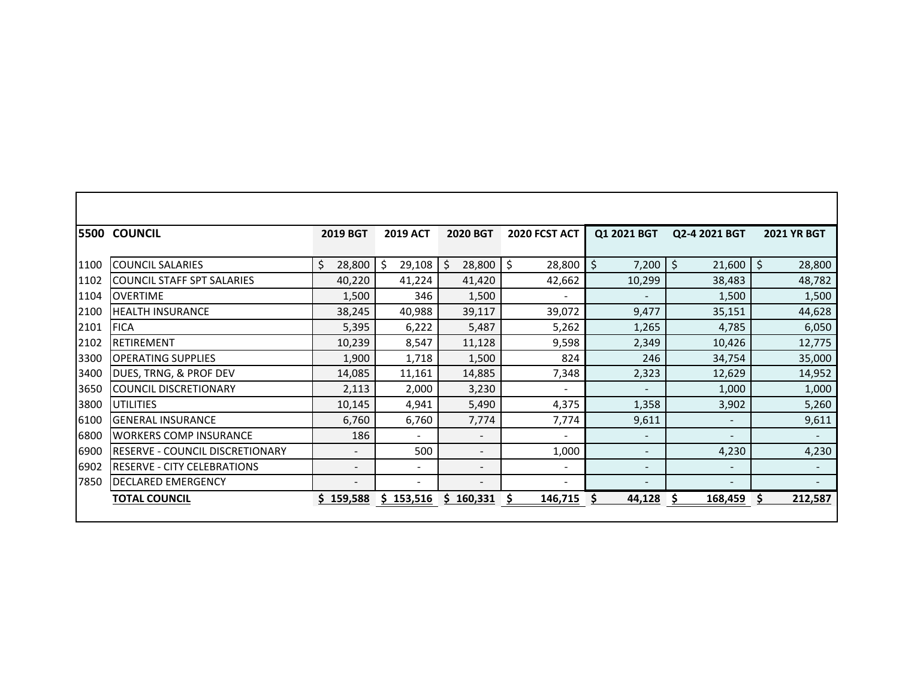| 5500 | COUNCIL | 2019 BGT | 2019 ACT | 2020 BGT | 2020 FCST ACT | Q1 2021 BGT | Q2-4 2021 BGT | 2021 YR BGT |
|---|---|---|---|---|---|---|---|---|
| 1100 | COUNCIL SALARIES | $ 28,800 | $ 29,108 | $ 28,800 | $ 28,800 | $ 7,200 | $ 21,600 | $ 28,800 |
| 1102 | COUNCIL STAFF SPT SALARIES | 40,220 | 41,224 | 41,420 | 42,662 | 10,299 | 38,483 | 48,782 |
| 1104 | OVERTIME | 1,500 | 346 | 1,500 | - | - | 1,500 | 1,500 |
| 2100 | HEALTH INSURANCE | 38,245 | 40,988 | 39,117 | 39,072 | 9,477 | 35,151 | 44,628 |
| 2101 | FICA | 5,395 | 6,222 | 5,487 | 5,262 | 1,265 | 4,785 | 6,050 |
| 2102 | RETIREMENT | 10,239 | 8,547 | 11,128 | 9,598 | 2,349 | 10,426 | 12,775 |
| 3300 | OPERATING SUPPLIES | 1,900 | 1,718 | 1,500 | 824 | 246 | 34,754 | 35,000 |
| 3400 | DUES, TRNG, & PROF DEV | 14,085 | 11,161 | 14,885 | 7,348 | 2,323 | 12,629 | 14,952 |
| 3650 | COUNCIL DISCRETIONARY | 2,113 | 2,000 | 3,230 | - | - | 1,000 | 1,000 |
| 3800 | UTILITIES | 10,145 | 4,941 | 5,490 | 4,375 | 1,358 | 3,902 | 5,260 |
| 6100 | GENERAL INSURANCE | 6,760 | 6,760 | 7,774 | 7,774 | 9,611 | - | 9,611 |
| 6800 | WORKERS COMP INSURANCE | 186 | - | - | - | - | - | - |
| 6900 | RESERVE - COUNCIL DISCRETIONARY | - | 500 | - | 1,000 | - | 4,230 | 4,230 |
| 6902 | RESERVE - CITY CELEBRATIONS | - | - | - | - | - | - | - |
| 7850 | DECLARED EMERGENCY | - | - | - | - | - | - | - |
| | **TOTAL COUNCIL** | **$ 159,588** | **$ 153,516** | **$ 160,331** | **$ 146,715** | **$ 44,128** | **$ 168,459** | **$ 212,587** |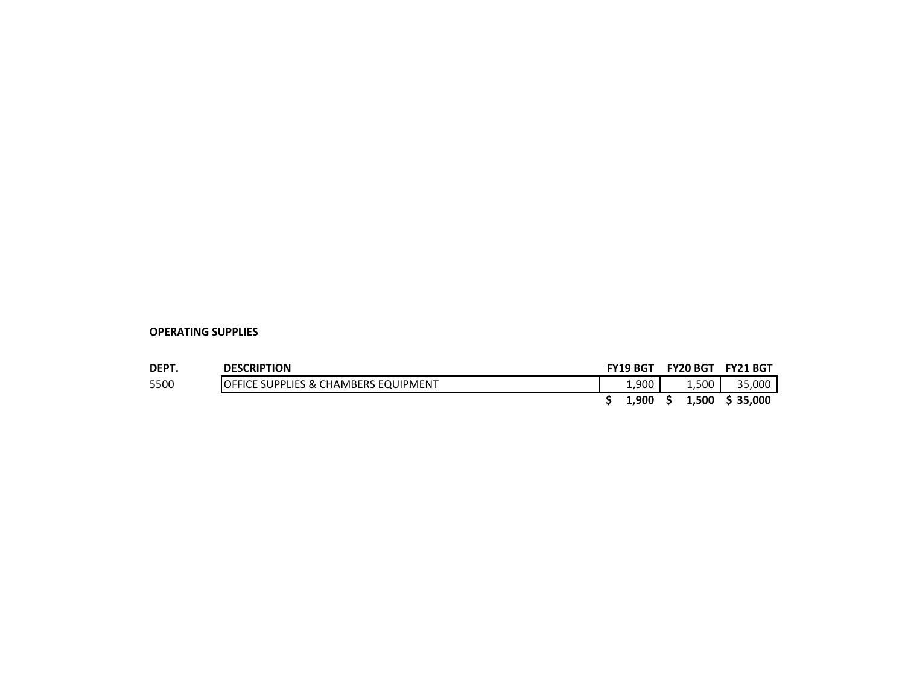**OPERATING SUPPLIES**

| DEPT. | DESCRIPTION | FY19 BGT | FY20 BGT | FY21 BGT |
|---|---|---|---|---|
| 5500 | OFFICE SUPPLIES & CHAMBERS EQUIPMENT | 1,900 | 1,500 | 35,000 |
| | | **$ 1,900** | **$ 1,500** | **$ 35,000** |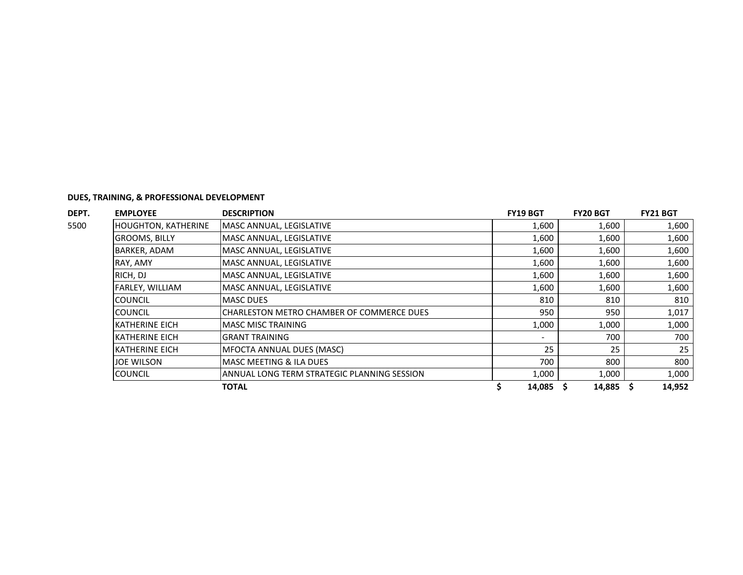**DUES, TRAINING, & PROFESSIONAL DEVELOPMENT**

| DEPT. | EMPLOYEE | DESCRIPTION | FY19 BGT | FY20 BGT | FY21 BGT |
|---|---|---|---|---|---|
| 5500 | HOUGHTON, KATHERINE | MASC ANNUAL, LEGISLATIVE | 1,600 | 1,600 | 1,600 |
| | GROOMS, BILLY | MASC ANNUAL, LEGISLATIVE | 1,600 | 1,600 | 1,600 |
| | BARKER, ADAM | MASC ANNUAL, LEGISLATIVE | 1,600 | 1,600 | 1,600 |
| | RAY, AMY | MASC ANNUAL, LEGISLATIVE | 1,600 | 1,600 | 1,600 |
| | RICH, DJ | MASC ANNUAL, LEGISLATIVE | 1,600 | 1,600 | 1,600 |
| | FARLEY, WILLIAM | MASC ANNUAL, LEGISLATIVE | 1,600 | 1,600 | 1,600 |
| | COUNCIL | MASC DUES | 810 | 810 | 810 |
| | COUNCIL | CHARLESTON METRO CHAMBER OF COMMERCE DUES | 950 | 950 | 1,017 |
| | KATHERINE EICH | MASC MISC TRAINING | 1,000 | 1,000 | 1,000 |
| | KATHERINE EICH | GRANT TRAINING | - | 700 | 700 |
| | KATHERINE EICH | MFOCTA ANNUAL DUES (MASC) | 25 | 25 | 25 |
| | JOE WILSON | MASC MEETING & ILA DUES | 700 | 800 | 800 |
| | COUNCIL | ANNUAL LONG TERM STRATEGIC PLANNING SESSION | 1,000 | 1,000 | 1,000 |
| | | **TOTAL** | **$ 14,085** | **$ 14,885** | **$ 14,952** |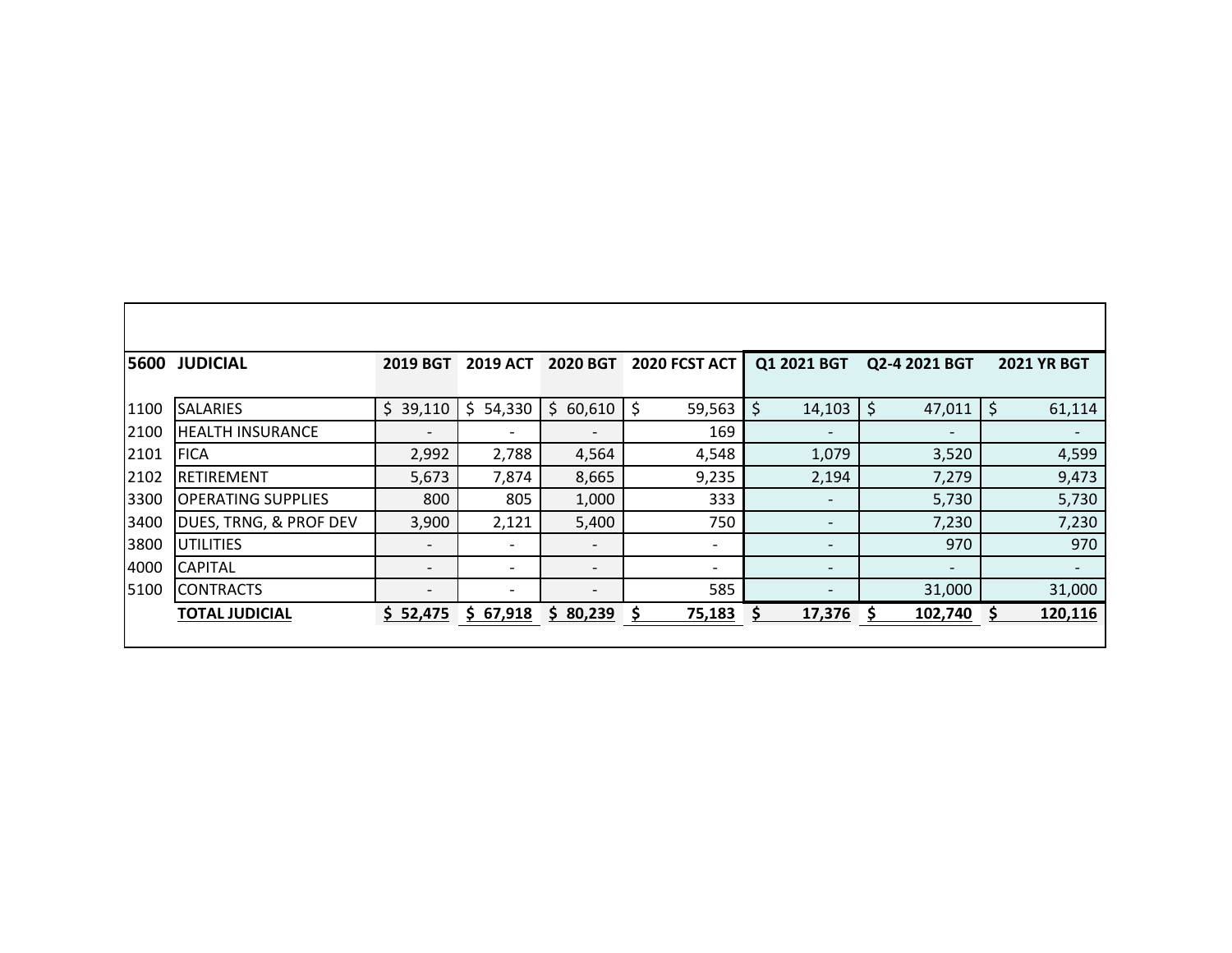| 5600 | JUDICIAL | 2019 BGT | 2019 ACT | 2020 BGT | 2020 FCST ACT | Q1 2021 BGT | Q2-4 2021 BGT | 2021 YR BGT |
|---|---|---|---|---|---|---|---|---|
| 1100 | SALARIES | $ 39,110 | $ 54,330 | $ 60,610 | $ 59,563 | $ 14,103 | $ 47,011 | $ 61,114 |
| 2100 | HEALTH INSURANCE | - | - | - | 169 | - | - | - |
| 2101 | FICA | 2,992 | 2,788 | 4,564 | 4,548 | 1,079 | 3,520 | 4,599 |
| 2102 | RETIREMENT | 5,673 | 7,874 | 8,665 | 9,235 | 2,194 | 7,279 | 9,473 |
| 3300 | OPERATING SUPPLIES | 800 | 805 | 1,000 | 333 | - | 5,730 | 5,730 |
| 3400 | DUES, TRNG, & PROF DEV | 3,900 | 2,121 | 5,400 | 750 | - | 7,230 | 7,230 |
| 3800 | UTILITIES | - | - | - | - | - | 970 | 970 |
| 4000 | CAPITAL | - | - | - | - | - | - | - |
| 5100 | CONTRACTS | - | - | - | 585 | - | 31,000 | 31,000 |
| | **TOTAL JUDICIAL** | **$ 52,475** | **$ 67,918** | **$ 80,239** | **$ 75,183** | **$ 17,376** | **$ 102,740** | **$ 120,116** |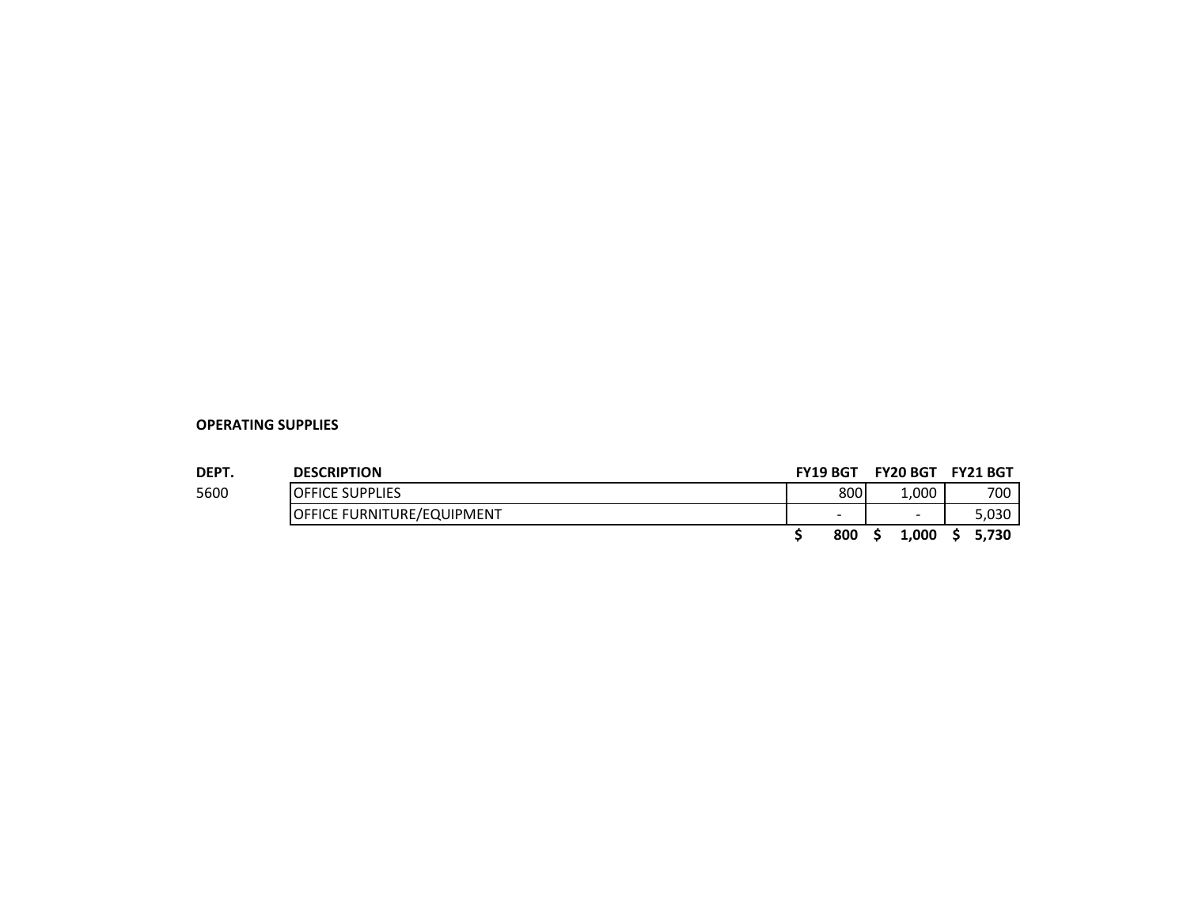**OPERATING SUPPLIES**

| DEPT. | DESCRIPTION | FY19 BGT | FY20 BGT | FY21 BGT |
|---|---|---|---|---|
| 5600 | OFFICE SUPPLIES | 800 | 1,000 | 700 |
| | OFFICE FURNITURE/EQUIPMENT | - | - | 5,030 |
| | | **$ 800** | **$ 1,000** | **$ 5,730** |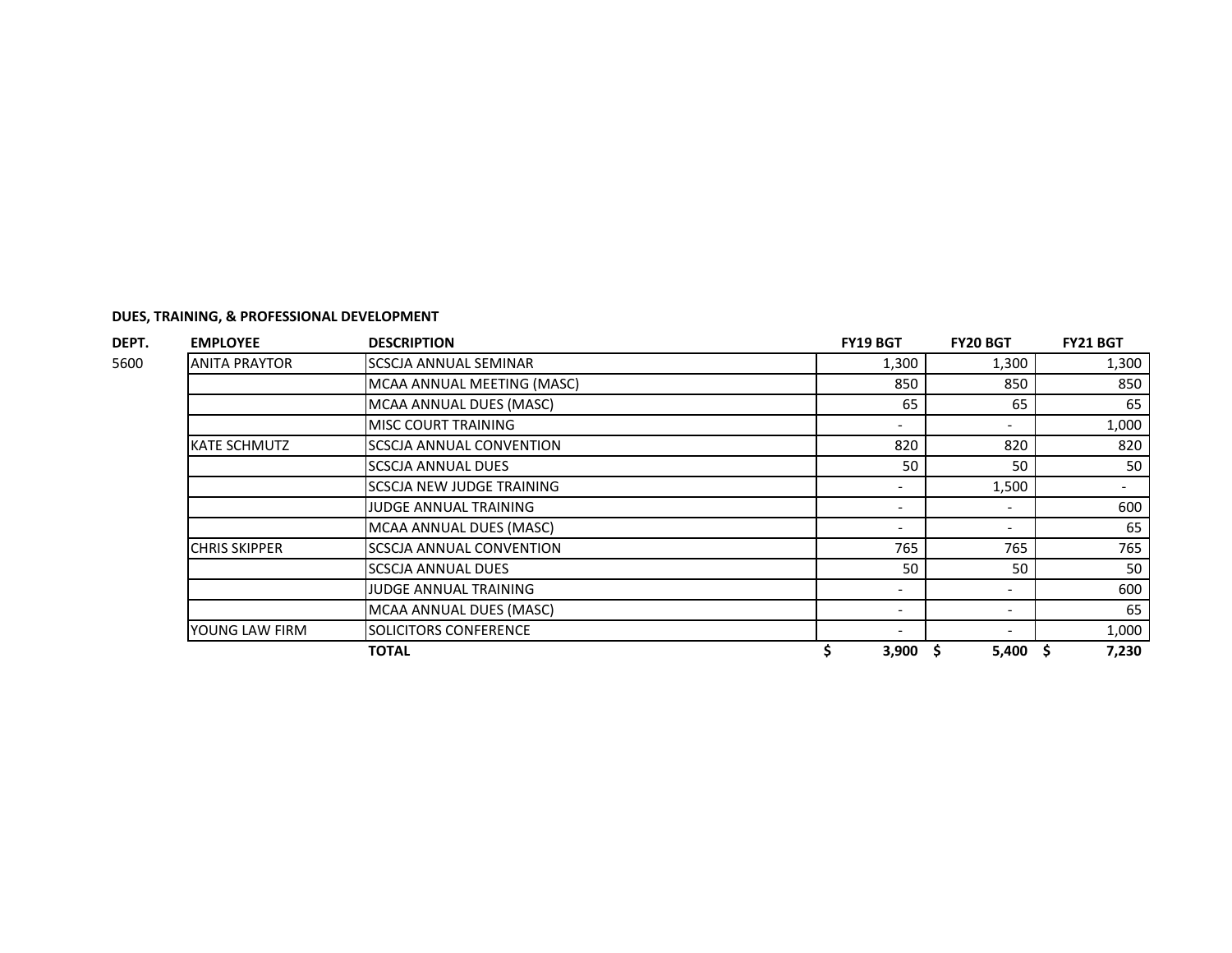**DUES, TRAINING, & PROFESSIONAL DEVELOPMENT**

| DEPT. | EMPLOYEE | DESCRIPTION | FY19 BGT | FY20 BGT | FY21 BGT |
|---|---|---|---|---|---|
| 5600 | ANITA PRAYTOR | SCSCJA ANNUAL SEMINAR | 1,300 | 1,300 | 1,300 |
| | | MCAA ANNUAL MEETING (MASC) | 850 | 850 | 850 |
| | | MCAA ANNUAL DUES (MASC) | 65 | 65 | 65 |
| | | MISC COURT TRAINING | - | - | 1,000 |
| | KATE SCHMUTZ | SCSCJA ANNUAL CONVENTION | 820 | 820 | 820 |
| | | SCSCJA ANNUAL DUES | 50 | 50 | 50 |
| | | SCSCJA NEW JUDGE TRAINING | - | 1,500 | - |
| | | JUDGE ANNUAL TRAINING | - | - | 600 |
| | | MCAA ANNUAL DUES (MASC) | - | - | 65 |
| | CHRIS SKIPPER | SCSCJA ANNUAL CONVENTION | 765 | 765 | 765 |
| | | SCSCJA ANNUAL DUES | 50 | 50 | 50 |
| | | JUDGE ANNUAL TRAINING | - | - | 600 |
| | | MCAA ANNUAL DUES (MASC) | - | - | 65 |
| | YOUNG LAW FIRM | SOLICITORS CONFERENCE | - | - | 1,000 |
| | | **TOTAL** | **$ 3,900** | **$ 5,400** | **$ 7,230** |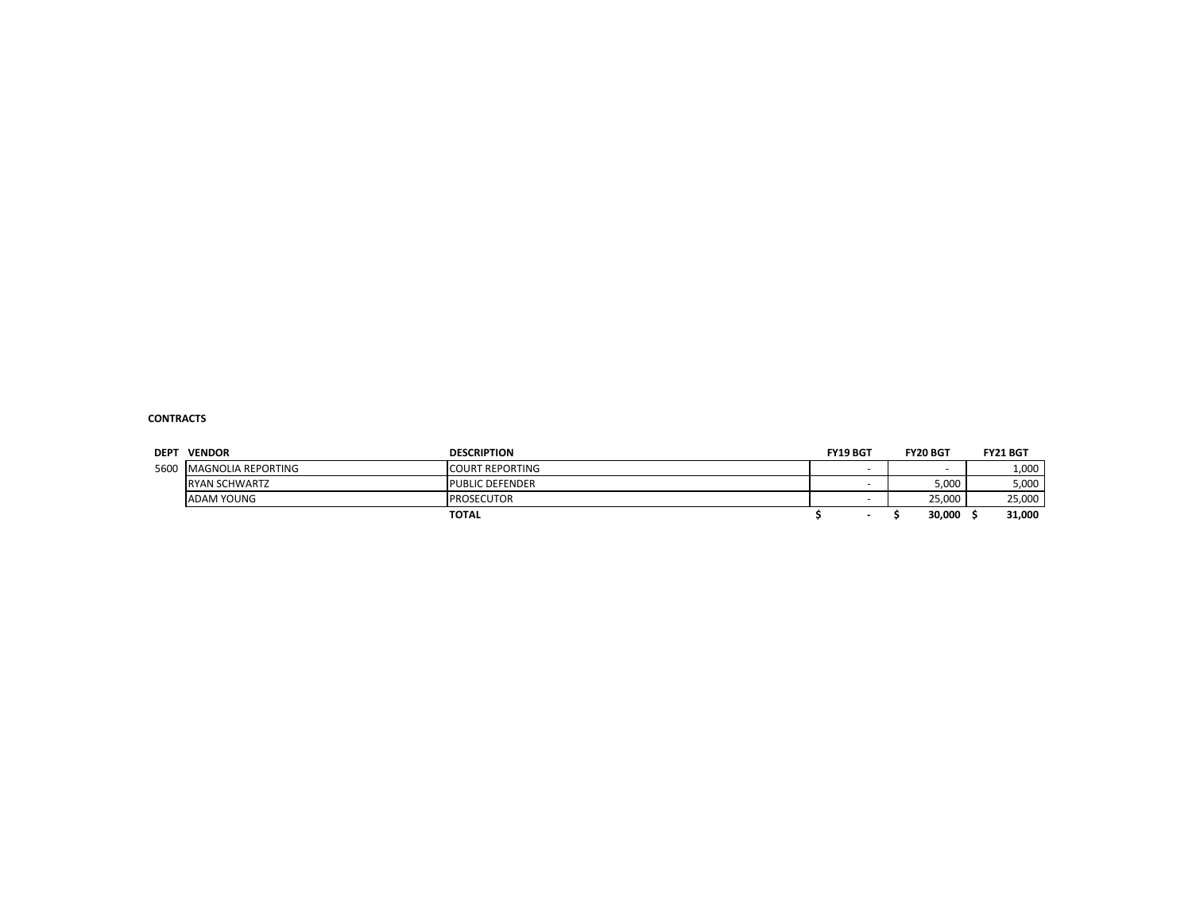**CONTRACTS**

| DEPT | VENDOR | DESCRIPTION | FY19 BGT | FY20 BGT | FY21 BGT |
|---|---|---|---|---|---|
| 5600 | MAGNOLIA REPORTING | COURT REPORTING | - | - | 1,000 |
| | RYAN SCHWARTZ | PUBLIC DEFENDER | - | 5,000 | 5,000 |
| | ADAM YOUNG | PROSECUTOR | - | 25,000 | 25,000 |
| | | **TOTAL** | **$ -** | **$ 30,000** | **$ 31,000** |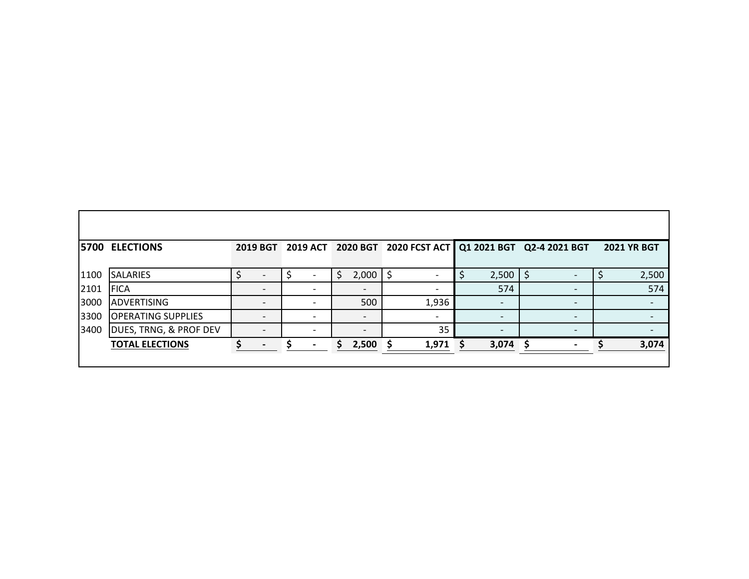| 5700 | ELECTIONS | 2019 BGT | 2019 ACT | 2020 BGT | 2020 FCST ACT | Q1 2021 BGT | Q2-4 2021 BGT | 2021 YR BGT |
|---|---|---|---|---|---|---|---|---|
| 1100 | SALARIES | $ - | $ - | $ 2,000 | $ - | $ 2,500 | $ - | $ 2,500 |
| 2101 | FICA | - | - | - | - | 574 | - | 574 |
| 3000 | ADVERTISING | - | - | 500 | 1,936 | - | - | - |
| 3300 | OPERATING SUPPLIES | - | - | - | - | - | - | - |
| 3400 | DUES, TRNG, & PROF DEV | - | - | - | 35 | - | - | - |
| | **TOTAL ELECTIONS** | **$ -** | **$ -** | **$ 2,500** | **$ 1,971** | **$ 3,074** | **$ -** | **$ 3,074** |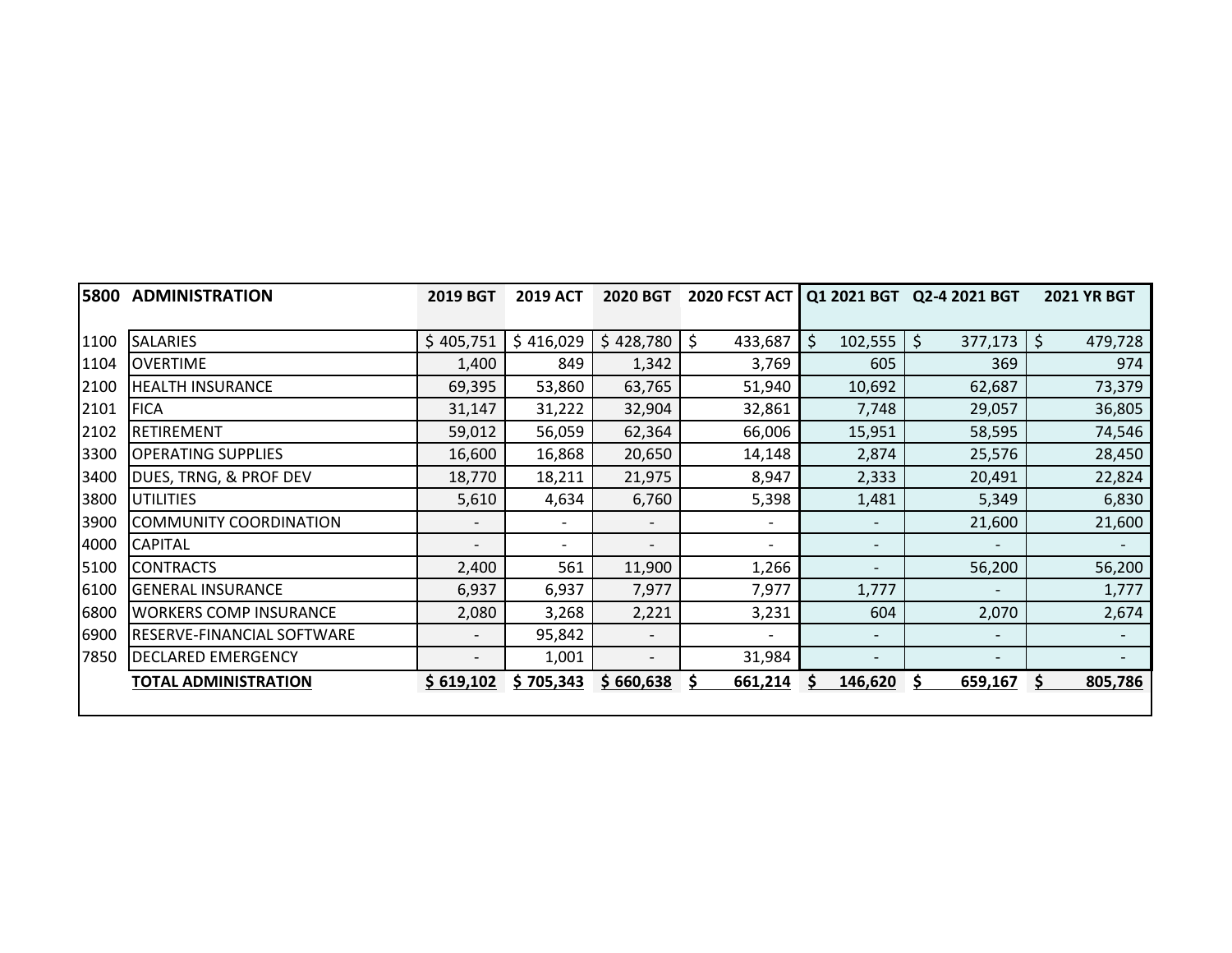| 5800 | ADMINISTRATION | 2019 BGT | 2019 ACT | 2020 BGT | 2020 FCST ACT | Q1 2021 BGT | Q2-4 2021 BGT | 2021 YR BGT |
|---|---|---|---|---|---|---|---|---|
| 1100 | SALARIES | $ 405,751 | $ 416,029 | $ 428,780 | $ 433,687 | $ 102,555 | $ 377,173 | $ 479,728 |
| 1104 | OVERTIME | 1,400 | 849 | 1,342 | 3,769 | 605 | 369 | 974 |
| 2100 | HEALTH INSURANCE | 69,395 | 53,860 | 63,765 | 51,940 | 10,692 | 62,687 | 73,379 |
| 2101 | FICA | 31,147 | 31,222 | 32,904 | 32,861 | 7,748 | 29,057 | 36,805 |
| 2102 | RETIREMENT | 59,012 | 56,059 | 62,364 | 66,006 | 15,951 | 58,595 | 74,546 |
| 3300 | OPERATING SUPPLIES | 16,600 | 16,868 | 20,650 | 14,148 | 2,874 | 25,576 | 28,450 |
| 3400 | DUES, TRNG, & PROF DEV | 18,770 | 18,211 | 21,975 | 8,947 | 2,333 | 20,491 | 22,824 |
| 3800 | UTILITIES | 5,610 | 4,634 | 6,760 | 5,398 | 1,481 | 5,349 | 6,830 |
| 3900 | COMMUNITY COORDINATION | - | - | - | - | - | 21,600 | 21,600 |
| 4000 | CAPITAL | - | - | - | - | - | - | - |
| 5100 | CONTRACTS | 2,400 | 561 | 11,900 | 1,266 | - | 56,200 | 56,200 |
| 6100 | GENERAL INSURANCE | 6,937 | 6,937 | 7,977 | 7,977 | 1,777 | - | 1,777 |
| 6800 | WORKERS COMP INSURANCE | 2,080 | 3,268 | 2,221 | 3,231 | 604 | 2,070 | 2,674 |
| 6900 | RESERVE-FINANCIAL SOFTWARE | - | 95,842 | - | - | - | - | - |
| 7850 | DECLARED EMERGENCY | - | 1,001 | - | 31,984 | - | - | - |
| | **TOTAL ADMINISTRATION** | **$ 619,102** | **$ 705,343** | **$ 660,638** | **$ 661,214** | **$ 146,620** | **$ 659,167** | **$ 805,786** |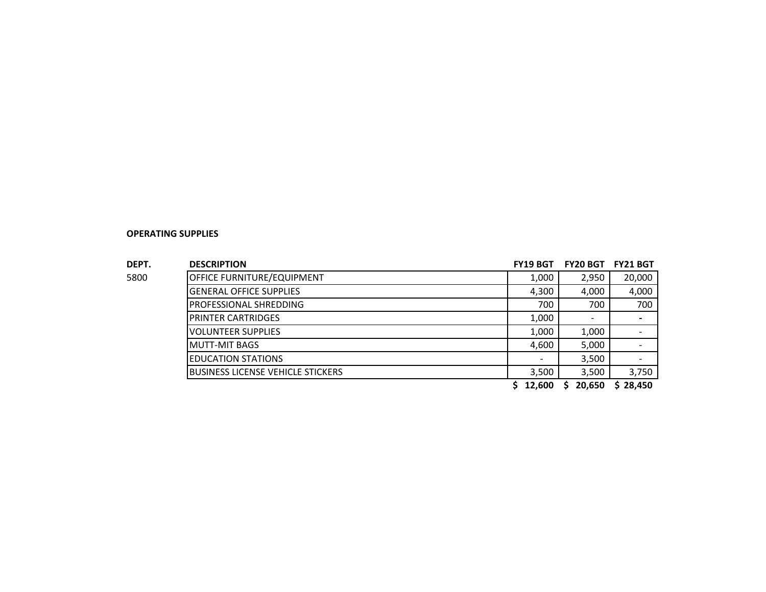**OPERATING SUPPLIES**

| DEPT. | DESCRIPTION | FY19 BGT | FY20 BGT | FY21 BGT |
|---|---|---|---|---|
| 5800 | OFFICE FURNITURE/EQUIPMENT | 1,000 | 2,950 | 20,000 |
| | GENERAL OFFICE SUPPLIES | 4,300 | 4,000 | 4,000 |
| | PROFESSIONAL SHREDDING | 700 | 700 | 700 |
| | PRINTER CARTRIDGES | 1,000 | - | - |
| | VOLUNTEER SUPPLIES | 1,000 | 1,000 | - |
| | MUTT-MIT BAGS | 4,600 | 5,000 | - |
| | EDUCATION STATIONS | - | 3,500 | - |
| | BUSINESS LICENSE VEHICLE STICKERS | 3,500 | 3,500 | 3,750 |
| | | **$ 12,600** | **$ 20,650** | **$ 28,450** |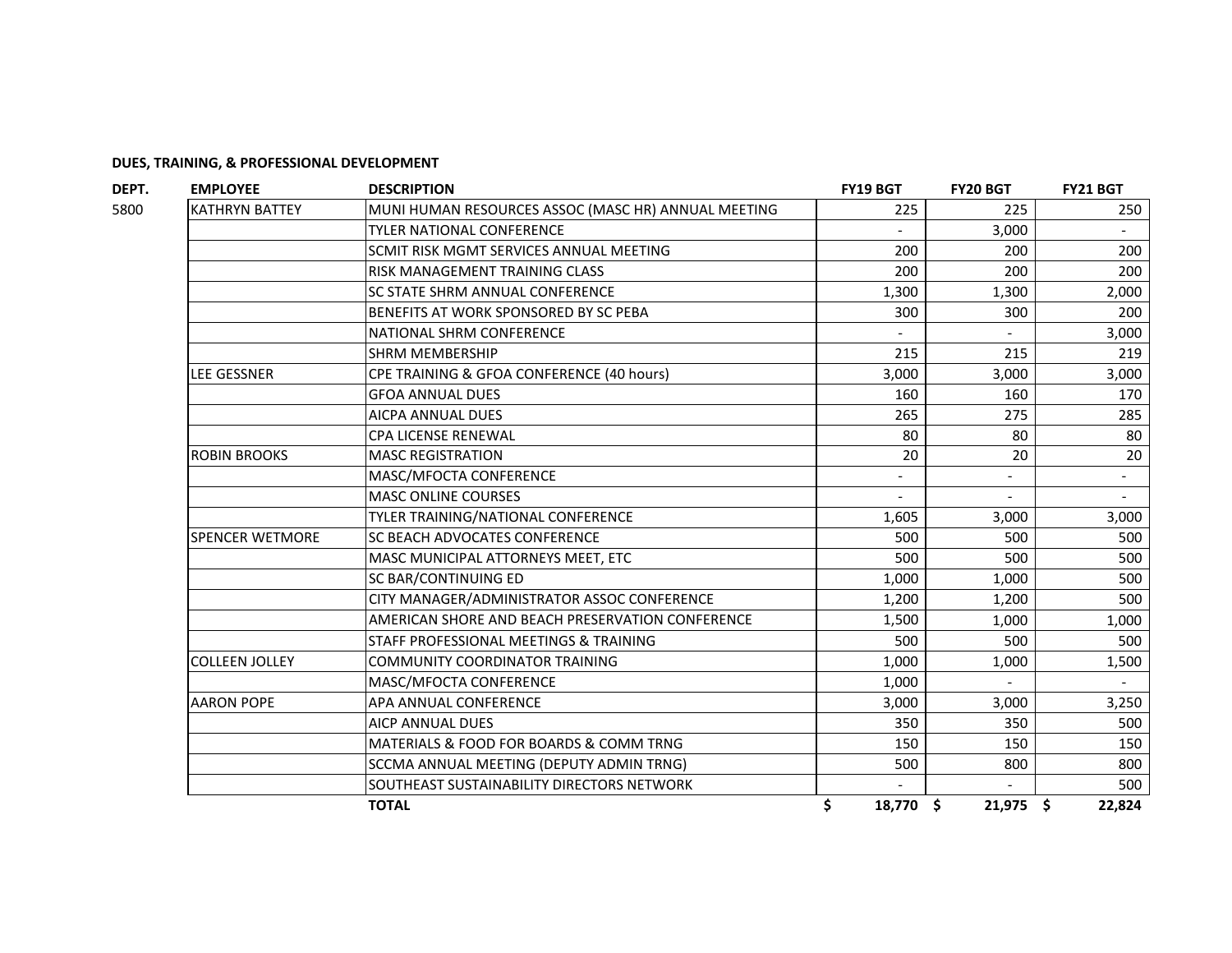**DUES, TRAINING, & PROFESSIONAL DEVELOPMENT**

| DEPT. | EMPLOYEE | DESCRIPTION | FY19 BGT | FY20 BGT | FY21 BGT |
|---|---|---|---|---|---|
| 5800 | KATHRYN BATTEY | MUNI HUMAN RESOURCES ASSOC (MASC HR) ANNUAL MEETING | 225 | 225 | 250 |
| | | TYLER NATIONAL CONFERENCE | - | 3,000 | - |
| | | SCMIT RISK MGMT SERVICES ANNUAL MEETING | 200 | 200 | 200 |
| | | RISK MANAGEMENT TRAINING CLASS | 200 | 200 | 200 |
| | | SC STATE SHRM ANNUAL CONFERENCE | 1,300 | 1,300 | 2,000 |
| | | BENEFITS AT WORK SPONSORED BY SC PEBA | 300 | 300 | 200 |
| | | NATIONAL SHRM CONFERENCE | - | - | 3,000 |
| | | SHRM MEMBERSHIP | 215 | 215 | 219 |
| | LEE GESSNER | CPE TRAINING & GFOA CONFERENCE (40 hours) | 3,000 | 3,000 | 3,000 |
| | | GFOA ANNUAL DUES | 160 | 160 | 170 |
| | | AICPA ANNUAL DUES | 265 | 275 | 285 |
| | | CPA LICENSE RENEWAL | 80 | 80 | 80 |
| | ROBIN BROOKS | MASC REGISTRATION | 20 | 20 | 20 |
| | | MASC/MFOCTA CONFERENCE | - | - | - |
| | | MASC ONLINE COURSES | - | - | - |
| | | TYLER TRAINING/NATIONAL CONFERENCE | 1,605 | 3,000 | 3,000 |
| | SPENCER WETMORE | SC BEACH ADVOCATES CONFERENCE | 500 | 500 | 500 |
| | | MASC MUNICIPAL ATTORNEYS MEET, ETC | 500 | 500 | 500 |
| | | SC BAR/CONTINUING ED | 1,000 | 1,000 | 500 |
| | | CITY MANAGER/ADMINISTRATOR ASSOC CONFERENCE | 1,200 | 1,200 | 500 |
| | | AMERICAN SHORE AND BEACH PRESERVATION CONFERENCE | 1,500 | 1,000 | 1,000 |
| | | STAFF PROFESSIONAL MEETINGS & TRAINING | 500 | 500 | 500 |
| | COLLEEN JOLLEY | COMMUNITY COORDINATOR TRAINING | 1,000 | 1,000 | 1,500 |
| | | MASC/MFOCTA CONFERENCE | 1,000 | - | - |
| | AARON POPE | APA ANNUAL CONFERENCE | 3,000 | 3,000 | 3,250 |
| | | AICP ANNUAL DUES | 350 | 350 | 500 |
| | | MATERIALS & FOOD FOR BOARDS & COMM TRNG | 150 | 150 | 150 |
| | | SCCMA ANNUAL MEETING (DEPUTY ADMIN TRNG) | 500 | 800 | 800 |
| | | SOUTHEAST SUSTAINABILITY DIRECTORS NETWORK | - | - | 500 |
| | | **TOTAL** | **$ 18,770** | **$ 21,975** | **$ 22,824** |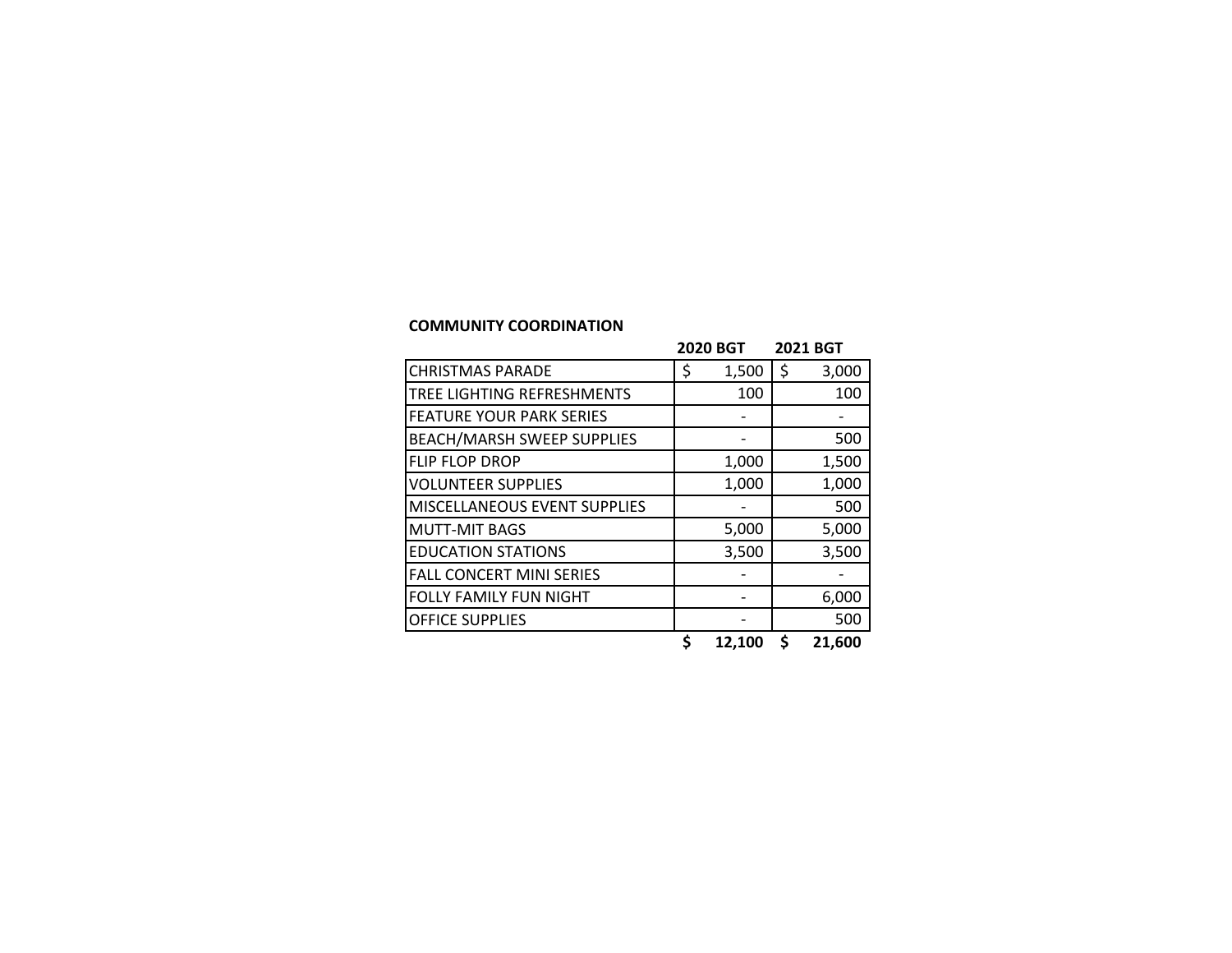**COMMUNITY COORDINATION**

| | 2020 BGT | 2021 BGT |
|---|---|---|
| CHRISTMAS PARADE | $ 1,500 | $ 3,000 |
| TREE LIGHTING REFRESHMENTS | 100 | 100 |
| FEATURE YOUR PARK SERIES | - | - |
| BEACH/MARSH SWEEP SUPPLIES | - | 500 |
| FLIP FLOP DROP | 1,000 | 1,500 |
| VOLUNTEER SUPPLIES | 1,000 | 1,000 |
| MISCELLANEOUS EVENT SUPPLIES | - | 500 |
| MUTT-MIT BAGS | 5,000 | 5,000 |
| EDUCATION STATIONS | 3,500 | 3,500 |
| FALL CONCERT MINI SERIES | - | - |
| FOLLY FAMILY FUN NIGHT | - | 6,000 |
| OFFICE SUPPLIES | - | 500 |
| | **$ 12,100** | **$ 21,600** |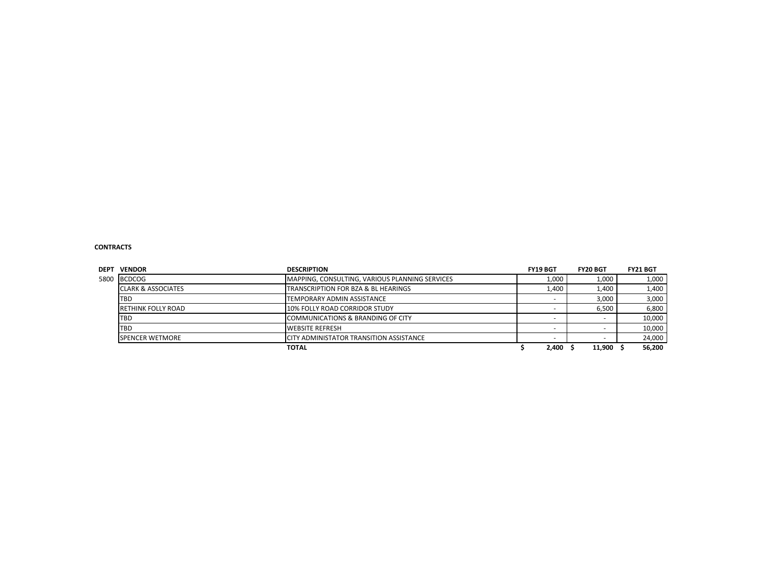**CONTRACTS**

| DEPT | VENDOR | DESCRIPTION | FY19 BGT | FY20 BGT | FY21 BGT |
|---|---|---|---|---|---|
| 5800 | BCDCOG | MAPPING, CONSULTING, VARIOUS PLANNING SERVICES | 1,000 | 1,000 | 1,000 |
| | CLARK & ASSOCIATES | TRANSCRIPTION FOR BZA & BL HEARINGS | 1,400 | 1,400 | 1,400 |
| | TBD | TEMPORARY ADMIN ASSISTANCE | - | 3,000 | 3,000 |
| | RETHINK FOLLY ROAD | 10% FOLLY ROAD CORRIDOR STUDY | - | 6,500 | 6,800 |
| | TBD | COMMUNICATIONS & BRANDING OF CITY | - | - | 10,000 |
| | TBD | WEBSITE REFRESH | - | - | 10,000 |
| | SPENCER WETMORE | CITY ADMINISTATOR TRANSITION ASSISTANCE | - | - | 24,000 |
| | | **TOTAL** | **$ 2,400** | **$ 11,900** | **$ 56,200** |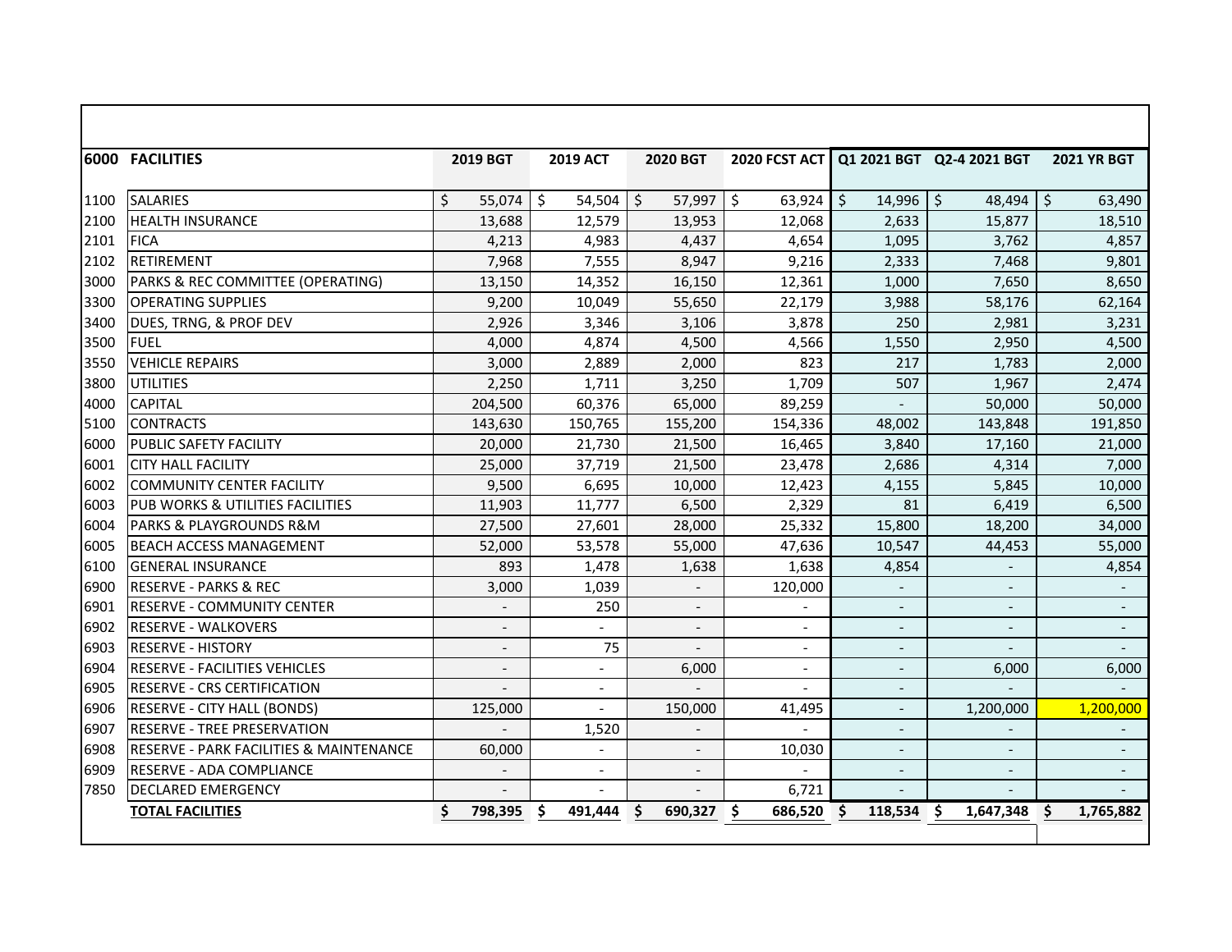| 6000 | FACILITIES | 2019 BGT | 2019 ACT | 2020 BGT | 2020 FCST ACT | Q1 2021 BGT | Q2-4 2021 BGT | 2021 YR BGT |
|---|---|---|---|---|---|---|---|---|
| 1100 | SALARIES | $ 55,074 | $ 54,504 | $ 57,997 | $ 63,924 | $ 14,996 | $ 48,494 | $ 63,490 |
| 2100 | HEALTH INSURANCE | 13,688 | 12,579 | 13,953 | 12,068 | 2,633 | 15,877 | 18,510 |
| 2101 | FICA | 4,213 | 4,983 | 4,437 | 4,654 | 1,095 | 3,762 | 4,857 |
| 2102 | RETIREMENT | 7,968 | 7,555 | 8,947 | 9,216 | 2,333 | 7,468 | 9,801 |
| 3000 | PARKS & REC COMMITTEE (OPERATING) | 13,150 | 14,352 | 16,150 | 12,361 | 1,000 | 7,650 | 8,650 |
| 3300 | OPERATING SUPPLIES | 9,200 | 10,049 | 55,650 | 22,179 | 3,988 | 58,176 | 62,164 |
| 3400 | DUES, TRNG, & PROF DEV | 2,926 | 3,346 | 3,106 | 3,878 | 250 | 2,981 | 3,231 |
| 3500 | FUEL | 4,000 | 4,874 | 4,500 | 4,566 | 1,550 | 2,950 | 4,500 |
| 3550 | VEHICLE REPAIRS | 3,000 | 2,889 | 2,000 | 823 | 217 | 1,783 | 2,000 |
| 3800 | UTILITIES | 2,250 | 1,711 | 3,250 | 1,709 | 507 | 1,967 | 2,474 |
| 4000 | CAPITAL | 204,500 | 60,376 | 65,000 | 89,259 | - | 50,000 | 50,000 |
| 5100 | CONTRACTS | 143,630 | 150,765 | 155,200 | 154,336 | 48,002 | 143,848 | 191,850 |
| 6000 | PUBLIC SAFETY FACILITY | 20,000 | 21,730 | 21,500 | 16,465 | 3,840 | 17,160 | 21,000 |
| 6001 | CITY HALL FACILITY | 25,000 | 37,719 | 21,500 | 23,478 | 2,686 | 4,314 | 7,000 |
| 6002 | COMMUNITY CENTER FACILITY | 9,500 | 6,695 | 10,000 | 12,423 | 4,155 | 5,845 | 10,000 |
| 6003 | PUB WORKS & UTILITIES FACILITIES | 11,903 | 11,777 | 6,500 | 2,329 | 81 | 6,419 | 6,500 |
| 6004 | PARKS & PLAYGROUNDS R&M | 27,500 | 27,601 | 28,000 | 25,332 | 15,800 | 18,200 | 34,000 |
| 6005 | BEACH ACCESS MANAGEMENT | 52,000 | 53,578 | 55,000 | 47,636 | 10,547 | 44,453 | 55,000 |
| 6100 | GENERAL INSURANCE | 893 | 1,478 | 1,638 | 1,638 | 4,854 | - | 4,854 |
| 6900 | RESERVE - PARKS & REC | 3,000 | 1,039 | - | 120,000 | - | - | - |
| 6901 | RESERVE - COMMUNITY CENTER | - | 250 | - | - | - | - | - |
| 6902 | RESERVE - WALKOVERS | - | - | - | - | - | - | - |
| 6903 | RESERVE - HISTORY | - | 75 | - | - | - | - | - |
| 6904 | RESERVE - FACILITIES VEHICLES | - | - | 6,000 | - | - | 6,000 | 6,000 |
| 6905 | RESERVE - CRS CERTIFICATION | - | - | - | - | - | - | - |
| 6906 | RESERVE - CITY HALL (BONDS) | 125,000 | - | 150,000 | 41,495 | - | 1,200,000 | 1,200,000 |
| 6907 | RESERVE - TREE PRESERVATION | - | 1,520 | - | - | - | - | - |
| 6908 | RESERVE - PARK FACILITIES & MAINTENANCE | 60,000 | - | - | 10,030 | - | - | - |
| 6909 | RESERVE - ADA COMPLIANCE | - | - | - | - | - | - | - |
| 7850 | DECLARED EMERGENCY | - | - | - | 6,721 | - | - | - |
| | **TOTAL FACILITIES** | **$ 798,395** | **$ 491,444** | **$ 690,327** | **$ 686,520** | **$ 118,534** | **$ 1,647,348** | **$ 1,765,882** |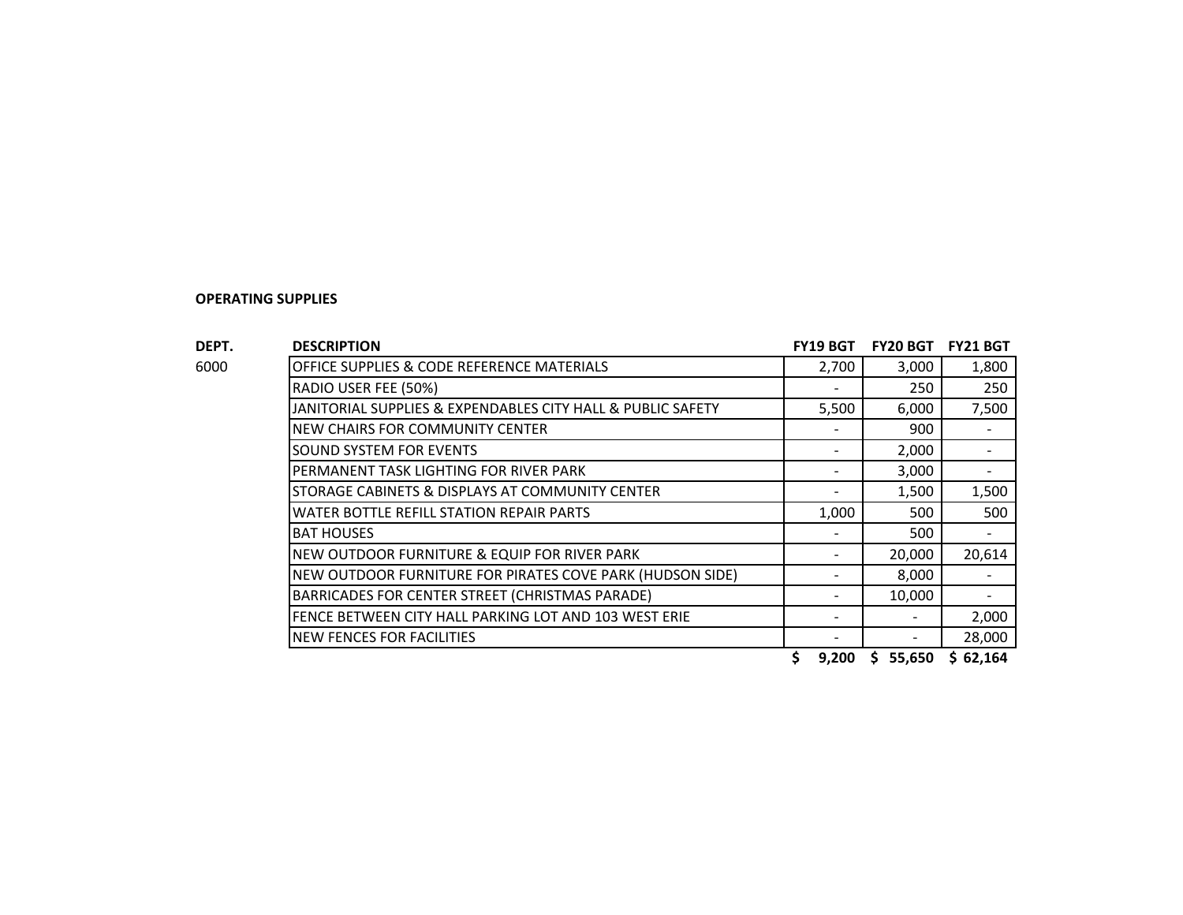**OPERATING SUPPLIES**

| DEPT. | DESCRIPTION | FY19 BGT | FY20 BGT | FY21 BGT |
|---|---|---|---|---|
| 6000 | OFFICE SUPPLIES & CODE REFERENCE MATERIALS | 2,700 | 3,000 | 1,800 |
| | RADIO USER FEE (50%) | - | 250 | 250 |
| | JANITORIAL SUPPLIES & EXPENDABLES CITY HALL & PUBLIC SAFETY | 5,500 | 6,000 | 7,500 |
| | NEW CHAIRS FOR COMMUNITY CENTER | - | 900 | - |
| | SOUND SYSTEM FOR EVENTS | - | 2,000 | - |
| | PERMANENT TASK LIGHTING FOR RIVER PARK | - | 3,000 | - |
| | STORAGE CABINETS & DISPLAYS AT COMMUNITY CENTER | - | 1,500 | 1,500 |
| | WATER BOTTLE REFILL STATION REPAIR PARTS | 1,000 | 500 | 500 |
| | BAT HOUSES | - | 500 | - |
| | NEW OUTDOOR FURNITURE & EQUIP FOR RIVER PARK | - | 20,000 | 20,614 |
| | NEW OUTDOOR FURNITURE FOR PIRATES COVE PARK (HUDSON SIDE) | - | 8,000 | - |
| | BARRICADES FOR CENTER STREET (CHRISTMAS PARADE) | - | 10,000 | - |
| | FENCE BETWEEN CITY HALL PARKING LOT AND 103 WEST ERIE | - | - | 2,000 |
| | NEW FENCES FOR FACILITIES | - | - | 28,000 |
| | | **$ 9,200** | **$ 55,650** | **$ 62,164** |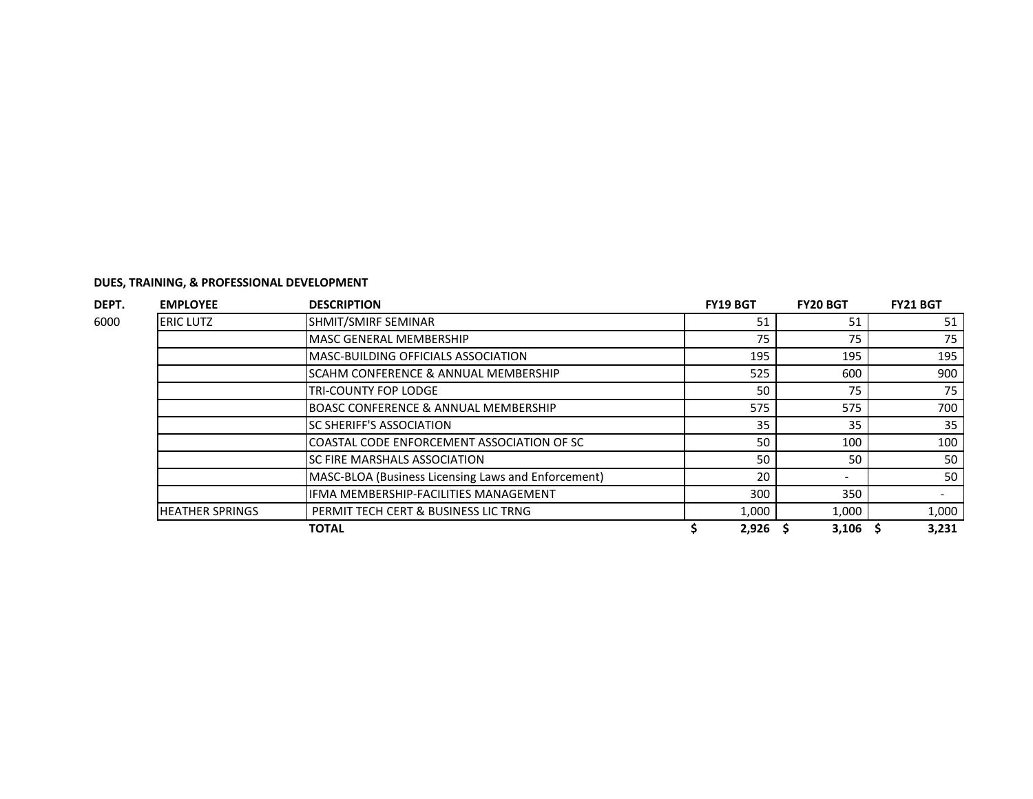**DUES, TRAINING, & PROFESSIONAL DEVELOPMENT**

| DEPT. | EMPLOYEE | DESCRIPTION | FY19 BGT | FY20 BGT | FY21 BGT |
|---|---|---|---|---|---|
| 6000 | ERIC LUTZ | SHMIT/SMIRF SEMINAR | 51 | 51 | 51 |
| | | MASC GENERAL MEMBERSHIP | 75 | 75 | 75 |
| | | MASC-BUILDING OFFICIALS ASSOCIATION | 195 | 195 | 195 |
| | | SCAHM CONFERENCE & ANNUAL MEMBERSHIP | 525 | 600 | 900 |
| | | TRI-COUNTY FOP LODGE | 50 | 75 | 75 |
| | | BOASC CONFERENCE & ANNUAL MEMBERSHIP | 575 | 575 | 700 |
| | | SC SHERIFF'S ASSOCIATION | 35 | 35 | 35 |
| | | COASTAL CODE ENFORCEMENT ASSOCIATION OF SC | 50 | 100 | 100 |
| | | SC FIRE MARSHALS ASSOCIATION | 50 | 50 | 50 |
| | | MASC-BLOA (Business Licensing Laws and Enforcement) | 20 | - | 50 |
| | | IFMA MEMBERSHIP-FACILITIES MANAGEMENT | 300 | 350 | - |
| | HEATHER SPRINGS | PERMIT TECH CERT & BUSINESS LIC TRNG | 1,000 | 1,000 | 1,000 |
| | | **TOTAL** | **$ 2,926** | **$ 3,106** | **$ 3,231** |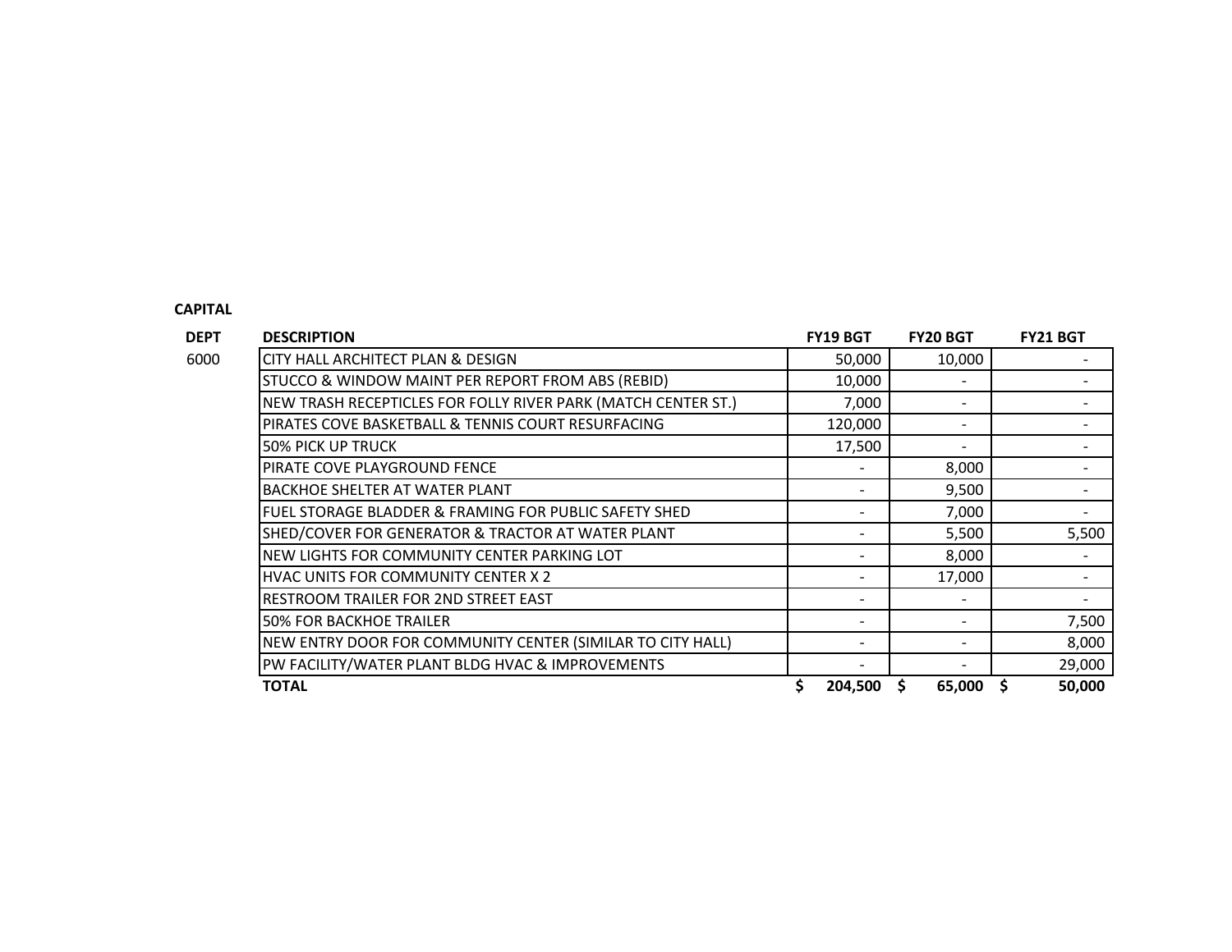**CAPITAL**

| DEPT | DESCRIPTION | FY19 BGT | FY20 BGT | FY21 BGT |
|---|---|---|---|---|
| 6000 | CITY HALL ARCHITECT PLAN & DESIGN | 50,000 | 10,000 | - |
| | STUCCO & WINDOW MAINT PER REPORT FROM ABS (REBID) | 10,000 | - | - |
| | NEW TRASH RECEPTICLES FOR FOLLY RIVER PARK (MATCH CENTER ST.) | 7,000 | - | - |
| | PIRATES COVE BASKETBALL & TENNIS COURT RESURFACING | 120,000 | - | - |
| | 50% PICK UP TRUCK | 17,500 | - | - |
| | PIRATE COVE PLAYGROUND FENCE | - | 8,000 | - |
| | BACKHOE SHELTER AT WATER PLANT | - | 9,500 | - |
| | FUEL STORAGE BLADDER & FRAMING FOR PUBLIC SAFETY SHED | - | 7,000 | - |
| | SHED/COVER FOR GENERATOR & TRACTOR AT WATER PLANT | - | 5,500 | 5,500 |
| | NEW LIGHTS FOR COMMUNITY CENTER PARKING LOT | - | 8,000 | - |
| | HVAC UNITS FOR COMMUNITY CENTER X 2 | - | 17,000 | - |
| | RESTROOM TRAILER FOR 2ND STREET EAST | - | - | - |
| | 50% FOR BACKHOE TRAILER | - | - | 7,500 |
| | NEW ENTRY DOOR FOR COMMUNITY CENTER (SIMILAR TO CITY HALL) | - | - | 8,000 |
| | PW FACILITY/WATER PLANT BLDG HVAC & IMPROVEMENTS | - | - | 29,000 |
| | **TOTAL** | **$ 204,500** | **$ 65,000** | **$ 50,000** |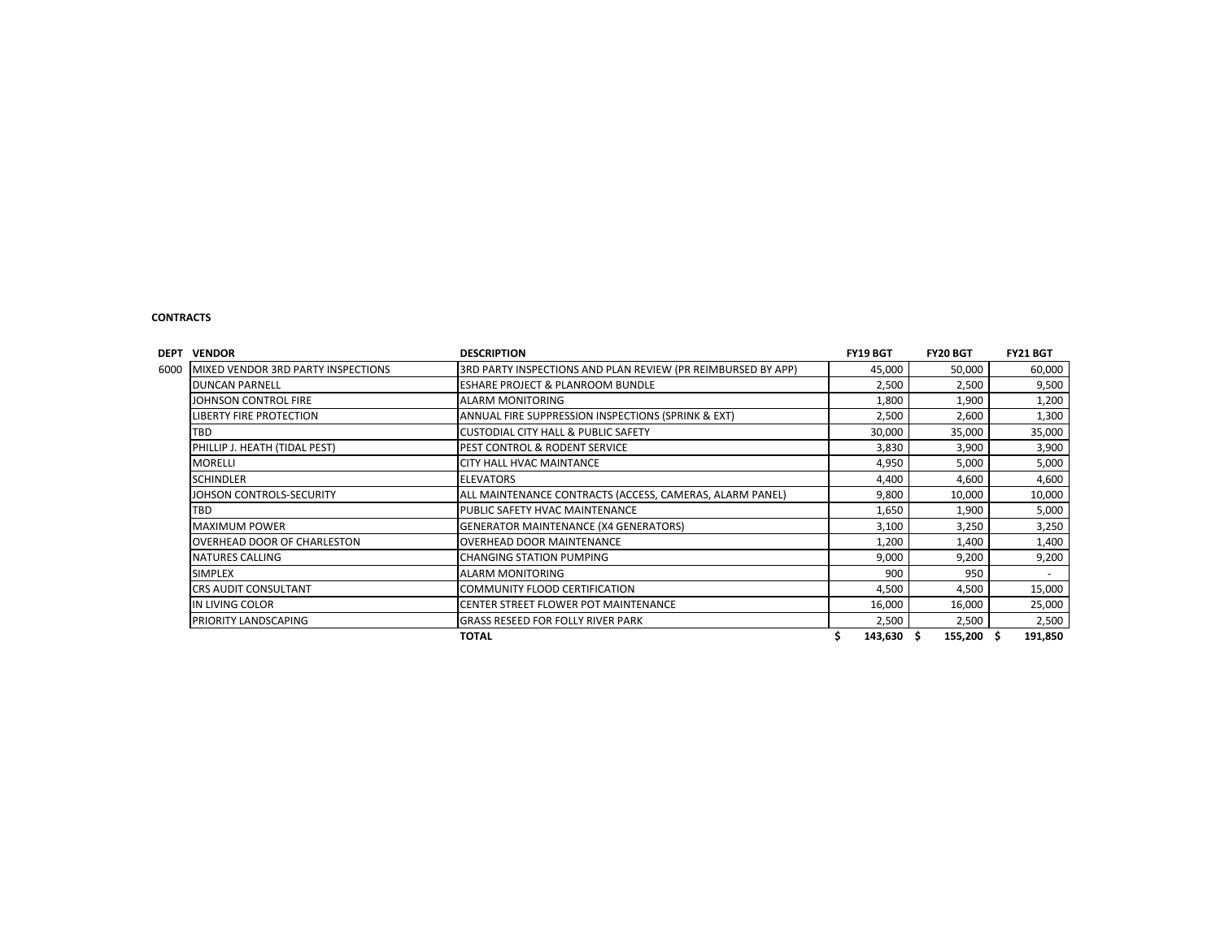**CONTRACTS**

| DEPT | VENDOR | DESCRIPTION | FY19 BGT | FY20 BGT | FY21 BGT |
|---|---|---|---|---|---|
| 6000 | MIXED VENDOR 3RD PARTY INSPECTIONS | 3RD PARTY INSPECTIONS AND PLAN REVIEW (PR REIMBURSED BY APP) | 45,000 | 50,000 | 60,000 |
| | DUNCAN PARNELL | ESHARE PROJECT & PLANROOM BUNDLE | 2,500 | 2,500 | 9,500 |
| | JOHNSON CONTROL FIRE | ALARM MONITORING | 1,800 | 1,900 | 1,200 |
| | LIBERTY FIRE PROTECTION | ANNUAL FIRE SUPPRESSION INSPECTIONS (SPRINK & EXT) | 2,500 | 2,600 | 1,300 |
| | TBD | CUSTODIAL CITY HALL & PUBLIC SAFETY | 30,000 | 35,000 | 35,000 |
| | PHILLIP J. HEATH (TIDAL PEST) | PEST CONTROL & RODENT SERVICE | 3,830 | 3,900 | 3,900 |
| | MORELLI | CITY HALL HVAC MAINTANCE | 4,950 | 5,000 | 5,000 |
| | SCHINDLER | ELEVATORS | 4,400 | 4,600 | 4,600 |
| | JOHSON CONTROLS-SECURITY | ALL MAINTENANCE CONTRACTS (ACCESS, CAMERAS, ALARM PANEL) | 9,800 | 10,000 | 10,000 |
| | TBD | PUBLIC SAFETY HVAC MAINTENANCE | 1,650 | 1,900 | 5,000 |
| | MAXIMUM POWER | GENERATOR MAINTENANCE (X4 GENERATORS) | 3,100 | 3,250 | 3,250 |
| | OVERHEAD DOOR OF CHARLESTON | OVERHEAD DOOR MAINTENANCE | 1,200 | 1,400 | 1,400 |
| | NATURES CALLING | CHANGING STATION PUMPING | 9,000 | 9,200 | 9,200 |
| | SIMPLEX | ALARM MONITORING | 900 | 950 | - |
| | CRS AUDIT CONSULTANT | COMMUNITY FLOOD CERTIFICATION | 4,500 | 4,500 | 15,000 |
| | IN LIVING COLOR | CENTER STREET FLOWER POT MAINTENANCE | 16,000 | 16,000 | 25,000 |
| | PRIORITY LANDSCAPING | GRASS RESEED FOR FOLLY RIVER PARK | 2,500 | 2,500 | 2,500 |
| | | **TOTAL** | **$ 143,630** | **$ 155,200** | **$ 191,850** |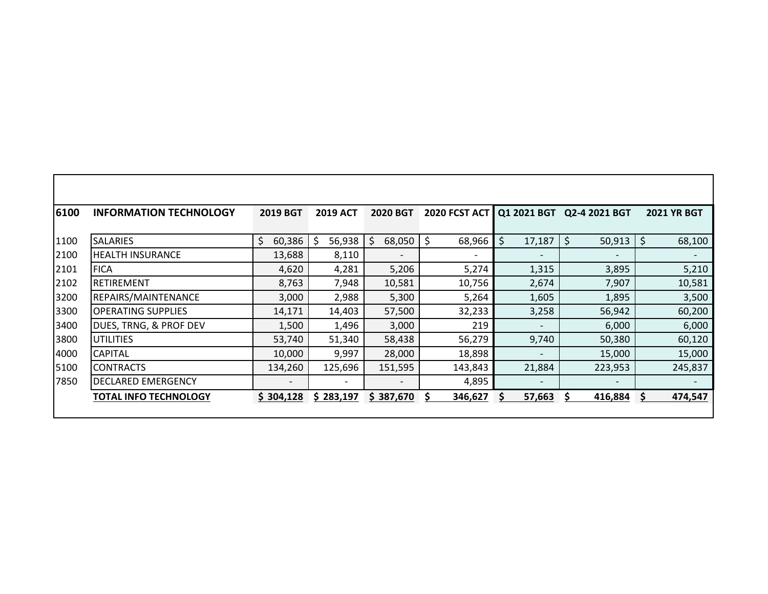| 6100 | INFORMATION TECHNOLOGY | 2019 BGT | 2019 ACT | 2020 BGT | 2020 FCST ACT | Q1 2021 BGT | Q2-4 2021 BGT | 2021 YR BGT |
|---|---|---|---|---|---|---|---|---|
| 1100 | SALARIES | $ 60,386 | $ 56,938 | $ 68,050 | $ 68,966 | $ 17,187 | $ 50,913 | $ 68,100 |
| 2100 | HEALTH INSURANCE | 13,688 | 8,110 | - | - | - | - | - |
| 2101 | FICA | 4,620 | 4,281 | 5,206 | 5,274 | 1,315 | 3,895 | 5,210 |
| 2102 | RETIREMENT | 8,763 | 7,948 | 10,581 | 10,756 | 2,674 | 7,907 | 10,581 |
| 3200 | REPAIRS/MAINTENANCE | 3,000 | 2,988 | 5,300 | 5,264 | 1,605 | 1,895 | 3,500 |
| 3300 | OPERATING SUPPLIES | 14,171 | 14,403 | 57,500 | 32,233 | 3,258 | 56,942 | 60,200 |
| 3400 | DUES, TRNG, & PROF DEV | 1,500 | 1,496 | 3,000 | 219 | - | 6,000 | 6,000 |
| 3800 | UTILITIES | 53,740 | 51,340 | 58,438 | 56,279 | 9,740 | 50,380 | 60,120 |
| 4000 | CAPITAL | 10,000 | 9,997 | 28,000 | 18,898 | - | 15,000 | 15,000 |
| 5100 | CONTRACTS | 134,260 | 125,696 | 151,595 | 143,843 | 21,884 | 223,953 | 245,837 |
| 7850 | DECLARED EMERGENCY | - | - | - | 4,895 | - | - | - |
| | **TOTAL INFO TECHNOLOGY** | **$ 304,128** | **$ 283,197** | **$ 387,670** | **$ 346,627** | **$ 57,663** | **$ 416,884** | **$ 474,547** |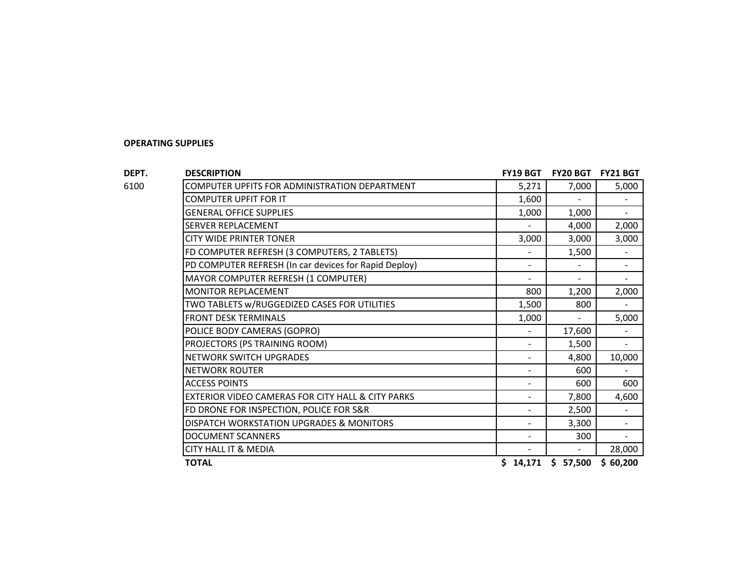**OPERATING SUPPLIES**

| DEPT. | DESCRIPTION | FY19 BGT | FY20 BGT | FY21 BGT |
|---|---|---|---|---|
| 6100 | COMPUTER UPFITS FOR ADMINISTRATION DEPARTMENT | 5,271 | 7,000 | 5,000 |
| | COMPUTER UPFIT FOR IT | 1,600 | - | - |
| | GENERAL OFFICE SUPPLIES | 1,000 | 1,000 | - |
| | SERVER REPLACEMENT | - | 4,000 | 2,000 |
| | CITY WIDE PRINTER TONER | 3,000 | 3,000 | 3,000 |
| | FD COMPUTER REFRESH (3 COMPUTERS, 2 TABLETS) | - | 1,500 | - |
| | PD COMPUTER REFRESH (In car devices for Rapid Deploy) | - | - | - |
| | MAYOR COMPUTER REFRESH (1 COMPUTER) | - | - | - |
| | MONITOR REPLACEMENT | 800 | 1,200 | 2,000 |
| | TWO TABLETS w/RUGGEDIZED CASES FOR UTILITIES | 1,500 | 800 | - |
| | FRONT DESK TERMINALS | 1,000 | - | 5,000 |
| | POLICE BODY CAMERAS (GOPRO) | - | 17,600 | - |
| | PROJECTORS (PS TRAINING ROOM) | - | 1,500 | - |
| | NETWORK SWITCH UPGRADES | - | 4,800 | 10,000 |
| | NETWORK ROUTER | - | 600 | - |
| | ACCESS POINTS | - | 600 | 600 |
| | EXTERIOR VIDEO CAMERAS FOR CITY HALL & CITY PARKS | - | 7,800 | 4,600 |
| | FD DRONE FOR INSPECTION, POLICE FOR S&R | - | 2,500 | - |
| | DISPATCH WORKSTATION UPGRADES & MONITORS | - | 3,300 | - |
| | DOCUMENT SCANNERS | - | 300 | - |
| | CITY HALL IT & MEDIA | - | - | 28,000 |
| | **TOTAL** | **$ 14,171** | **$ 57,500** | **$ 60,200** |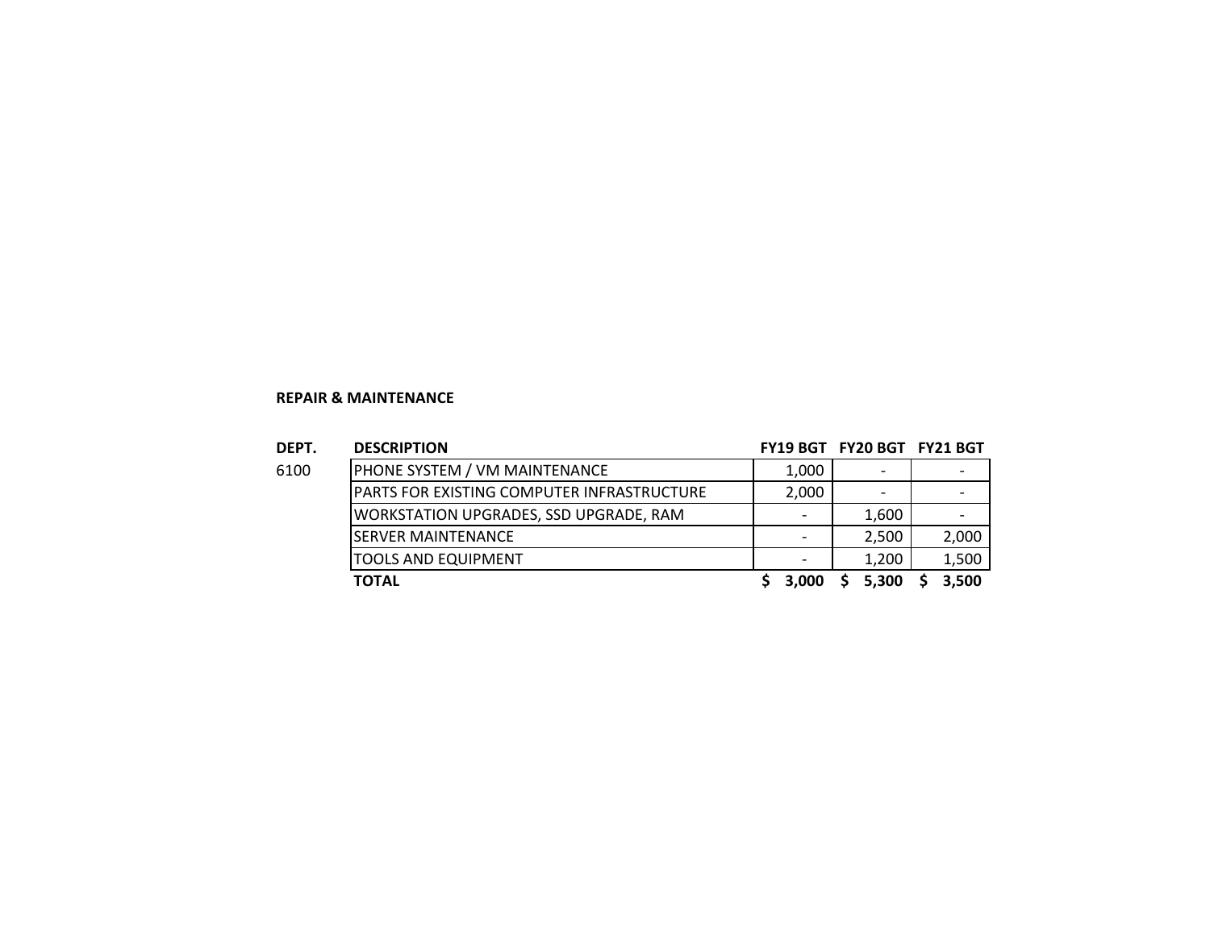**REPAIR & MAINTENANCE**

| DEPT. | DESCRIPTION | FY19 BGT | FY20 BGT | FY21 BGT |
|---|---|---|---|---|
| 6100 | PHONE SYSTEM / VM MAINTENANCE | 1,000 | - | - |
| | PARTS FOR EXISTING COMPUTER INFRASTRUCTURE | 2,000 | - | - |
| | WORKSTATION UPGRADES, SSD UPGRADE, RAM | - | 1,600 | - |
| | SERVER MAINTENANCE | - | 2,500 | 2,000 |
| | TOOLS AND EQUIPMENT | - | 1,200 | 1,500 |
| | **TOTAL** | **$ 3,000** | **$ 5,300** | **$ 3,500** |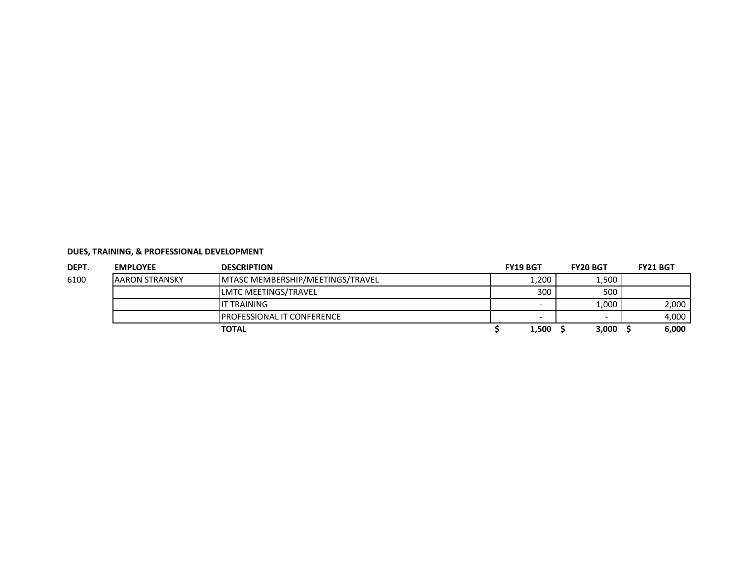**DUES, TRAINING, & PROFESSIONAL DEVELOPMENT**

| DEPT. | EMPLOYEE | DESCRIPTION | FY19 BGT | FY20 BGT | FY21 BGT |
|---|---|---|---|---|---|
| 6100 | AARON STRANSKY | MTASC MEMBERSHIP/MEETINGS/TRAVEL | 1,200 | 1,500 | |
| | | LMTC MEETINGS/TRAVEL | 300 | 500 | |
| | | IT TRAINING | - | 1,000 | 2,000 |
| | | PROFESSIONAL IT CONFERENCE | - | - | 4,000 |
| | | **TOTAL** | **$ 1,500** | **$ 3,000** | **$ 6,000** |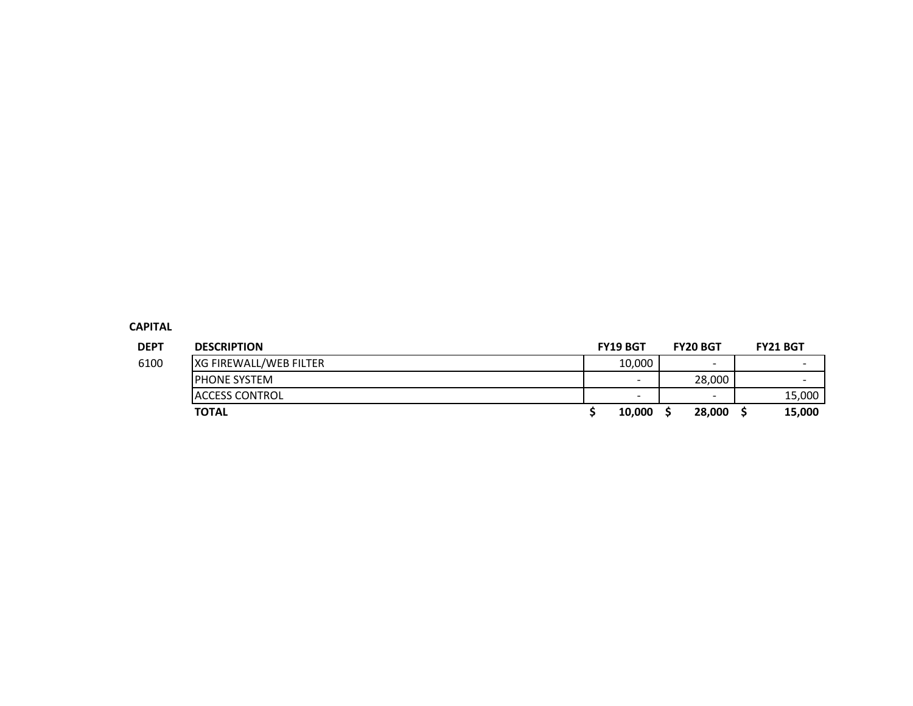**CAPITAL**

| DEPT | DESCRIPTION | FY19 BGT | FY20 BGT | FY21 BGT |
|---|---|---|---|---|
| 6100 | XG FIREWALL/WEB FILTER | 10,000 | - | - |
| | PHONE SYSTEM | - | 28,000 | - |
| | ACCESS CONTROL | - | - | 15,000 |
| | **TOTAL** | **$ 10,000** | **$ 28,000** | **$ 15,000** |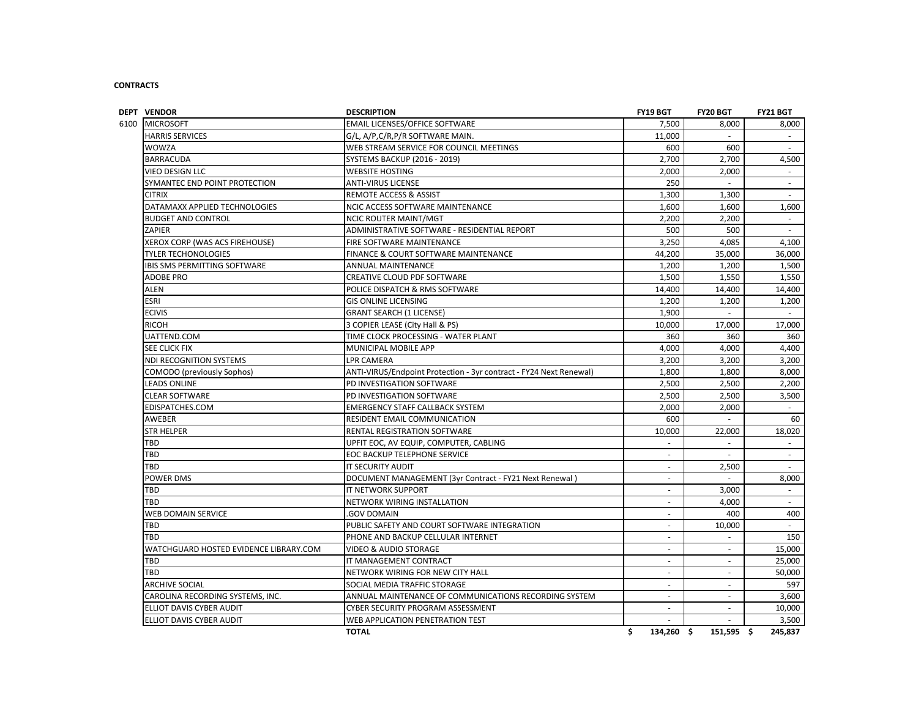**CONTRACTS**

| DEPT | VENDOR | DESCRIPTION | FY19 BGT | FY20 BGT | FY21 BGT |
|---|---|---|---|---|---|
| 6100 | MICROSOFT | EMAIL LICENSES/OFFICE SOFTWARE | 7,500 | 8,000 | 8,000 |
| | HARRIS SERVICES | G/L, A/P,C/R,P/R SOFTWARE MAIN. | 11,000 | - | - |
| | WOWZA | WEB STREAM SERVICE FOR COUNCIL MEETINGS | 600 | 600 | - |
| | BARRACUDA | SYSTEMS BACKUP (2016 - 2019) | 2,700 | 2,700 | 4,500 |
| | VIEO DESIGN LLC | WEBSITE HOSTING | 2,000 | 2,000 | - |
| | SYMANTEC END POINT PROTECTION | ANTI-VIRUS LICENSE | 250 | - | - |
| | CITRIX | REMOTE ACCESS & ASSIST | 1,300 | 1,300 | - |
| | DATAMAXX APPLIED TECHNOLOGIES | NCIC ACCESS SOFTWARE MAINTENANCE | 1,600 | 1,600 | 1,600 |
| | BUDGET AND CONTROL | NCIC ROUTER MAINT/MGT | 2,200 | 2,200 | - |
| | ZAPIER | ADMINISTRATIVE SOFTWARE - RESIDENTIAL REPORT | 500 | 500 | - |
| | XEROX CORP (WAS ACS FIREHOUSE) | FIRE SOFTWARE MAINTENANCE | 3,250 | 4,085 | 4,100 |
| | TYLER TECHONOLOGIES | FINANCE & COURT SOFTWARE MAINTENANCE | 44,200 | 35,000 | 36,000 |
| | IBIS SMS PERMITTING SOFTWARE | ANNUAL MAINTENANCE | 1,200 | 1,200 | 1,500 |
| | ADOBE PRO | CREATIVE CLOUD PDF SOFTWARE | 1,500 | 1,550 | 1,550 |
| | ALEN | POLICE DISPATCH & RMS SOFTWARE | 14,400 | 14,400 | 14,400 |
| | ESRI | GIS ONLINE LICENSING | 1,200 | 1,200 | 1,200 |
| | ECIVIS | GRANT SEARCH (1 LICENSE) | 1,900 | - | - |
| | RICOH | 3 COPIER LEASE (City Hall & PS) | 10,000 | 17,000 | 17,000 |
| | UATTEND.COM | TIME CLOCK PROCESSING - WATER PLANT | 360 | 360 | 360 |
| | SEE CLICK FIX | MUNICIPAL MOBILE APP | 4,000 | 4,000 | 4,400 |
| | NDI RECOGNITION SYSTEMS | LPR CAMERA | 3,200 | 3,200 | 3,200 |
| | COMODO (previously Sophos) | ANTI-VIRUS/Endpoint Protection - 3yr contract - FY24 Next Renewal) | 1,800 | 1,800 | 8,000 |
| | LEADS ONLINE | PD INVESTIGATION SOFTWARE | 2,500 | 2,500 | 2,200 |
| | CLEAR SOFTWARE | PD INVESTIGATION SOFTWARE | 2,500 | 2,500 | 3,500 |
| | EDISPATCHES.COM | EMERGENCY STAFF CALLBACK SYSTEM | 2,000 | 2,000 | - |
| | AWEBER | RESIDENT EMAIL COMMUNICATION | 600 | - | 60 |
| | STR HELPER | RENTAL REGISTRATION SOFTWARE | 10,000 | 22,000 | 18,020 |
| | TBD | UPFIT EOC, AV EQUIP, COMPUTER, CABLING | - | - | - |
| | TBD | EOC BACKUP TELEPHONE SERVICE | - | - | - |
| | TBD | IT SECURITY AUDIT | - | 2,500 | - |
| | POWER DMS | DOCUMENT MANAGEMENT (3yr Contract - FY21 Next Renewal ) | - | - | 8,000 |
| | TBD | IT NETWORK SUPPORT | - | 3,000 | - |
| | TBD | NETWORK WIRING INSTALLATION | - | 4,000 | - |
| | WEB DOMAIN SERVICE | .GOV DOMAIN | - | 400 | 400 |
| | TBD | PUBLIC SAFETY AND COURT SOFTWARE INTEGRATION | - | 10,000 | - |
| | TBD | PHONE AND BACKUP CELLULAR INTERNET | - | - | 150 |
| | WATCHGUARD HOSTED EVIDENCE LIBRARY.COM | VIDEO & AUDIO STORAGE | - | - | 15,000 |
| | TBD | IT MANAGEMENT CONTRACT | - | - | 25,000 |
| | TBD | NETWORK WIRING FOR NEW CITY HALL | - | - | 50,000 |
| | ARCHIVE SOCIAL | SOCIAL MEDIA TRAFFIC STORAGE | - | - | 597 |
| | CAROLINA RECORDING SYSTEMS, INC. | ANNUAL MAINTENANCE OF COMMUNICATIONS RECORDING SYSTEM | - | - | 3,600 |
| | ELLIOT DAVIS CYBER AUDIT | CYBER SECURITY PROGRAM ASSESSMENT | - | - | 10,000 |
| | ELLIOT DAVIS CYBER AUDIT | WEB APPLICATION PENETRATION TEST | - | - | 3,500 |
| | | **TOTAL** | **$ 134,260** | **$ 151,595** | **$ 245,837** |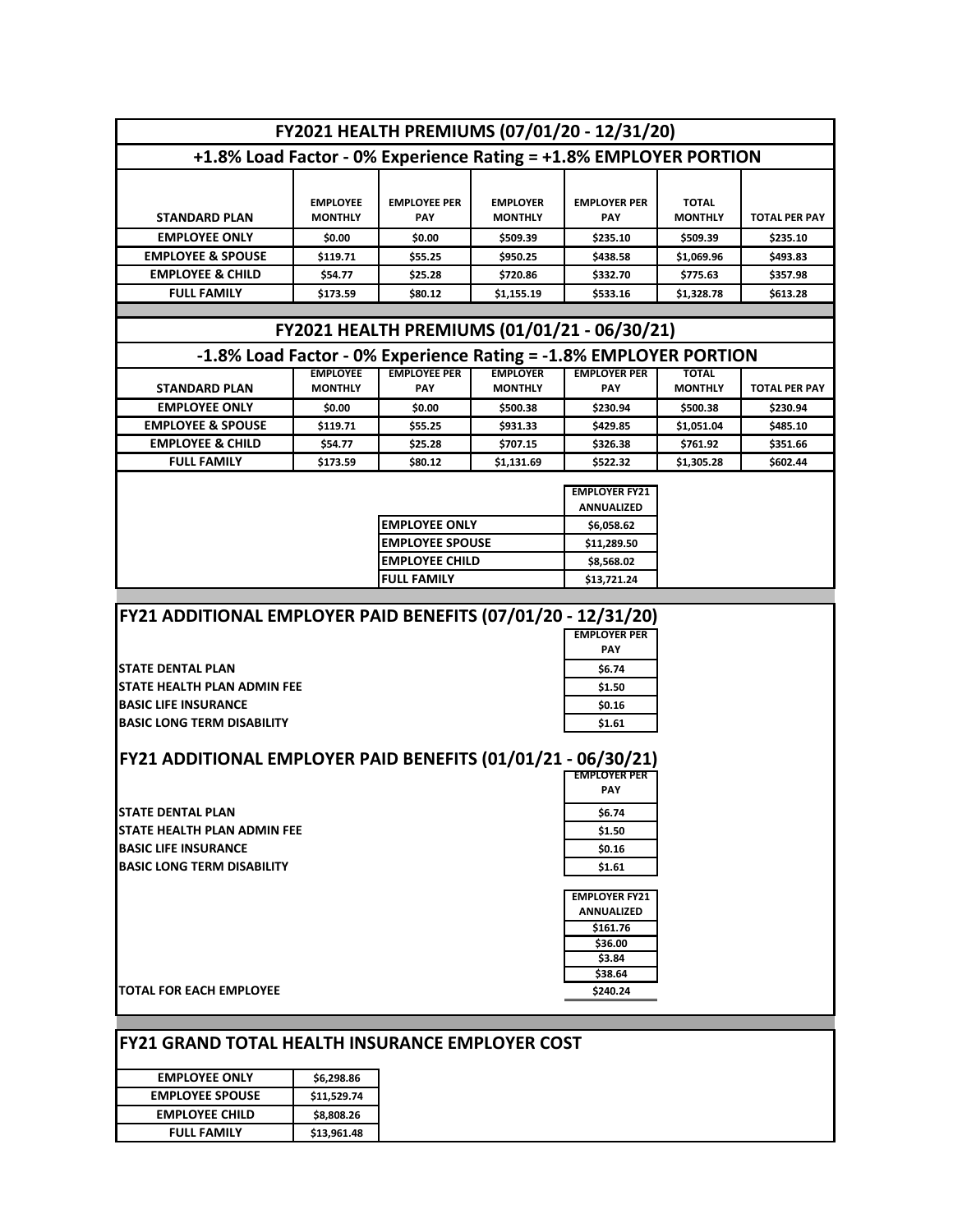## FY2021 HEALTH PREMIUMS (07/01/20 - 12/31/20)

### +1.8% Load Factor - 0% Experience Rating = +1.8% EMPLOYER PORTION

| STANDARD PLAN | EMPLOYEE MONTHLY | EMPLOYEE PER PAY | EMPLOYER MONTHLY | EMPLOYER PER PAY | TOTAL MONTHLY | TOTAL PER PAY |
|---|---|---|---|---|---|---|
| EMPLOYEE ONLY | $0.00 | $0.00 | $509.39 | $235.10 | $509.39 | $235.10 |
| EMPLOYEE & SPOUSE | $119.71 | $55.25 | $950.25 | $438.58 | $1,069.96 | $493.83 |
| EMPLOYEE & CHILD | $54.77 | $25.28 | $720.86 | $332.70 | $775.63 | $357.98 |
| FULL FAMILY | $173.59 | $80.12 | $1,155.19 | $533.16 | $1,328.78 | $613.28 |

## FY2021 HEALTH PREMIUMS (01/01/21 - 06/30/21)

### -1.8% Load Factor - 0% Experience Rating = -1.8% EMPLOYER PORTION

| STANDARD PLAN | EMPLOYEE MONTHLY | EMPLOYEE PER PAY | EMPLOYER MONTHLY | EMPLOYER PER PAY | TOTAL MONTHLY | TOTAL PER PAY |
|---|---|---|---|---|---|---|
| EMPLOYEE ONLY | $0.00 | $0.00 | $500.38 | $230.94 | $500.38 | $230.94 |
| EMPLOYEE & SPOUSE | $119.71 | $55.25 | $931.33 | $429.85 | $1,051.04 | $485.10 |
| EMPLOYEE & CHILD | $54.77 | $25.28 | $707.15 | $326.38 | $761.92 | $351.66 |
| FULL FAMILY | $173.59 | $80.12 | $1,131.69 | $522.32 | $1,305.28 | $602.44 |

| | EMPLOYER FY21 ANNUALIZED |
|---|---|
| EMPLOYEE ONLY | $6,058.62 |
| EMPLOYEE SPOUSE | $11,289.50 |
| EMPLOYEE CHILD | $8,568.02 |
| FULL FAMILY | $13,721.24 |

## FY21 ADDITIONAL EMPLOYER PAID BENEFITS (07/01/20 - 12/31/20)

| | EMPLOYER PER PAY |
|---|---|
| STATE DENTAL PLAN | $6.74 |
| STATE HEALTH PLAN ADMIN FEE | $1.50 |
| BASIC LIFE INSURANCE | $0.16 |
| BASIC LONG TERM DISABILITY | $1.61 |

## FY21 ADDITIONAL EMPLOYER PAID BENEFITS (01/01/21 - 06/30/21)

| | EMPLOYER PER PAY | EMPLOYER FY21 ANNUALIZED |
|---|---|---|
| STATE DENTAL PLAN | $6.74 | $161.76 |
| STATE HEALTH PLAN ADMIN FEE | $1.50 | $36.00 |
| BASIC LIFE INSURANCE | $0.16 | $3.84 |
| BASIC LONG TERM DISABILITY | $1.61 | $38.64 |
| TOTAL FOR EACH EMPLOYEE | | $240.24 |

## FY21 GRAND TOTAL HEALTH INSURANCE EMPLOYER COST

| | |
|---|---|
| EMPLOYEE ONLY | $6,298.86 |
| EMPLOYEE SPOUSE | $11,529.74 |
| EMPLOYEE CHILD | $8,808.26 |
| FULL FAMILY | $13,961.48 |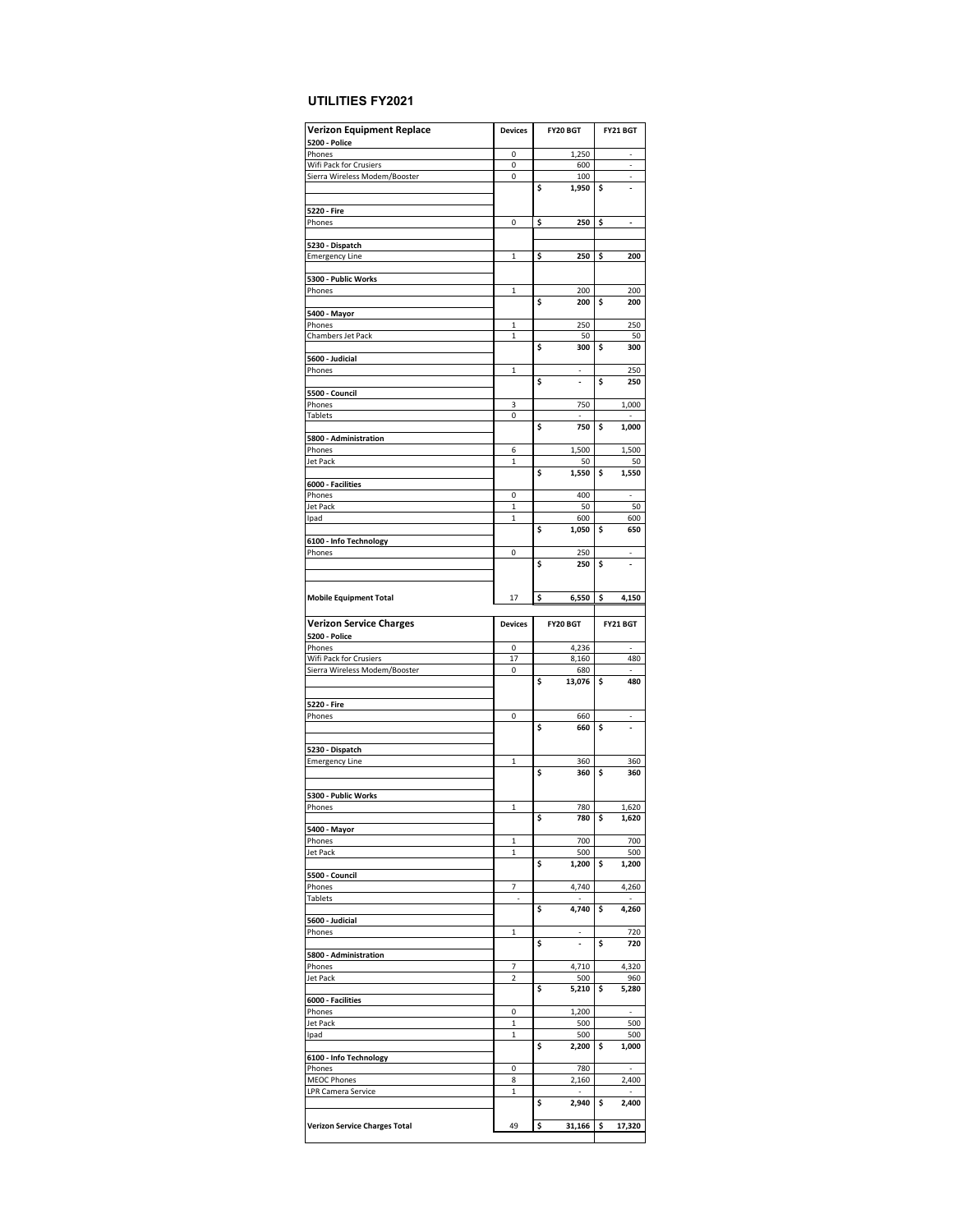# UTILITIES FY2021

| Verizon Equipment Replace | Devices | FY20 BGT | FY21 BGT |
|---|---|---|---|
| **5200 - Police** | | | |
| Phones | 0 | 1,250 | - |
| Wifi Pack for Crusiers | 0 | 600 | - |
| Sierra Wireless Modem/Booster | 0 | 100 | - |
| | | **$ 1,950** | **$ -** |
| | | | |
| **5220 - Fire** | | | |
| Phones | 0 | **$ 250** | **$ -** |
| | | | |
| **5230 - Dispatch** | | | |
| Emergency Line | 1 | **$ 250** | **$ 200** |
| | | | |
| **5300 - Public Works** | | | |
| Phones | 1 | 200 | 200 |
| | | **$ 200** | **$ 200** |
| **5400 - Mayor** | | | |
| Phones | 1 | 250 | 250 |
| Chambers Jet Pack | 1 | 50 | 50 |
| | | **$ 300** | **$ 300** |
| **5600 - Judicial** | | | |
| Phones | 1 | - | 250 |
| | | **$ -** | **$ 250** |
| **5500 - Council** | | | |
| Phones | 3 | 750 | 1,000 |
| Tablets | 0 | - | - |
| | | **$ 750** | **$ 1,000** |
| **5800 - Administration** | | | |
| Phones | 6 | 1,500 | 1,500 |
| Jet Pack | 1 | 50 | 50 |
| | | **$ 1,550** | **$ 1,550** |
| **6000 - Facilities** | | | |
| Phones | 0 | 400 | - |
| Jet Pack | 1 | 50 | 50 |
| Ipad | 1 | 600 | 600 |
| | | **$ 1,050** | **$ 650** |
| **6100 - Info Technology** | | | |
| Phones | 0 | 250 | - |
| | | **$ 250** | **$ -** |
| | | | |
| **Mobile Equipment Total** | 17 | **$ 6,550** | **$ 4,150** |

| Verizon Service Charges | Devices | FY20 BGT | FY21 BGT |
|---|---|---|---|
| **5200 - Police** | | | |
| Phones | 0 | 4,236 | - |
| Wifi Pack for Crusiers | 17 | 8,160 | 480 |
| Sierra Wireless Modem/Booster | 0 | 680 | - |
| | | **$ 13,076** | **$ 480** |
| | | | |
| **5220 - Fire** | | | |
| Phones | 0 | 660 | - |
| | | **$ 660** | **$ -** |
| | | | |
| **5230 - Dispatch** | | | |
| Emergency Line | 1 | 360 | 360 |
| | | **$ 360** | **$ 360** |
| | | | |
| **5300 - Public Works** | | | |
| Phones | 1 | 780 | 1,620 |
| | | **$ 780** | **$ 1,620** |
| **5400 - Mayor** | | | |
| Phones | 1 | 700 | 700 |
| Jet Pack | 1 | 500 | 500 |
| | | **$ 1,200** | **$ 1,200** |
| **5500 - Council** | | | |
| Phones | 7 | 4,740 | 4,260 |
| Tablets | - | - | - |
| | | **$ 4,740** | **$ 4,260** |
| **5600 - Judicial** | | | |
| Phones | 1 | - | 720 |
| | | **$ -** | **$ 720** |
| **5800 - Administration** | | | |
| Phones | 7 | 4,710 | 4,320 |
| Jet Pack | 2 | 500 | 960 |
| | | **$ 5,210** | **$ 5,280** |
| **6000 - Facilities** | | | |
| Phones | 0 | 1,200 | - |
| Jet Pack | 1 | 500 | 500 |
| Ipad | 1 | 500 | 500 |
| | | **$ 2,200** | **$ 1,000** |
| **6100 - Info Technology** | | | |
| Phones | 0 | 780 | - |
| MEOC Phones | 8 | 2,160 | 2,400 |
| LPR Camera Service | 1 | - | - |
| | | **$ 2,940** | **$ 2,400** |
| | | | |
| **Verizon Service Charges Total** | 49 | **$ 31,166** | **$ 17,320** |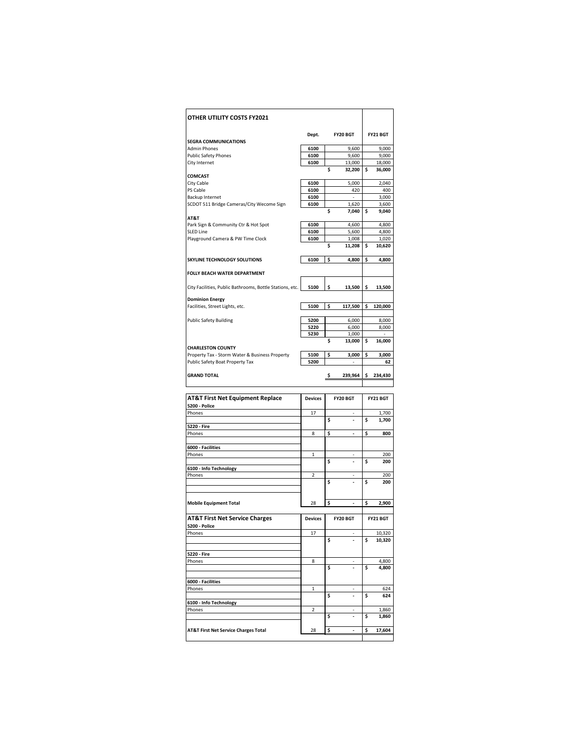## OTHER UTILITY COSTS FY2021

| | Dept. | FY20 BGT | FY21 BGT |
|---|---|---|---|
| **SEGRA COMMUNICATIONS** | | | |
| Admin Phones | 6100 | 9,600 | 9,000 |
| Public Safety Phones | 6100 | 9,600 | 9,000 |
| City Internet | 6100 | 13,000 | 18,000 |
| | | **$ 32,200** | **$ 36,000** |
| **COMCAST** | | | |
| City Cable | 6100 | 5,000 | 2,040 |
| PS Cable | 6100 | 420 | 400 |
| Backup Internet | 6100 | - | 3,000 |
| SCDOT 511 Bridge Cameras/City Wecome Sign | 6100 | 1,620 | 3,600 |
| | | **$ 7,040** | **$ 9,040** |
| **AT&T** | | | |
| Park Sign & Community Ctr & Hot Spot | 6100 | 4,600 | 4,800 |
| SLED Line | 6100 | 5,600 | 4,800 |
| Playground Camera & PW Time Clock | 6100 | 1,008 | 1,020 |
| | | **$ 11,208** | **$ 10,620** |
| **SKYLINE TECHNOLOGY SOLUTIONS** | 6100 | **$ 4,800** | **$ 4,800** |
| **FOLLY BEACH WATER DEPARTMENT** | | | |
| City Facilities, Public Bathrooms, Bottle Stations, etc. | 5100 | **$ 13,500** | **$ 13,500** |
| **Dominion Energy** | | | |
| Facilities, Street Lights, etc. | 5100 | **$ 117,500** | **$ 120,000** |
| Public Safety Building | 5200 | 6,000 | 8,000 |
| | 5220 | 6,000 | 8,000 |
| | 5230 | 1,000 | - |
| | | **$ 13,000** | **$ 16,000** |
| **CHARLESTON COUNTY** | | | |
| Property Tax - Storm Water & Business Property | 5100 | **$ 3,000** | **$ 3,000** |
| Public Safety Boat Property Tax | 5200 | - | **62** |
| **GRAND TOTAL** | | **$ 239,964** | **$ 234,430** |

| **AT&T First Net Equipment Replace** | Devices | FY20 BGT | FY21 BGT |
|---|---|---|---|
| **5200 - Police** | | | |
| Phones | 17 | - | 1,700 |
| | | **$ -** | **$ 1,700** |
| **5220 - Fire** | | | |
| Phones | 8 | **$ -** | **$ 800** |
| **6000 - Facilities** | | | |
| Phones | 1 | - | 200 |
| | | **$ -** | **$ 200** |
| **6100 - Info Technology** | | | |
| Phones | 2 | - | 200 |
| | | **$ -** | **$ 200** |
| **Mobile Equipment Total** | 28 | **$ -** | **$ 2,900** |

| **AT&T First Net Service Charges** | Devices | FY20 BGT | FY21 BGT |
|---|---|---|---|
| **5200 - Police** | | | |
| Phones | 17 | - | 10,320 |
| | | **$ -** | **$ 10,320** |
| **5220 - Fire** | | | |
| Phones | 8 | - | 4,800 |
| | | **$ -** | **$ 4,800** |
| **6000 - Facilities** | | | |
| Phones | 1 | - | 624 |
| | | **$ -** | **$ 624** |
| **6100 - Info Technology** | | | |
| Phones | 2 | - | 1,860 |
| | | **$ -** | **$ 1,860** |
| **AT&T First Net Service Charges Total** | 28 | **$ -** | **$ 17,604** |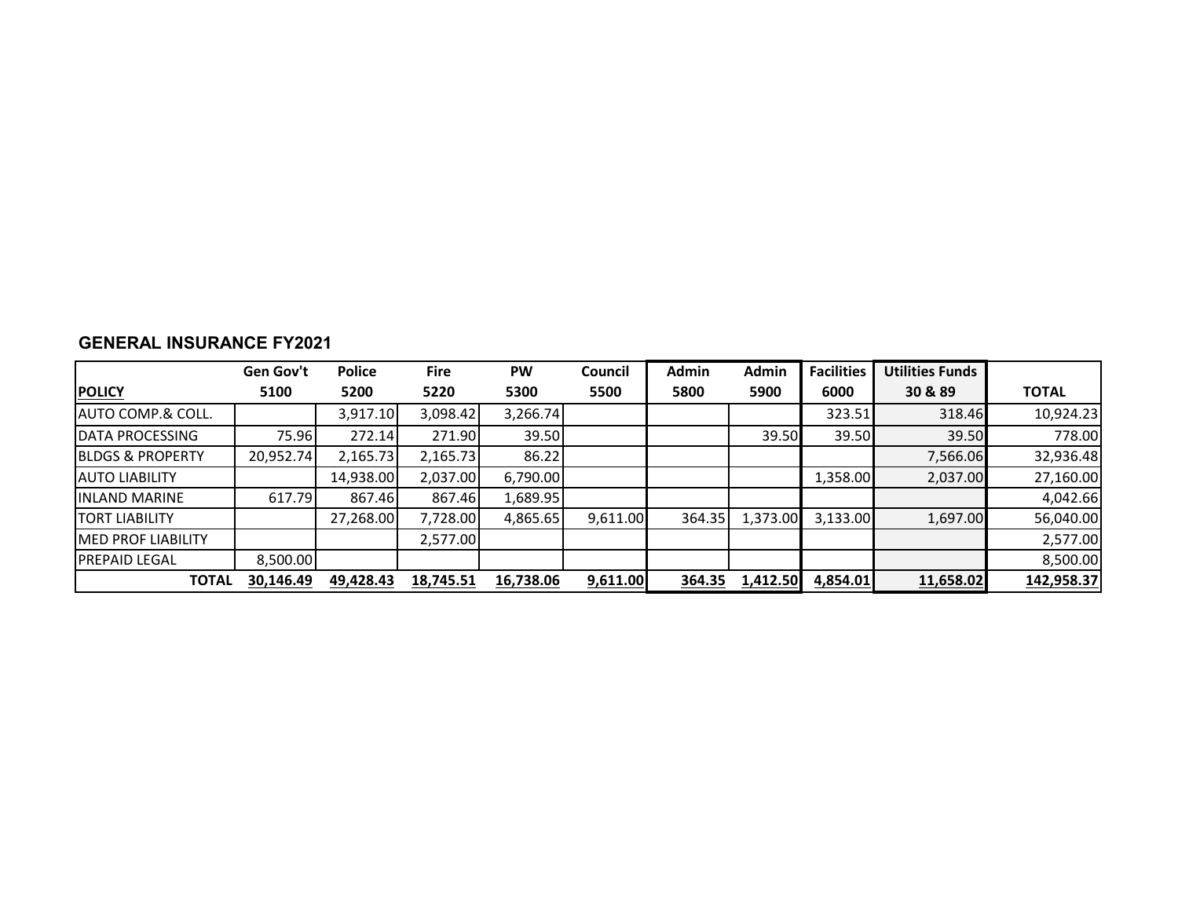**GENERAL INSURANCE FY2021**

| POLICY | Gen Gov't 5100 | Police 5200 | Fire 5220 | PW 5300 | Council 5500 | Admin 5800 | Admin 5900 | Facilities 6000 | Utilities Funds 30 & 89 | TOTAL |
|---|---|---|---|---|---|---|---|---|---|---|
| AUTO COMP.& COLL. | | 3,917.10 | 3,098.42 | 3,266.74 | | | | 323.51 | 318.46 | 10,924.23 |
| DATA PROCESSING | 75.96 | 272.14 | 271.90 | 39.50 | | | 39.50 | 39.50 | 39.50 | 778.00 |
| BLDGS & PROPERTY | 20,952.74 | 2,165.73 | 2,165.73 | 86.22 | | | | | 7,566.06 | 32,936.48 |
| AUTO LIABILITY | | 14,938.00 | 2,037.00 | 6,790.00 | | | | 1,358.00 | 2,037.00 | 27,160.00 |
| INLAND MARINE | 617.79 | 867.46 | 867.46 | 1,689.95 | | | | | | 4,042.66 |
| TORT LIABILITY | | 27,268.00 | 7,728.00 | 4,865.65 | 9,611.00 | 364.35 | 1,373.00 | 3,133.00 | 1,697.00 | 56,040.00 |
| MED PROF LIABILITY | | | 2,577.00 | | | | | | | 2,577.00 |
| PREPAID LEGAL | 8,500.00 | | | | | | | | | 8,500.00 |
| **TOTAL** | **30,146.49** | **49,428.43** | **18,745.51** | **16,738.06** | **9,611.00** | **364.35** | **1,412.50** | **4,854.01** | **11,658.02** | **142,958.37** |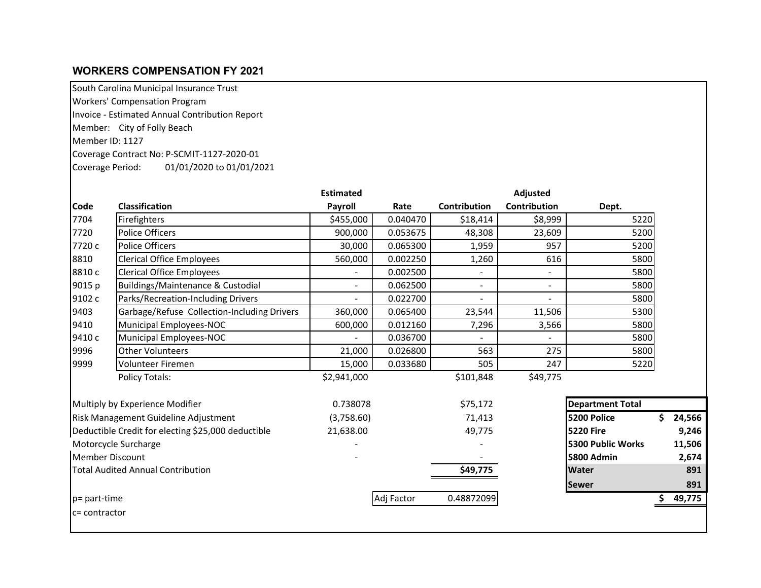## WORKERS COMPENSATION FY 2021

South Carolina Municipal Insurance Trust
Workers' Compensation Program
Invoice - Estimated Annual Contribution Report
Member: City of Folly Beach
Member ID: 1127
Coverage Contract No: P-SCMIT-1127-2020-01
Coverage Period: 01/01/2020 to 01/01/2021

| Code | Classification | Estimated Payroll | Rate | Contribution | Adjusted Contribution | Dept. |
|---|---|---|---|---|---|---|
| 7704 | Firefighters | $455,000 | 0.040470 | $18,414 | $8,999 | 5220 |
| 7720 | Police Officers | 900,000 | 0.053675 | 48,308 | 23,609 | 5200 |
| 7720 c | Police Officers | 30,000 | 0.065300 | 1,959 | 957 | 5200 |
| 8810 | Clerical Office Employees | 560,000 | 0.002250 | 1,260 | 616 | 5800 |
| 8810 c | Clerical Office Employees | - | 0.002500 | - | - | 5800 |
| 9015 p | Buildings/Maintenance & Custodial | - | 0.062500 | - | - | 5800 |
| 9102 c | Parks/Recreation-Including Drivers | - | 0.022700 | - | - | 5800 |
| 9403 | Garbage/Refuse Collection-Including Drivers | 360,000 | 0.065400 | 23,544 | 11,506 | 5300 |
| 9410 | Municipal Employees-NOC | 600,000 | 0.012160 | 7,296 | 3,566 | 5800 |
| 9410 c | Municipal Employees-NOC | - | 0.036700 | - | - | 5800 |
| 9996 | Other Volunteers | 21,000 | 0.026800 | 563 | 275 | 5800 |
| 9999 | Volunteer Firemen | 15,000 | 0.033680 | 505 | 247 | 5220 |
| | Policy Totals: | $2,941,000 | | $101,848 | $49,775 | |

| | | |
|---|---|---|
| Multiply by Experience Modifier | 0.738078 | $75,172 |
| Risk Management Guideline Adjustment | (3,758.60) | 71,413 |
| Deductible Credit for electing $25,000 deductible | 21,638.00 | 49,775 |
| Motorcycle Surcharge | - | - |
| Member Discount | - | - |
| Total Audited Annual Contribution | | $49,775 |

Adj Factor: 0.48872099

| Department Total | |
|---|---|
| 5200 Police | $ 24,566 |
| 5220 Fire | 9,246 |
| 5300 Public Works | 11,506 |
| 5800 Admin | 2,674 |
| Water | 891 |
| Sewer | 891 |
| | $ 49,775 |

p= part-time
c= contractor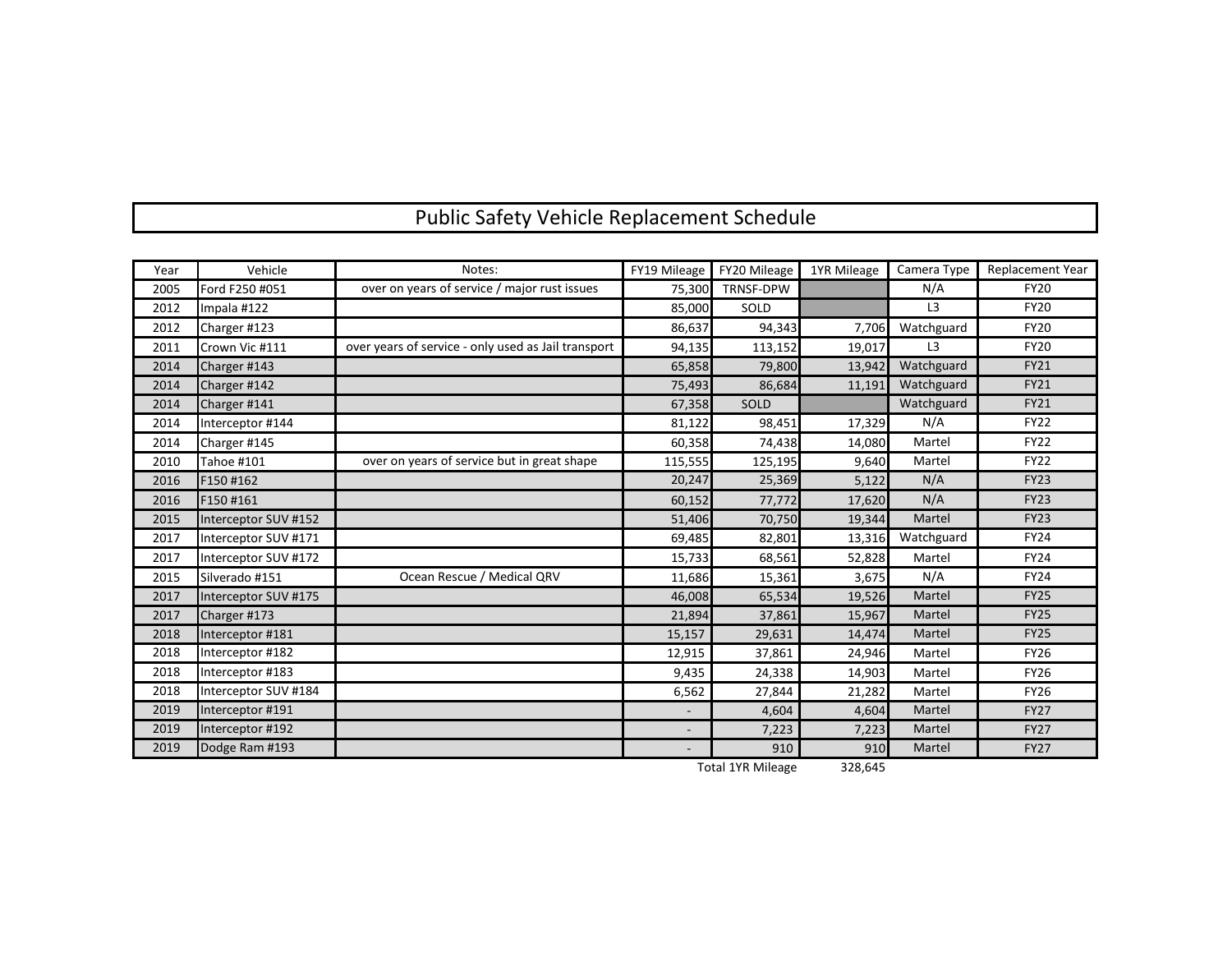# Public Safety Vehicle Replacement Schedule

| Year | Vehicle | Notes: | FY19 Mileage | FY20 Mileage | 1YR Mileage | Camera Type | Replacement Year |
|---|---|---|---|---|---|---|---|
| 2005 | Ford F250 #051 | over on years of service / major rust issues | 75,300 | TRNSF-DPW | | N/A | FY20 |
| 2012 | Impala #122 | | 85,000 | SOLD | | L3 | FY20 |
| 2012 | Charger #123 | | 86,637 | 94,343 | 7,706 | Watchguard | FY20 |
| 2011 | Crown Vic #111 | over years of service - only used as Jail transport | 94,135 | 113,152 | 19,017 | L3 | FY20 |
| 2014 | Charger #143 | | 65,858 | 79,800 | 13,942 | Watchguard | FY21 |
| 2014 | Charger #142 | | 75,493 | 86,684 | 11,191 | Watchguard | FY21 |
| 2014 | Charger #141 | | 67,358 | SOLD | | Watchguard | FY21 |
| 2014 | Interceptor #144 | | 81,122 | 98,451 | 17,329 | N/A | FY22 |
| 2014 | Charger #145 | | 60,358 | 74,438 | 14,080 | Martel | FY22 |
| 2010 | Tahoe #101 | over on years of service but in great shape | 115,555 | 125,195 | 9,640 | Martel | FY22 |
| 2016 | F150 #162 | | 20,247 | 25,369 | 5,122 | N/A | FY23 |
| 2016 | F150 #161 | | 60,152 | 77,772 | 17,620 | N/A | FY23 |
| 2015 | Interceptor SUV #152 | | 51,406 | 70,750 | 19,344 | Martel | FY23 |
| 2017 | Interceptor SUV #171 | | 69,485 | 82,801 | 13,316 | Watchguard | FY24 |
| 2017 | Interceptor SUV #172 | | 15,733 | 68,561 | 52,828 | Martel | FY24 |
| 2015 | Silverado #151 | Ocean Rescue / Medical QRV | 11,686 | 15,361 | 3,675 | N/A | FY24 |
| 2017 | Interceptor SUV #175 | | 46,008 | 65,534 | 19,526 | Martel | FY25 |
| 2017 | Charger #173 | | 21,894 | 37,861 | 15,967 | Martel | FY25 |
| 2018 | Interceptor #181 | | 15,157 | 29,631 | 14,474 | Martel | FY25 |
| 2018 | Interceptor #182 | | 12,915 | 37,861 | 24,946 | Martel | FY26 |
| 2018 | Interceptor #183 | | 9,435 | 24,338 | 14,903 | Martel | FY26 |
| 2018 | Interceptor SUV #184 | | 6,562 | 27,844 | 21,282 | Martel | FY26 |
| 2019 | Interceptor #191 | | - | 4,604 | 4,604 | Martel | FY27 |
| 2019 | Interceptor #192 | | - | 7,223 | 7,223 | Martel | FY27 |
| 2019 | Dodge Ram #193 | | - | 910 | 910 | Martel | FY27 |
| | | | | Total 1YR Mileage | 328,645 | | |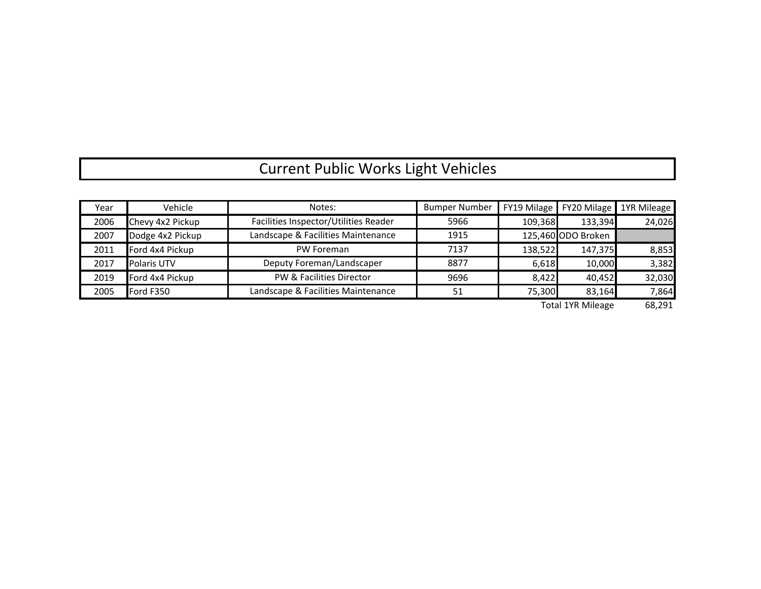# Current Public Works Light Vehicles

| Year | Vehicle | Notes: | Bumper Number | FY19 Milage | FY20 Milage | 1YR Mileage |
|---|---|---|---|---|---|---|
| 2006 | Chevy 4x2 Pickup | Facilities Inspector/Utilities Reader | 5966 | 109,368 | 133,394 | 24,026 |
| 2007 | Dodge 4x2 Pickup | Landscape & Facilities Maintenance | 1915 | 125,460 | ODO Broken | |
| 2011 | Ford 4x4 Pickup | PW Foreman | 7137 | 138,522 | 147,375 | 8,853 |
| 2017 | Polaris UTV | Deputy Foreman/Landscaper | 8877 | 6,618 | 10,000 | 3,382 |
| 2019 | Ford 4x4 Pickup | PW & Facilities Director | 9696 | 8,422 | 40,452 | 32,030 |
| 2005 | Ford F350 | Landscape & Facilities Maintenance | 51 | 75,300 | 83,164 | 7,864 |
| | | | | | Total 1YR Mileage | 68,291 |